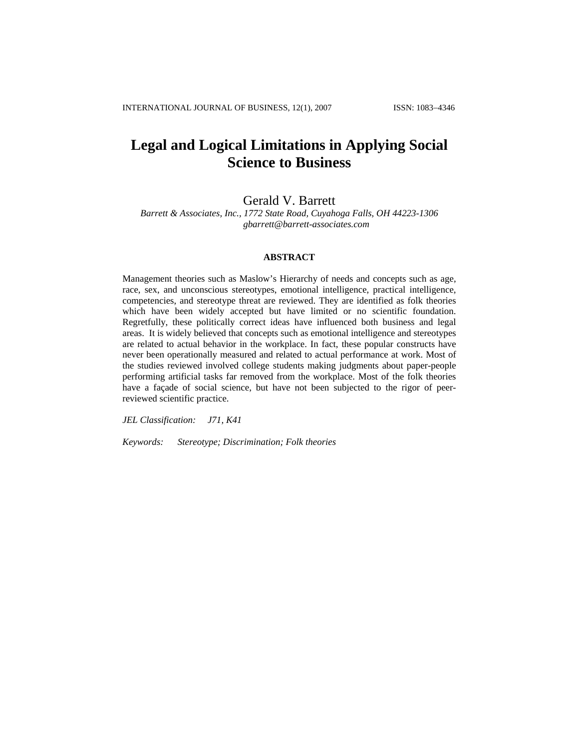# Legal and Logical Limitations in Applying Social Science to Business

Gerald V. Barrett

*Barrett & Associates, Inc., 1772 State Road, Cuyahoga Falls, OH 44223-1306*
*gbarrett@barrett-associates.com*

## ABSTRACT

Management theories such as Maslow's Hierarchy of needs and concepts such as age, race, sex, and unconscious stereotypes, emotional intelligence, practical intelligence, competencies, and stereotype threat are reviewed. They are identified as folk theories which have been widely accepted but have limited or no scientific foundation. Regretfully, these politically correct ideas have influenced both business and legal areas. It is widely believed that concepts such as emotional intelligence and stereotypes are related to actual behavior in the workplace. In fact, these popular constructs have never been operationally measured and related to actual performance at work. Most of the studies reviewed involved college students making judgments about paper-people performing artificial tasks far removed from the workplace. Most of the folk theories have a façade of social science, but have not been subjected to the rigor of peer-reviewed scientific practice.

*JEL Classification:* *J71, K41*

*Keywords:* *Stereotype; Discrimination; Folk theories*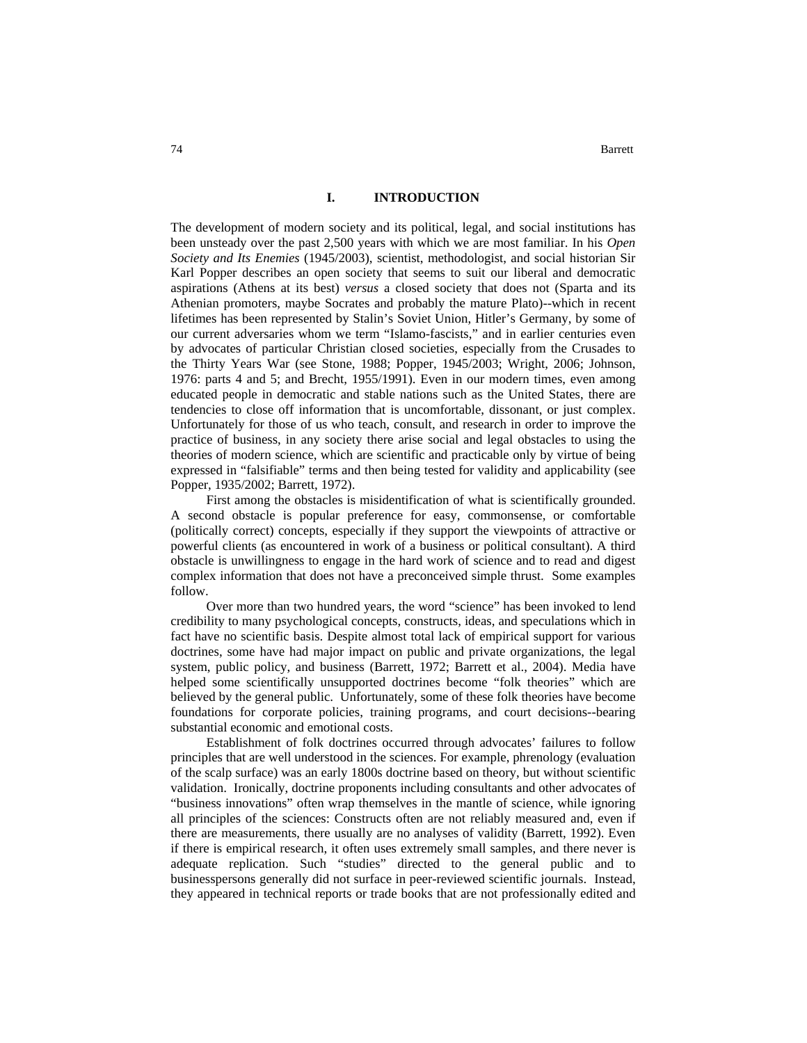## I. INTRODUCTION

The development of modern society and its political, legal, and social institutions has been unsteady over the past 2,500 years with which we are most familiar. In his *Open Society and Its Enemies* (1945/2003), scientist, methodologist, and social historian Sir Karl Popper describes an open society that seems to suit our liberal and democratic aspirations (Athens at its best) *versus* a closed society that does not (Sparta and its Athenian promoters, maybe Socrates and probably the mature Plato)--which in recent lifetimes has been represented by Stalin's Soviet Union, Hitler's Germany, by some of our current adversaries whom we term "Islamo-fascists," and in earlier centuries even by advocates of particular Christian closed societies, especially from the Crusades to the Thirty Years War (see Stone, 1988; Popper, 1945/2003; Wright, 2006; Johnson, 1976: parts 4 and 5; and Brecht, 1955/1991). Even in our modern times, even among educated people in democratic and stable nations such as the United States, there are tendencies to close off information that is uncomfortable, dissonant, or just complex. Unfortunately for those of us who teach, consult, and research in order to improve the practice of business, in any society there arise social and legal obstacles to using the theories of modern science, which are scientific and practicable only by virtue of being expressed in "falsifiable" terms and then being tested for validity and applicability (see Popper, 1935/2002; Barrett, 1972).

First among the obstacles is misidentification of what is scientifically grounded. A second obstacle is popular preference for easy, commonsense, or comfortable (politically correct) concepts, especially if they support the viewpoints of attractive or powerful clients (as encountered in work of a business or political consultant). A third obstacle is unwillingness to engage in the hard work of science and to read and digest complex information that does not have a preconceived simple thrust. Some examples follow.

Over more than two hundred years, the word "science" has been invoked to lend credibility to many psychological concepts, constructs, ideas, and speculations which in fact have no scientific basis. Despite almost total lack of empirical support for various doctrines, some have had major impact on public and private organizations, the legal system, public policy, and business (Barrett, 1972; Barrett et al., 2004). Media have helped some scientifically unsupported doctrines become "folk theories" which are believed by the general public. Unfortunately, some of these folk theories have become foundations for corporate policies, training programs, and court decisions--bearing substantial economic and emotional costs.

Establishment of folk doctrines occurred through advocates' failures to follow principles that are well understood in the sciences. For example, phrenology (evaluation of the scalp surface) was an early 1800s doctrine based on theory, but without scientific validation. Ironically, doctrine proponents including consultants and other advocates of "business innovations" often wrap themselves in the mantle of science, while ignoring all principles of the sciences: Constructs often are not reliably measured and, even if there are measurements, there usually are no analyses of validity (Barrett, 1992). Even if there is empirical research, it often uses extremely small samples, and there never is adequate replication. Such "studies" directed to the general public and to businesspersons generally did not surface in peer-reviewed scientific journals. Instead, they appeared in technical reports or trade books that are not professionally edited and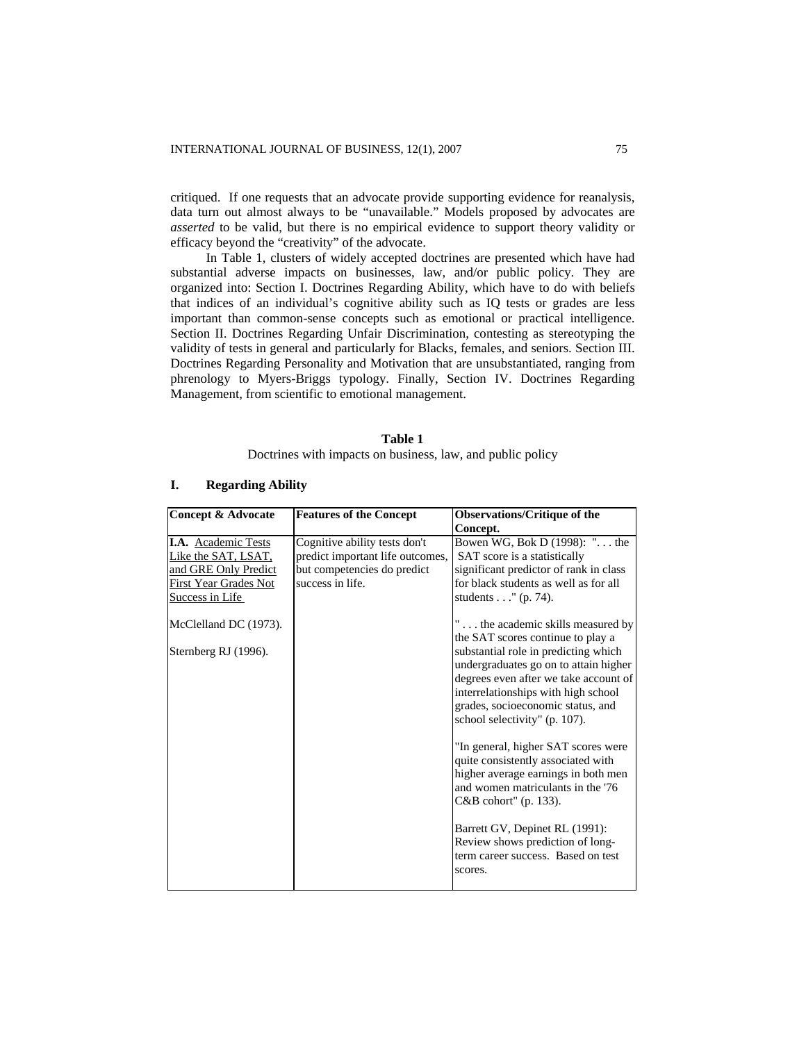critiqued. If one requests that an advocate provide supporting evidence for reanalysis, data turn out almost always to be "unavailable." Models proposed by advocates are *asserted* to be valid, but there is no empirical evidence to support theory validity or efficacy beyond the "creativity" of the advocate.

In Table 1, clusters of widely accepted doctrines are presented which have had substantial adverse impacts on businesses, law, and/or public policy. They are organized into: Section I. Doctrines Regarding Ability, which have to do with beliefs that indices of an individual's cognitive ability such as IQ tests or grades are less important than common-sense concepts such as emotional or practical intelligence. Section II. Doctrines Regarding Unfair Discrimination, contesting as stereotyping the validity of tests in general and particularly for Blacks, females, and seniors. Section III. Doctrines Regarding Personality and Motivation that are unsubstantiated, ranging from phrenology to Myers-Briggs typology. Finally, Section IV. Doctrines Regarding Management, from scientific to emotional management.

**Table 1**

Doctrines with impacts on business, law, and public policy

**I. Regarding Ability**

| Concept & Advocate | Features of the Concept | Observations/Critique of the Concept. |
|---|---|---|
| **I.A.** Academic Tests Like the SAT, LSAT, and GRE Only Predict First Year Grades Not Success in Life<br><br>McClelland DC (1973).<br><br>Sternberg RJ (1996). | Cognitive ability tests don't predict important life outcomes, but competencies do predict success in life. | Bowen WG, Bok D (1998): ". . . the SAT score is a statistically significant predictor of rank in class for black students as well as for all students . . ." (p. 74).<br><br>" . . . the academic skills measured by the SAT scores continue to play a substantial role in predicting which undergraduates go on to attain higher degrees even after we take account of interrelationships with high school grades, socioeconomic status, and school selectivity" (p. 107).<br><br>"In general, higher SAT scores were quite consistently associated with higher average earnings in both men and women matriculants in the '76 C&B cohort" (p. 133).<br><br>Barrett GV, Depinet RL (1991): Review shows prediction of long-term career success. Based on test scores. |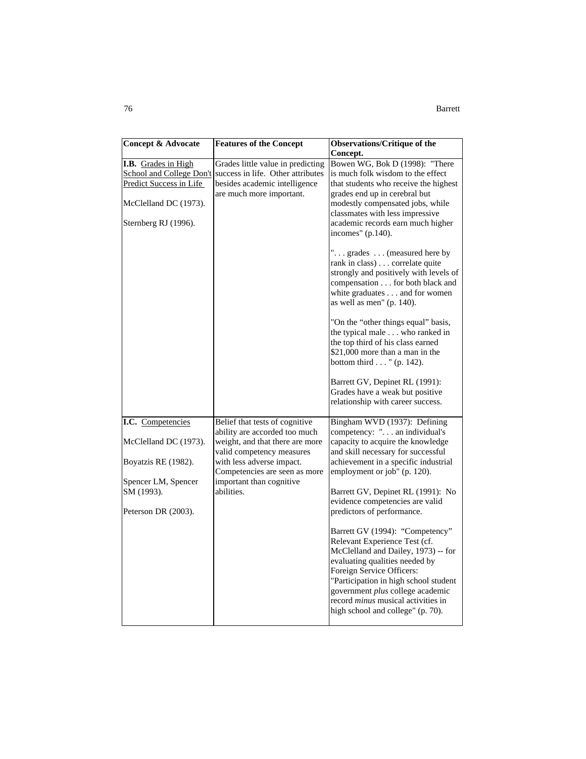| Concept & Advocate | Features of the Concept | Observations/Critique of the Concept. |
| --- | --- | --- |
| **I.B.** Grades in High School and College Don't Predict Success in Life<br><br>McClelland DC (1973).<br><br>Sternberg RJ (1996). | Grades little value in predicting success in life. Other attributes besides academic intelligence are much more important. | Bowen WG, Bok D (1998): "There is much folk wisdom to the effect that students who receive the highest grades end up in cerebral but modestly compensated jobs, while classmates with less impressive academic records earn much higher incomes" (p.140).<br><br>". . . grades . . . (measured here by rank in class) . . . correlate quite strongly and positively with levels of compensation . . . for both black and white graduates . . . and for women as well as men" (p. 140).<br><br>"On the "other things equal" basis, the typical male . . . who ranked in the top third of his class earned $21,000 more than a man in the bottom third . . . " (p. 142).<br><br>Barrett GV, Depinet RL (1991): Grades have a weak but positive relationship with career success. |
| **I.C.** Competencies<br><br>McClelland DC (1973).<br><br>Boyatzis RE (1982).<br><br>Spencer LM, Spencer SM (1993).<br><br>Peterson DR (2003). | Belief that tests of cognitive ability are accorded too much weight, and that there are more valid competency measures with less adverse impact. Competencies are seen as more important than cognitive abilities. | Bingham WVD (1937): Defining competency: ". . . an individual's capacity to acquire the knowledge and skill necessary for successful achievement in a specific industrial employment or job" (p. 120).<br><br>Barrett GV, Depinet RL (1991): No evidence competencies are valid predictors of performance.<br><br>Barrett GV (1994): "Competency" Relevant Experience Test (cf. McClelland and Dailey, 1973) -- for evaluating qualities needed by Foreign Service Officers: "Participation in high school student government *plus* college academic record *minus* musical activities in high school and college" (p. 70). |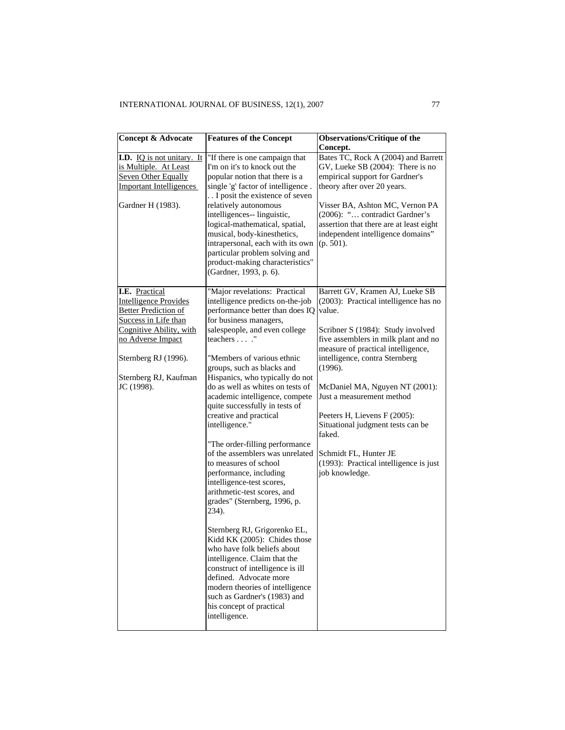| Concept & Advocate | Features of the Concept | Observations/Critique of the Concept. |
| --- | --- | --- |
| **I.D.** IQ is not unitary. It is Multiple. At Least Seven Other Equally Important Intelligences<br><br>Gardner H (1983). | "If there is one campaign that I'm on it's to knock out the popular notion that there is a single 'g' factor of intelligence . . . I posit the existence of seven relatively autonomous intelligences-- linguistic, logical-mathematical, spatial, musical, body-kinesthetics, intrapersonal, each with its own particular problem solving and product-making characteristics" (Gardner, 1993, p. 6). | Bates TC, Rock A (2004) and Barrett GV, Lueke SB (2004): There is no empirical support for Gardner's theory after over 20 years.<br><br>Visser BA, Ashton MC, Vernon PA (2006): "… contradict Gardner's assertion that there are at least eight independent intelligence domains" (p. 501). |
| **I.E.** Practical Intelligence Provides Better Prediction of Success in Life than Cognitive Ability, with no Adverse Impact<br><br>Sternberg RJ (1996).<br><br>Sternberg RJ, Kaufman JC (1998). | "Major revelations: Practical intelligence predicts on-the-job performance better than does IQ for business managers, salespeople, and even college teachers . . . ."<br><br>"Members of various ethnic groups, such as blacks and Hispanics, who typically do not do as well as whites on tests of academic intelligence, compete quite successfully in tests of creative and practical intelligence."<br><br>"The order-filling performance of the assemblers was unrelated to measures of school performance, including intelligence-test scores, arithmetic-test scores, and grades" (Sternberg, 1996, p. 234).<br><br>Sternberg RJ, Grigorenko EL, Kidd KK (2005): Chides those who have folk beliefs about intelligence. Claim that the construct of intelligence is ill defined. Advocate more modern theories of intelligence such as Gardner's (1983) and his concept of practical intelligence. | Barrett GV, Kramen AJ, Lueke SB (2003): Practical intelligence has no value.<br><br>Scribner S (1984): Study involved five assemblers in milk plant and no measure of practical intelligence, intelligence, contra Sternberg (1996).<br><br>McDaniel MA, Nguyen NT (2001): Just a measurement method<br><br>Peeters H, Lievens F (2005): Situational judgment tests can be faked.<br><br>Schmidt FL, Hunter JE (1993): Practical intelligence is just job knowledge. |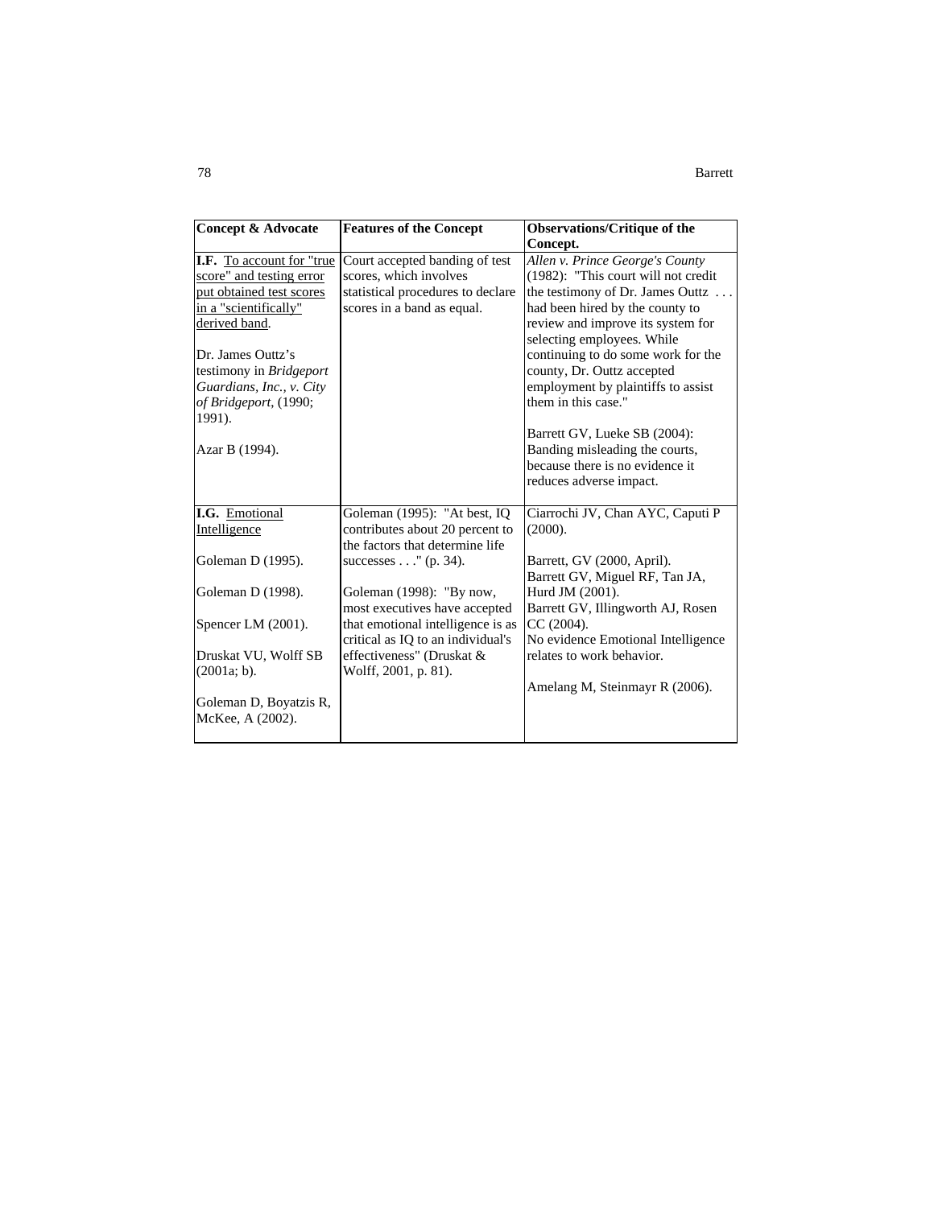| **Concept & Advocate** | **Features of the Concept** | **Observations/Critique of the Concept.** |
| --- | --- | --- |
| **I.F.** To account for "true score" and testing error put obtained test scores in a "scientifically" derived band.<br><br>Dr. James Outtz's testimony in *Bridgeport Guardians, Inc., v. City of Bridgeport*, (1990; 1991).<br><br>Azar B (1994). | Court accepted banding of test scores, which involves statistical procedures to declare scores in a band as equal. | *Allen v. Prince George's County* (1982): "This court will not credit the testimony of Dr. James Outtz . . . had been hired by the county to review and improve its system for selecting employees. While continuing to do some work for the county, Dr. Outtz accepted employment by plaintiffs to assist them in this case."<br><br>Barrett GV, Lueke SB (2004): Banding misleading the courts, because there is no evidence it reduces adverse impact. |
| **I.G.** Emotional Intelligence<br><br>Goleman D (1995).<br><br>Goleman D (1998).<br><br>Spencer LM (2001).<br><br>Druskat VU, Wolff SB (2001a; b).<br><br>Goleman D, Boyatzis R, McKee, A (2002). | Goleman (1995): "At best, IQ contributes about 20 percent to the factors that determine life successes . . ." (p. 34).<br><br>Goleman (1998): "By now, most executives have accepted that emotional intelligence is as critical as IQ to an individual's effectiveness" (Druskat & Wolff, 2001, p. 81). | Ciarrochi JV, Chan AYC, Caputi P (2000).<br><br>Barrett, GV (2000, April).<br>Barrett GV, Miguel RF, Tan JA, Hurd JM (2001).<br>Barrett GV, Illingworth AJ, Rosen CC (2004).<br>No evidence Emotional Intelligence relates to work behavior.<br><br>Amelang M, Steinmayr R (2006). |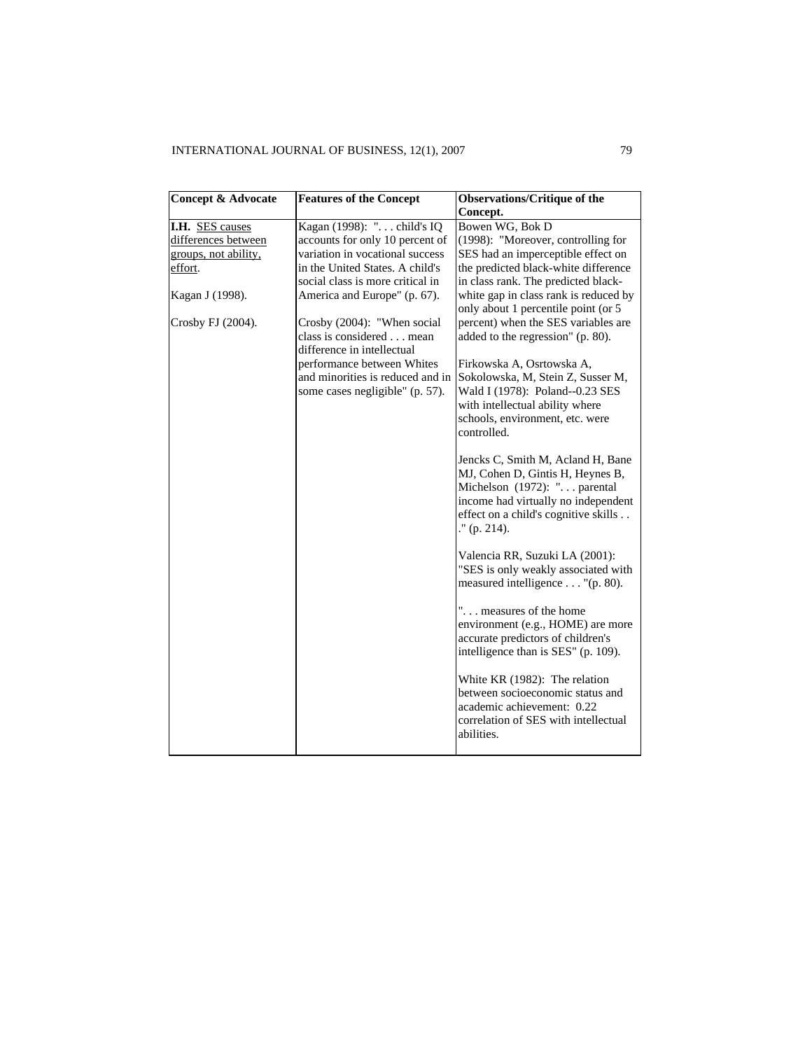| Concept & Advocate | Features of the Concept | Observations/Critique of the Concept. |
|---|---|---|
| **I.H.** SES causes differences between groups, not ability, effort.<br><br>Kagan J (1998).<br><br>Crosby FJ (2004). | Kagan (1998): ". . . child's IQ accounts for only 10 percent of variation in vocational success in the United States. A child's social class is more critical in America and Europe" (p. 67).<br><br>Crosby (2004): "When social class is considered . . . mean difference in intellectual performance between Whites and minorities is reduced and in some cases negligible" (p. 57). | Bowen WG, Bok D (1998): "Moreover, controlling for SES had an imperceptible effect on the predicted black-white difference in class rank. The predicted black-white gap in class rank is reduced by only about 1 percentile point (or 5 percent) when the SES variables are added to the regression" (p. 80).<br><br>Firkowska A, Osrtowska A, Sokolowska, M, Stein Z, Susser M, Wald I (1978): Poland--0.23 SES with intellectual ability where schools, environment, etc. were controlled.<br><br>Jencks C, Smith M, Acland H, Bane MJ, Cohen D, Gintis H, Heynes B, Michelson (1972): ". . . parental income had virtually no independent effect on a child's cognitive skills . . ." (p. 214).<br><br>Valencia RR, Suzuki LA (2001): "SES is only weakly associated with measured intelligence . . . "(p. 80).<br><br>". . . measures of the home environment (e.g., HOME) are more accurate predictors of children's intelligence than is SES" (p. 109).<br><br>White KR (1982): The relation between socioeconomic status and academic achievement: 0.22 correlation of SES with intellectual abilities. |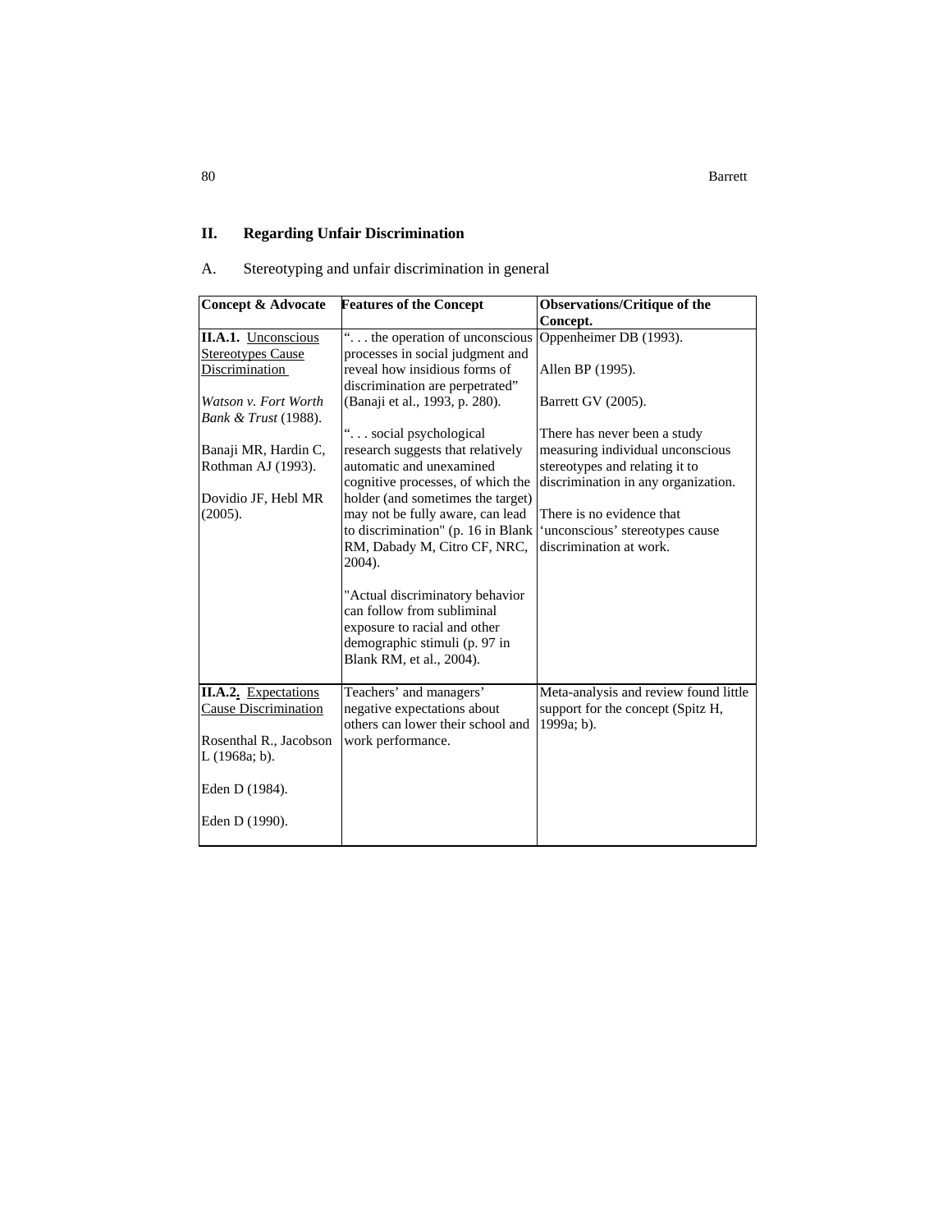## II. Regarding Unfair Discrimination

A. Stereotyping and unfair discrimination in general

| Concept & Advocate | Features of the Concept | Observations/Critique of the Concept. |
|---|---|---|
| **II.A.1.** Unconscious Stereotypes Cause Discrimination<br><br>*Watson v. Fort Worth Bank & Trust* (1988).<br><br>Banaji MR, Hardin C, Rothman AJ (1993).<br><br>Dovidio JF, Hebl MR (2005). | ". . . the operation of unconscious processes in social judgment and reveal how insidious forms of discrimination are perpetrated" (Banaji et al., 1993, p. 280).<br><br>". . . social psychological research suggests that relatively automatic and unexamined cognitive processes, of which the holder (and sometimes the target) may not be fully aware, can lead to discrimination" (p. 16 in Blank RM, Dabady M, Citro CF, NRC, 2004).<br><br>"Actual discriminatory behavior can follow from subliminal exposure to racial and other demographic stimuli (p. 97 in Blank RM, et al., 2004). | Oppenheimer DB (1993).<br><br>Allen BP (1995).<br><br>Barrett GV (2005).<br><br>There has never been a study measuring individual unconscious stereotypes and relating it to discrimination in any organization.<br><br>There is no evidence that 'unconscious' stereotypes cause discrimination at work. |
| **II.A.2.** Expectations Cause Discrimination<br><br>Rosenthal R., Jacobson L (1968a; b).<br><br>Eden D (1984).<br><br>Eden D (1990). | Teachers' and managers' negative expectations about others can lower their school and work performance. | Meta-analysis and review found little support for the concept (Spitz H, 1999a; b). |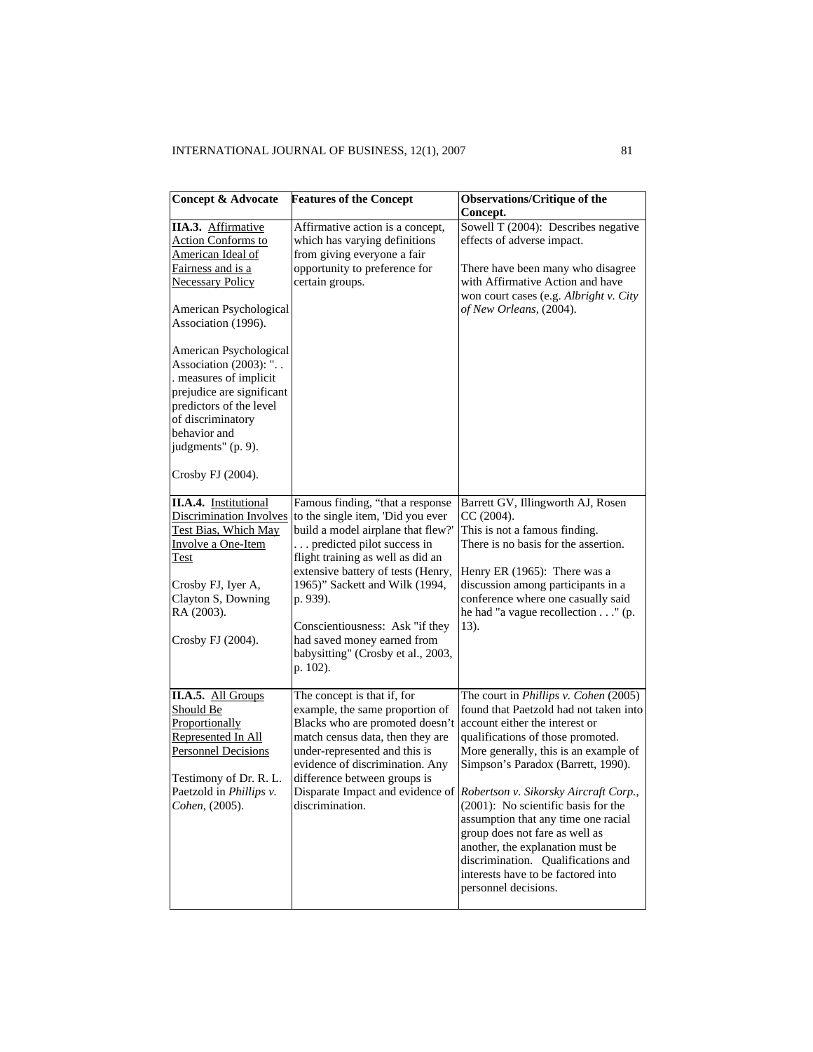| Concept & Advocate | Features of the Concept | Observations/Critique of the Concept. |
|---|---|---|
| **IIA.3.** Affirmative Action Conforms to American Ideal of Fairness and is a Necessary Policy<br><br>American Psychological Association (1996).<br><br>American Psychological Association (2003): ". . . measures of implicit prejudice are significant predictors of the level of discriminatory behavior and judgments" (p. 9).<br><br>Crosby FJ (2004). | Affirmative action is a concept, which has varying definitions from giving everyone a fair opportunity to preference for certain groups. | Sowell T (2004): Describes negative effects of adverse impact.<br><br>There have been many who disagree with Affirmative Action and have won court cases (e.g. *Albright v. City of New Orleans*, (2004). |
| **II.A.4.** Institutional Discrimination Involves Test Bias, Which May Involve a One-Item Test<br><br>Crosby FJ, Iyer A, Clayton S, Downing RA (2003).<br><br>Crosby FJ (2004). | Famous finding, "that a response to the single item, 'Did you ever build a model airplane that flew?' . . . predicted pilot success in flight training as well as did an extensive battery of tests (Henry, 1965)" Sackett and Wilk (1994, p. 939).<br><br>Conscientiousness: Ask "if they had saved money earned from babysitting" (Crosby et al., 2003, p. 102). | Barrett GV, Illingworth AJ, Rosen CC (2004).<br>This is not a famous finding.<br>There is no basis for the assertion.<br><br>Henry ER (1965): There was a discussion among participants in a conference where one casually said he had "a vague recollection . . ." (p. 13). |
| **II.A.5.** All Groups Should Be Proportionally Represented In All Personnel Decisions<br><br>Testimony of Dr. R. L. Paetzold in *Phillips v. Cohen*, (2005). | The concept is that if, for example, the same proportion of Blacks who are promoted doesn't match census data, then they are under-represented and this is evidence of discrimination. Any difference between groups is Disparate Impact and evidence of discrimination. | The court in *Phillips v. Cohen* (2005) found that Paetzold had not taken into account either the interest or qualifications of those promoted. More generally, this is an example of Simpson's Paradox (Barrett, 1990).<br><br>*Robertson v. Sikorsky Aircraft Corp.*, (2001): No scientific basis for the assumption that any time one racial group does not fare as well as another, the explanation must be discrimination. Qualifications and interests have to be factored into personnel decisions. |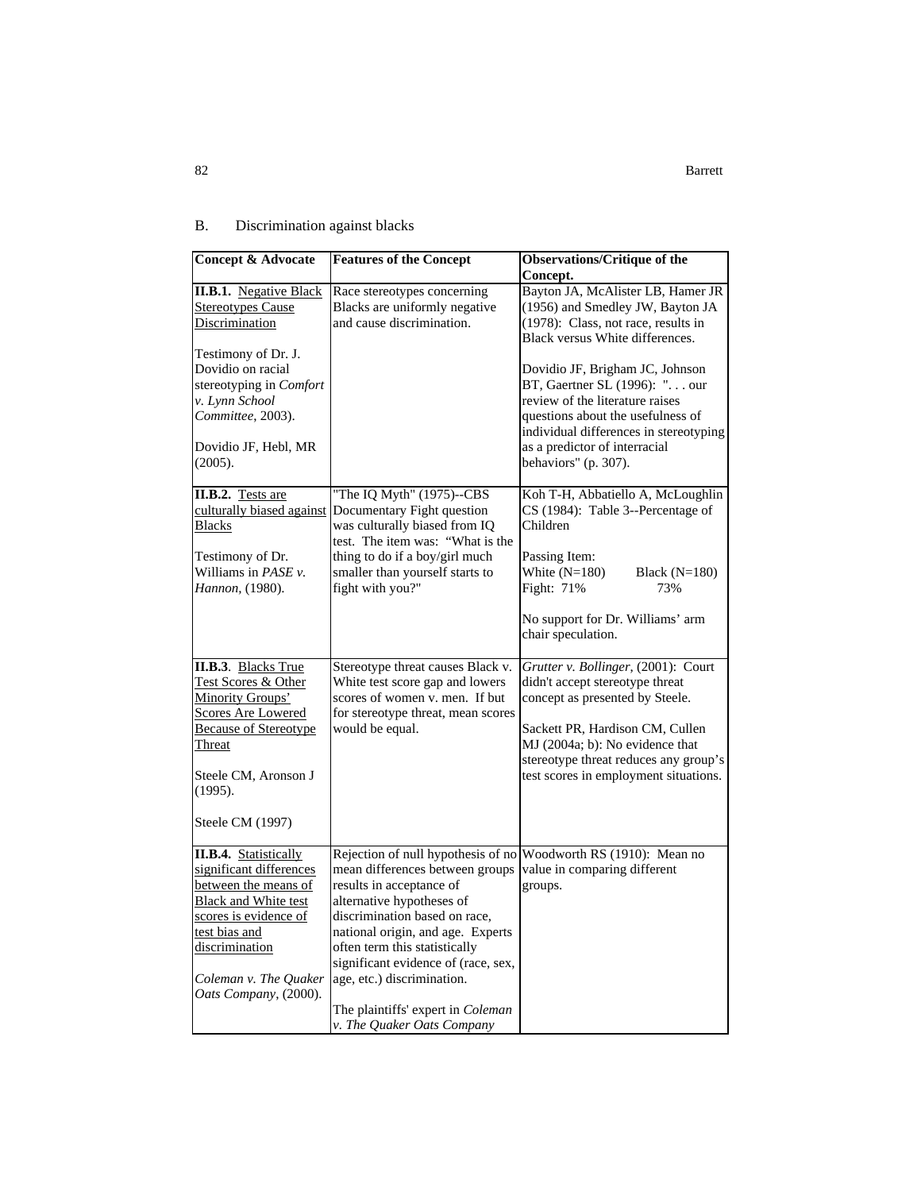B. Discrimination against blacks

| Concept & Advocate | Features of the Concept | Observations/Critique of the Concept. |
|---|---|---|
| **II.B.1.** Negative Black Stereotypes Cause Discrimination<br><br>Testimony of Dr. J. Dovidio on racial stereotyping in *Comfort v. Lynn School Committee*, 2003).<br><br>Dovidio JF, Hebl, MR (2005). | Race stereotypes concerning Blacks are uniformly negative and cause discrimination. | Bayton JA, McAlister LB, Hamer JR (1956) and Smedley JW, Bayton JA (1978): Class, not race, results in Black versus White differences.<br><br>Dovidio JF, Brigham JC, Johnson BT, Gaertner SL (1996): ". . . our review of the literature raises questions about the usefulness of individual differences in stereotyping as a predictor of interracial behaviors" (p. 307). |
| **II.B.2.** Tests are culturally biased against Blacks<br><br>Testimony of Dr. Williams in *PASE v. Hannon*, (1980). | "The IQ Myth" (1975)--CBS Documentary Fight question was culturally biased from IQ test. The item was: "What is the thing to do if a boy/girl much smaller than yourself starts to fight with you?" | Koh T-H, Abbatiello A, McLoughlin CS (1984): Table 3--Percentage of Children<br><br>Passing Item:<br>White (N=180) Black (N=180)<br>Fight: 71% 73%<br><br>No support for Dr. Williams' arm chair speculation. |
| **II.B.3**. Blacks True Test Scores & Other Minority Groups' Scores Are Lowered Because of Stereotype Threat<br><br>Steele CM, Aronson J (1995).<br><br>Steele CM (1997) | Stereotype threat causes Black v. White test score gap and lowers scores of women v. men. If but for stereotype threat, mean scores would be equal. | *Grutter v. Bollinger*, (2001): Court didn't accept stereotype threat concept as presented by Steele.<br><br>Sackett PR, Hardison CM, Cullen MJ (2004a; b): No evidence that stereotype threat reduces any group's test scores in employment situations. |
| **II.B.4.** Statistically significant differences between the means of Black and White test scores is evidence of test bias and discrimination<br><br>*Coleman v. The Quaker Oats Company*, (2000). | Rejection of null hypothesis of no mean differences between groups results in acceptance of alternative hypotheses of discrimination based on race, national origin, and age. Experts often term this statistically significant evidence of (race, sex, age, etc.) discrimination.<br><br>The plaintiffs' expert in *Coleman v. The Quaker Oats Company* | Woodworth RS (1910): Mean no value in comparing different groups. |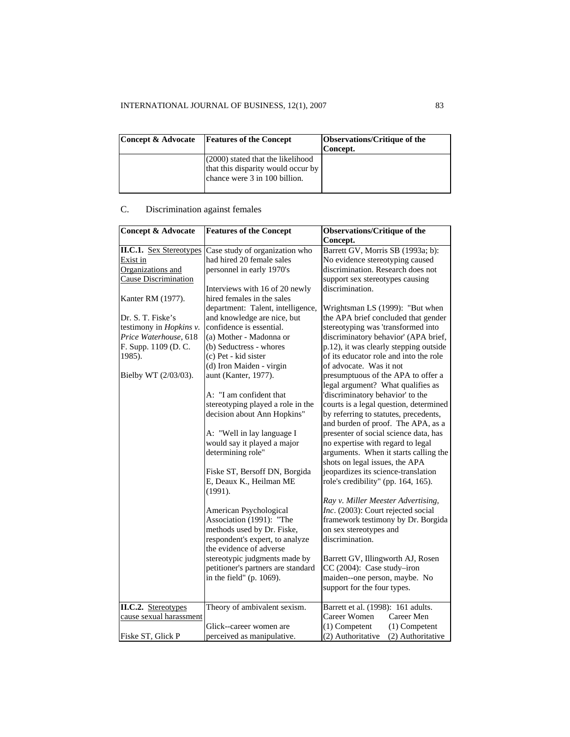| Concept & Advocate | Features of the Concept | Observations/Critique of the Concept. |
|---|---|---|
| | (2000) stated that the likelihood that this disparity would occur by chance were 3 in 100 billion. | |

C. Discrimination against females

| Concept & Advocate | Features of the Concept | Observations/Critique of the Concept. |
|---|---|---|
| **II.C.1.** Sex Stereotypes Exist in Organizations and Cause Discrimination<br><br>Kanter RM (1977).<br><br>Dr. S. T. Fiske's testimony in *Hopkins v. Price Waterhouse*, 618 F. Supp. 1109 (D. C. 1985).<br><br>Bielby WT (2/03/03). | Case study of organization who had hired 20 female sales personnel in early 1970's<br><br>Interviews with 16 of 20 newly hired females in the sales department: Talent, intelligence, and knowledge are nice, but confidence is essential.<br>(a) Mother - Madonna or<br>(b) Seductress - whores<br>(c) Pet - kid sister<br>(d) Iron Maiden - virgin aunt (Kanter, 1977).<br><br>A: "I am confident that stereotyping played a role in the decision about Ann Hopkins"<br><br>A: "Well in lay language I would say it played a major determining role"<br><br>Fiske ST, Bersoff DN, Borgida E, Deaux K., Heilman ME (1991).<br><br>American Psychological Association (1991): "The methods used by Dr. Fiske, respondent's expert, to analyze the evidence of adverse stereotypic judgments made by petitioner's partners are standard in the field" (p. 1069). | Barrett GV, Morris SB (1993a; b): No evidence stereotyping caused discrimination. Research does not support sex stereotypes causing discrimination.<br><br>Wrightsman LS (1999): "But when the APA brief concluded that gender stereotyping was 'transformed into discriminatory behavior' (APA brief, p.12), it was clearly stepping outside of its educator role and into the role of advocate. Was it not presumptuous of the APA to offer a legal argument? What qualifies as 'discriminatory behavior' to the courts is a legal question, determined by referring to statutes, precedents, and burden of proof. The APA, as a presenter of social science data, has no expertise with regard to legal arguments. When it starts calling the shots on legal issues, the APA jeopardizes its science-translation role's credibility" (pp. 164, 165).<br><br>*Ray v. Miller Meester Advertising, Inc*. (2003): Court rejected social framework testimony by Dr. Borgida on sex stereotypes and discrimination.<br><br>Barrett GV, Illingworth AJ, Rosen CC (2004): Case study–iron maiden--one person, maybe. No support for the four types. |
| **II.C.2.** Stereotypes cause sexual harassment<br><br>Fiske ST, Glick P | Theory of ambivalent sexism.<br><br>Glick--career women are perceived as manipulative. | Barrett et al. (1998): 161 adults.<br>Career Women / Career Men<br>(1) Competent / (1) Competent<br>(2) Authoritative / (2) Authoritative |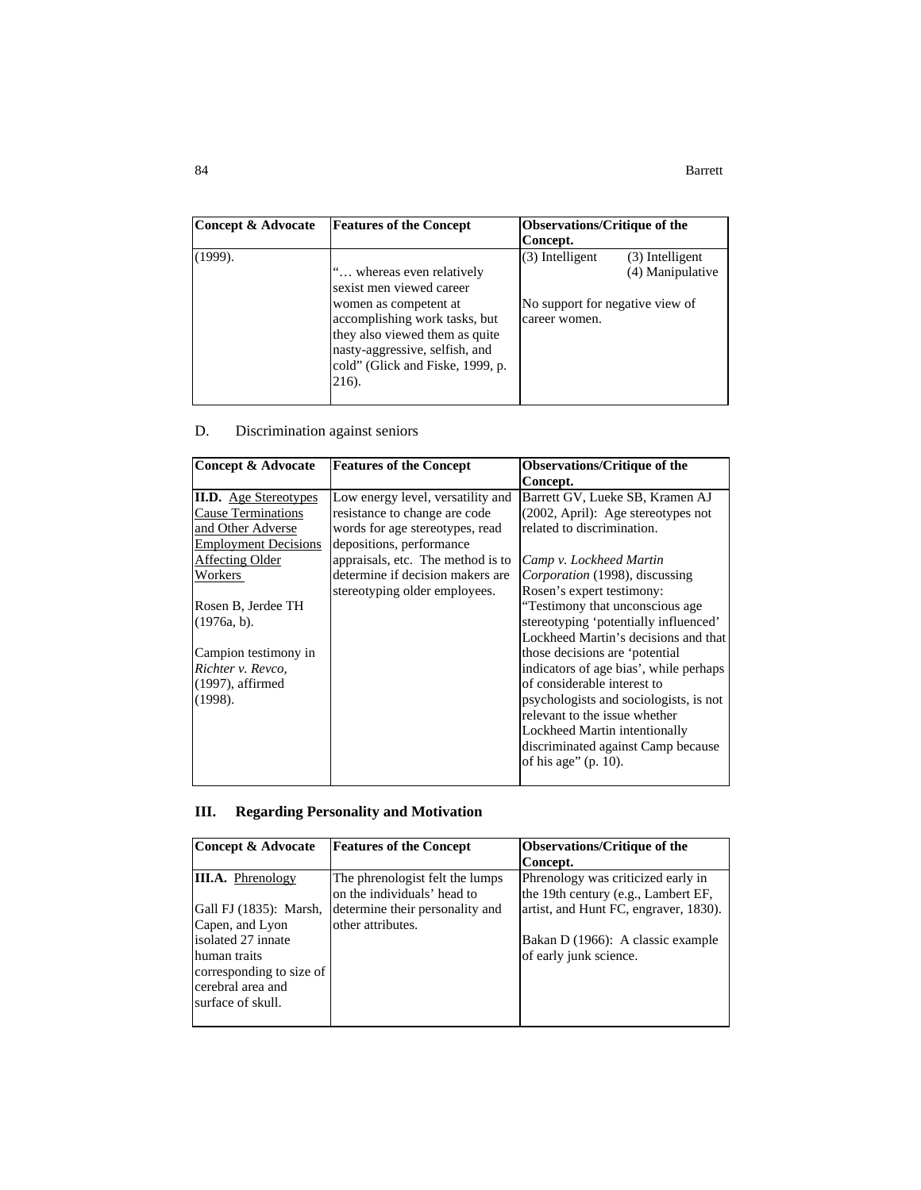| Concept & Advocate | Features of the Concept | Observations/Critique of the Concept. |
|---|---|---|
| (1999). | "… whereas even relatively sexist men viewed career women as competent at accomplishing work tasks, but they also viewed them as quite nasty-aggressive, selfish, and cold" (Glick and Fiske, 1999, p. 216). | (3) Intelligent (3) Intelligent (4) Manipulative<br><br>No support for negative view of career women. |

D. Discrimination against seniors

| Concept & Advocate | Features of the Concept | Observations/Critique of the Concept. |
|---|---|---|
| **II.D.** Age Stereotypes Cause Terminations and Other Adverse Employment Decisions Affecting Older Workers<br><br>Rosen B, Jerdee TH (1976a, b).<br><br>Campion testimony in *Richter v. Revco*, (1997), affirmed (1998). | Low energy level, versatility and resistance to change are code words for age stereotypes, read depositions, performance appraisals, etc. The method is to determine if decision makers are stereotyping older employees. | Barrett GV, Lueke SB, Kramen AJ (2002, April): Age stereotypes not related to discrimination.<br><br>*Camp v. Lockheed Martin Corporation* (1998), discussing Rosen's expert testimony: "Testimony that unconscious age stereotyping 'potentially influenced' Lockheed Martin's decisions and that those decisions are 'potential indicators of age bias', while perhaps of considerable interest to psychologists and sociologists, is not relevant to the issue whether Lockheed Martin intentionally discriminated against Camp because of his age" (p. 10). |

## III. Regarding Personality and Motivation

| Concept & Advocate | Features of the Concept | Observations/Critique of the Concept. |
|---|---|---|
| **III.A.** Phrenology<br><br>Gall FJ (1835): Marsh, Capen, and Lyon isolated 27 innate human traits corresponding to size of cerebral area and surface of skull. | The phrenologist felt the lumps on the individuals' head to determine their personality and other attributes. | Phrenology was criticized early in the 19th century (e.g., Lambert EF, artist, and Hunt FC, engraver, 1830).<br><br>Bakan D (1966): A classic example of early junk science. |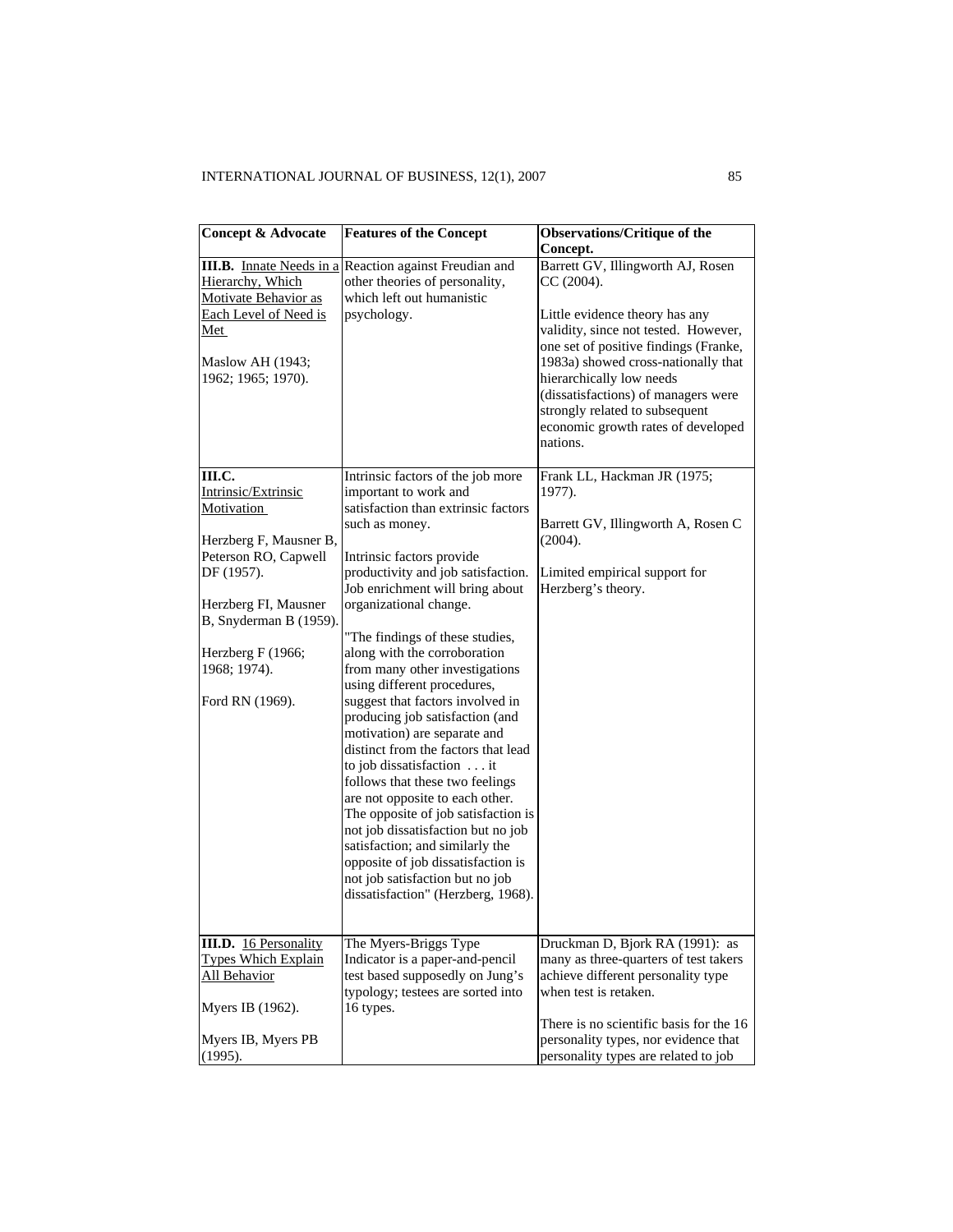| Concept & Advocate | Features of the Concept | Observations/Critique of the Concept. |
| --- | --- | --- |
| **III.B.** Innate Needs in a Hierarchy, Which Motivate Behavior as Each Level of Need is Met<br><br>Maslow AH (1943; 1962; 1965; 1970). | Reaction against Freudian and other theories of personality, which left out humanistic psychology. | Barrett GV, Illingworth AJ, Rosen CC (2004).<br><br>Little evidence theory has any validity, since not tested. However, one set of positive findings (Franke, 1983a) showed cross-nationally that hierarchically low needs (dissatisfactions) of managers were strongly related to subsequent economic growth rates of developed nations. |
| **III.C.** Intrinsic/Extrinsic Motivation<br><br>Herzberg F, Mausner B, Peterson RO, Capwell DF (1957).<br><br>Herzberg FI, Mausner B, Snyderman B (1959).<br><br>Herzberg F (1966; 1968; 1974).<br><br>Ford RN (1969). | Intrinsic factors of the job more important to work and satisfaction than extrinsic factors such as money.<br><br>Intrinsic factors provide productivity and job satisfaction. Job enrichment will bring about organizational change.<br><br>"The findings of these studies, along with the corroboration from many other investigations using different procedures, suggest that factors involved in producing job satisfaction (and motivation) are separate and distinct from the factors that lead to job dissatisfaction . . . it follows that these two feelings are not opposite to each other. The opposite of job satisfaction is not job dissatisfaction but no job satisfaction; and similarly the opposite of job dissatisfaction is not job satisfaction but no job dissatisfaction" (Herzberg, 1968). | Frank LL, Hackman JR (1975; 1977).<br><br>Barrett GV, Illingworth A, Rosen C (2004).<br><br>Limited empirical support for Herzberg's theory. |
| **III.D.** 16 Personality Types Which Explain All Behavior<br><br>Myers IB (1962).<br><br>Myers IB, Myers PB (1995). | The Myers-Briggs Type Indicator is a paper-and-pencil test based supposedly on Jung's typology; testees are sorted into 16 types. | Druckman D, Bjork RA (1991): as many as three-quarters of test takers achieve different personality type when test is retaken.<br><br>There is no scientific basis for the 16 personality types, nor evidence that personality types are related to job |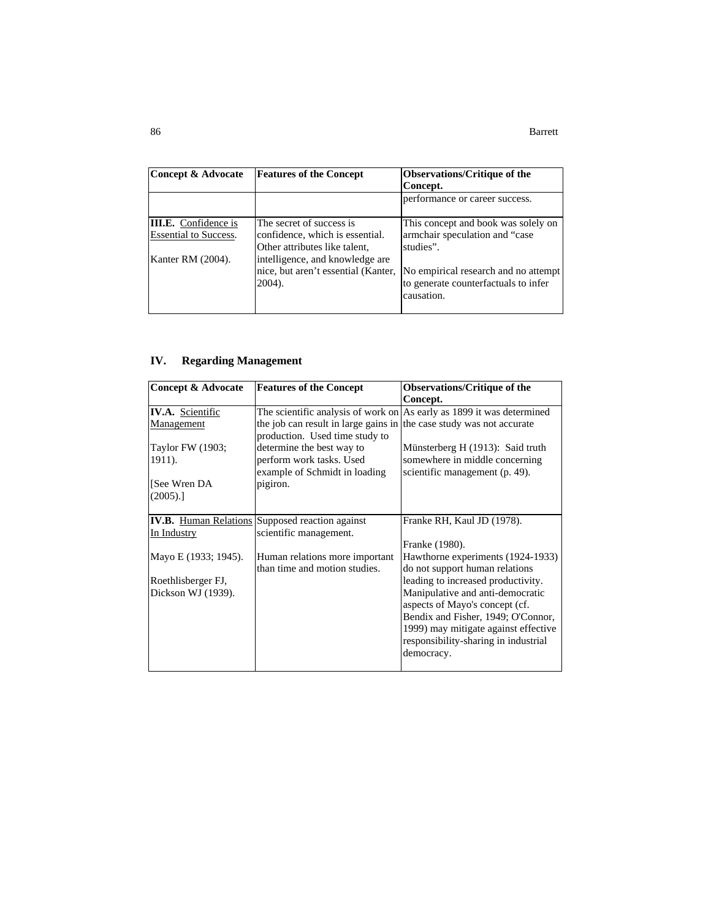| Concept & Advocate | Features of the Concept | Observations/Critique of the Concept. |
|---|---|---|
| | | performance or career success. |
| **III.E.** Confidence is Essential to Success.<br><br>Kanter RM (2004). | The secret of success is confidence, which is essential. Other attributes like talent, intelligence, and knowledge are nice, but aren't essential (Kanter, 2004). | This concept and book was solely on armchair speculation and "case studies".<br><br>No empirical research and no attempt to generate counterfactuals to infer causation. |

## IV. Regarding Management

| Concept & Advocate | Features of the Concept | Observations/Critique of the Concept. |
|---|---|---|
| **IV.A.** Scientific Management<br><br>Taylor FW (1903; 1911).<br><br>[See Wren DA (2005).] | The scientific analysis of work on the job can result in large gains in production. Used time study to determine the best way to perform work tasks. Used example of Schmidt in loading pigiron. | As early as 1899 it was determined the case study was not accurate<br><br>Münsterberg H (1913): Said truth somewhere in middle concerning scientific management (p. 49). |
| **IV.B.** Human Relations In Industry<br><br>Mayo E (1933; 1945).<br><br>Roethlisberger FJ, Dickson WJ (1939). | Supposed reaction against scientific management.<br><br>Human relations more important than time and motion studies. | Franke RH, Kaul JD (1978).<br><br>Franke (1980).<br>Hawthorne experiments (1924-1933) do not support human relations leading to increased productivity. Manipulative and anti-democratic aspects of Mayo's concept (cf. Bendix and Fisher, 1949; O'Connor, 1999) may mitigate against effective responsibility-sharing in industrial democracy. |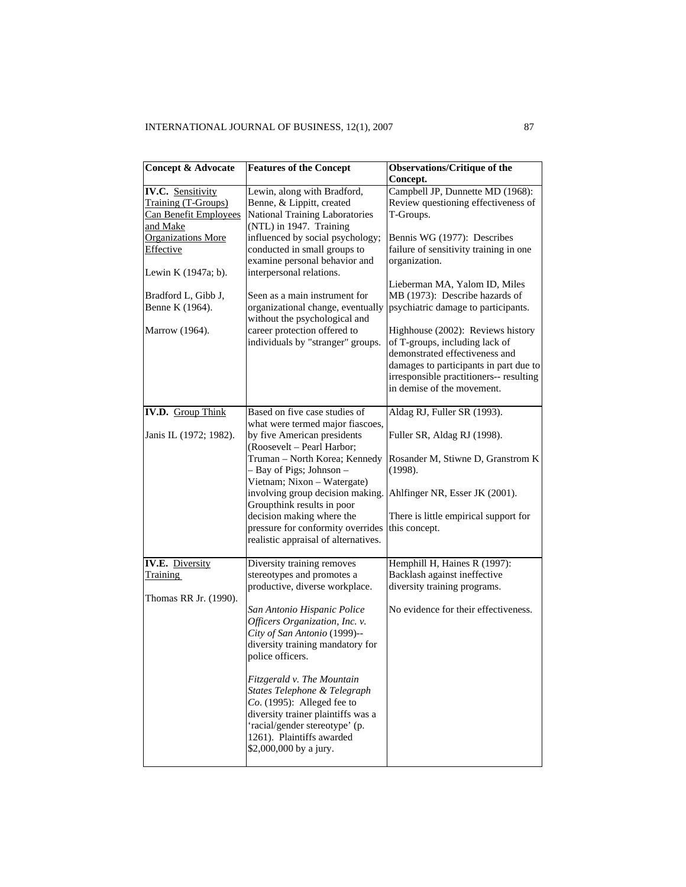| Concept & Advocate | Features of the Concept | Observations/Critique of the Concept. |
|---|---|---|
| **IV.C.** Sensitivity Training (T-Groups) Can Benefit Employees and Make Organizations More Effective<br><br>Lewin K (1947a; b).<br><br>Bradford L, Gibb J, Benne K (1964).<br><br>Marrow (1964). | Lewin, along with Bradford, Benne, & Lippitt, created National Training Laboratories (NTL) in 1947. Training influenced by social psychology; conducted in small groups to examine personal behavior and interpersonal relations.<br><br>Seen as a main instrument for organizational change, eventually without the psychological and career protection offered to individuals by "stranger" groups. | Campbell JP, Dunnette MD (1968): Review questioning effectiveness of T-Groups.<br><br>Bennis WG (1977): Describes failure of sensitivity training in one organization.<br><br>Lieberman MA, Yalom ID, Miles MB (1973): Describe hazards of psychiatric damage to participants.<br><br>Highhouse (2002): Reviews history of T-groups, including lack of demonstrated effectiveness and damages to participants in part due to irresponsible practitioners-- resulting in demise of the movement. |
| **IV.D.** Group Think<br><br>Janis IL (1972; 1982). | Based on five case studies of what were termed major fiascoes, by five American presidents (Roosevelt – Pearl Harbor; Truman – North Korea; Kennedy – Bay of Pigs; Johnson – Vietnam; Nixon – Watergate) involving group decision making. Groupthink results in poor decision making where the pressure for conformity overrides realistic appraisal of alternatives. | Aldag RJ, Fuller SR (1993).<br><br>Fuller SR, Aldag RJ (1998).<br><br>Rosander M, Stiwne D, Granstrom K (1998).<br><br>Ahlfinger NR, Esser JK (2001).<br><br>There is little empirical support for this concept. |
| **IV.E.** Diversity Training<br><br>Thomas RR Jr. (1990). | Diversity training removes stereotypes and promotes a productive, diverse workplace.<br><br>*San Antonio Hispanic Police Officers Organization, Inc. v. City of San Antonio* (1999)-- diversity training mandatory for police officers.<br><br>*Fitzgerald v. The Mountain States Telephone & Telegraph Co*. (1995): Alleged fee to diversity trainer plaintiffs was a 'racial/gender stereotype' (p. 1261). Plaintiffs awarded $2,000,000 by a jury. | Hemphill H, Haines R (1997): Backlash against ineffective diversity training programs.<br><br>No evidence for their effectiveness. |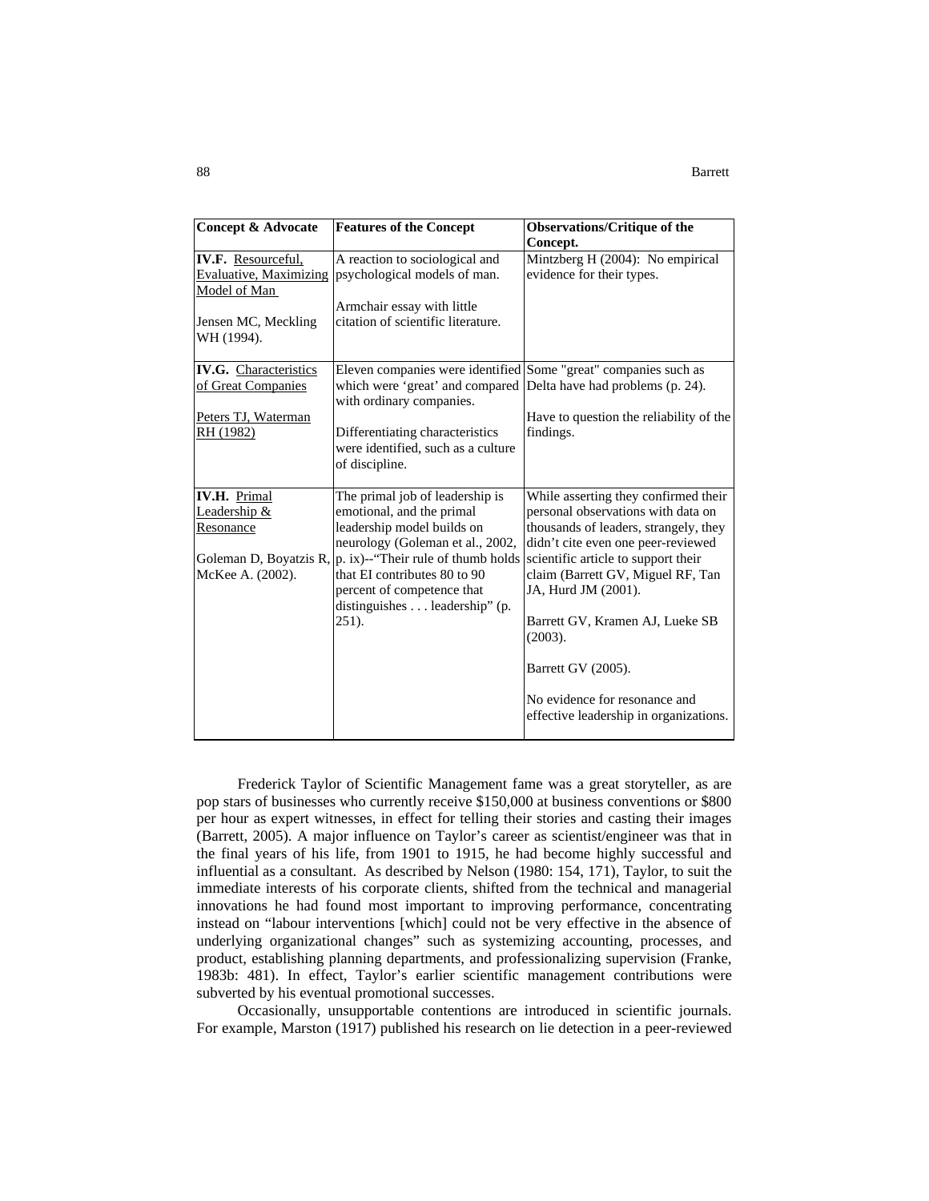| Concept & Advocate | Features of the Concept | Observations/Critique of the Concept. |
| --- | --- | --- |
| **IV.F.** Resourceful, Evaluative, Maximizing Model of Man<br><br>Jensen MC, Meckling WH (1994). | A reaction to sociological and psychological models of man.<br><br>Armchair essay with little citation of scientific literature. | Mintzberg H (2004): No empirical evidence for their types. |
| **IV.G.** Characteristics of Great Companies<br><br>Peters TJ, Waterman RH (1982) | Eleven companies were identified which were 'great' and compared with ordinary companies.<br><br>Differentiating characteristics were identified, such as a culture of discipline. | Some "great" companies such as Delta have had problems (p. 24).<br><br>Have to question the reliability of the findings. |
| **IV.H.** Primal Leadership & Resonance<br><br>Goleman D, Boyatzis R, McKee A. (2002). | The primal job of leadership is emotional, and the primal leadership model builds on neurology (Goleman et al., 2002, p. ix)--"Their rule of thumb holds that EI contributes 80 to 90 percent of competence that distinguishes . . . leadership" (p. 251). | While asserting they confirmed their personal observations with data on thousands of leaders, strangely, they didn't cite even one peer-reviewed scientific article to support their claim (Barrett GV, Miguel RF, Tan JA, Hurd JM (2001).<br><br>Barrett GV, Kramen AJ, Lueke SB (2003).<br><br>Barrett GV (2005).<br><br>No evidence for resonance and effective leadership in organizations. |

Frederick Taylor of Scientific Management fame was a great storyteller, as are pop stars of businesses who currently receive $150,000 at business conventions or $800 per hour as expert witnesses, in effect for telling their stories and casting their images (Barrett, 2005). A major influence on Taylor's career as scientist/engineer was that in the final years of his life, from 1901 to 1915, he had become highly successful and influential as a consultant. As described by Nelson (1980: 154, 171), Taylor, to suit the immediate interests of his corporate clients, shifted from the technical and managerial innovations he had found most important to improving performance, concentrating instead on "labour interventions [which] could not be very effective in the absence of underlying organizational changes" such as systemizing accounting, processes, and product, establishing planning departments, and professionalizing supervision (Franke, 1983b: 481). In effect, Taylor's earlier scientific management contributions were subverted by his eventual promotional successes.

Occasionally, unsupportable contentions are introduced in scientific journals. For example, Marston (1917) published his research on lie detection in a peer-reviewed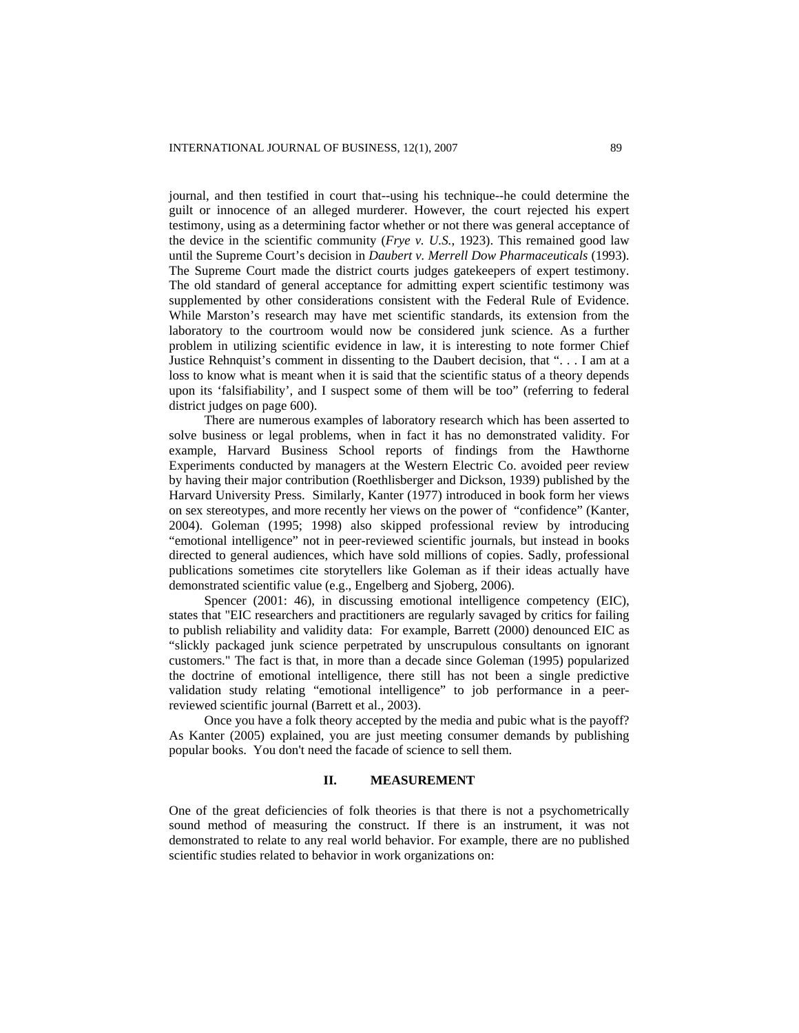journal, and then testified in court that--using his technique--he could determine the guilt or innocence of an alleged murderer. However, the court rejected his expert testimony, using as a determining factor whether or not there was general acceptance of the device in the scientific community (*Frye v. U.S.*, 1923). This remained good law until the Supreme Court's decision in *Daubert v. Merrell Dow Pharmaceuticals* (1993). The Supreme Court made the district courts judges gatekeepers of expert testimony. The old standard of general acceptance for admitting expert scientific testimony was supplemented by other considerations consistent with the Federal Rule of Evidence. While Marston's research may have met scientific standards, its extension from the laboratory to the courtroom would now be considered junk science. As a further problem in utilizing scientific evidence in law, it is interesting to note former Chief Justice Rehnquist's comment in dissenting to the Daubert decision, that ". . . I am at a loss to know what is meant when it is said that the scientific status of a theory depends upon its 'falsifiability', and I suspect some of them will be too" (referring to federal district judges on page 600).

There are numerous examples of laboratory research which has been asserted to solve business or legal problems, when in fact it has no demonstrated validity. For example, Harvard Business School reports of findings from the Hawthorne Experiments conducted by managers at the Western Electric Co. avoided peer review by having their major contribution (Roethlisberger and Dickson, 1939) published by the Harvard University Press. Similarly, Kanter (1977) introduced in book form her views on sex stereotypes, and more recently her views on the power of "confidence" (Kanter, 2004). Goleman (1995; 1998) also skipped professional review by introducing "emotional intelligence" not in peer-reviewed scientific journals, but instead in books directed to general audiences, which have sold millions of copies. Sadly, professional publications sometimes cite storytellers like Goleman as if their ideas actually have demonstrated scientific value (e.g., Engelberg and Sjoberg, 2006).

Spencer (2001: 46), in discussing emotional intelligence competency (EIC), states that "EIC researchers and practitioners are regularly savaged by critics for failing to publish reliability and validity data: For example, Barrett (2000) denounced EIC as "slickly packaged junk science perpetrated by unscrupulous consultants on ignorant customers." The fact is that, in more than a decade since Goleman (1995) popularized the doctrine of emotional intelligence, there still has not been a single predictive validation study relating "emotional intelligence" to job performance in a peer-reviewed scientific journal (Barrett et al., 2003).

Once you have a folk theory accepted by the media and pubic what is the payoff? As Kanter (2005) explained, you are just meeting consumer demands by publishing popular books. You don't need the facade of science to sell them.

## II. MEASUREMENT

One of the great deficiencies of folk theories is that there is not a psychometrically sound method of measuring the construct. If there is an instrument, it was not demonstrated to relate to any real world behavior. For example, there are no published scientific studies related to behavior in work organizations on: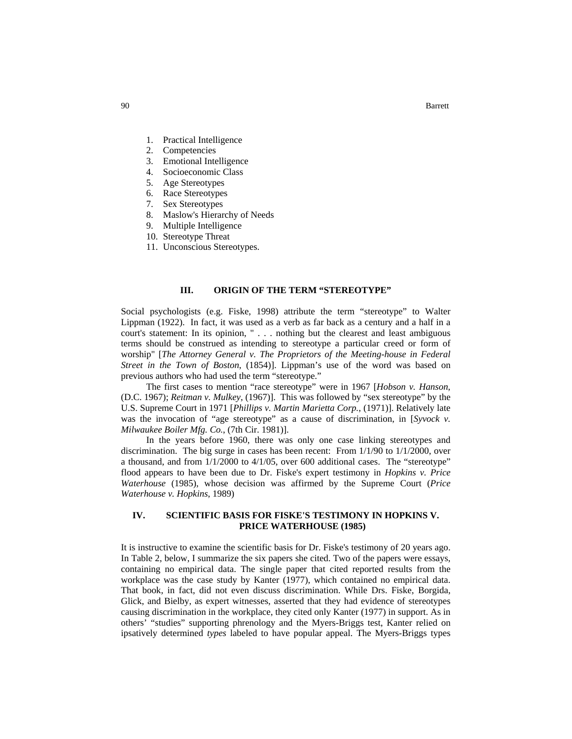1. Practical Intelligence
2. Competencies
3. Emotional Intelligence
4. Socioeconomic Class
5. Age Stereotypes
6. Race Stereotypes
7. Sex Stereotypes
8. Maslow's Hierarchy of Needs
9. Multiple Intelligence
10. Stereotype Threat
11. Unconscious Stereotypes.

## III. ORIGIN OF THE TERM "STEREOTYPE"

Social psychologists (e.g. Fiske, 1998) attribute the term "stereotype" to Walter Lippman (1922). In fact, it was used as a verb as far back as a century and a half in a court's statement: In its opinion, " . . . nothing but the clearest and least ambiguous terms should be construed as intending to stereotype a particular creed or form of worship" [*The Attorney General v. The Proprietors of the Meeting-house in Federal Street in the Town of Boston*, (1854)]. Lippman's use of the word was based on previous authors who had used the term "stereotype."

The first cases to mention "race stereotype" were in 1967 [*Hobson v. Hanson*, (D.C. 1967); *Reitman v. Mulkey*, (1967)]. This was followed by "sex stereotype" by the U.S. Supreme Court in 1971 [*Phillips v. Martin Marietta Corp.*, (1971)]. Relatively late was the invocation of "age stereotype" as a cause of discrimination, in [*Syvock v. Milwaukee Boiler Mfg. Co.*, (7th Cir. 1981)].

In the years before 1960, there was only one case linking stereotypes and discrimination. The big surge in cases has been recent: From 1/1/90 to 1/1/2000, over a thousand, and from 1/1/2000 to 4/1/05, over 600 additional cases. The "stereotype" flood appears to have been due to Dr. Fiske's expert testimony in *Hopkins v. Price Waterhouse* (1985), whose decision was affirmed by the Supreme Court (*Price Waterhouse v. Hopkins*, 1989)

## IV. SCIENTIFIC BASIS FOR FISKE'S TESTIMONY IN HOPKINS V. PRICE WATERHOUSE (1985)

It is instructive to examine the scientific basis for Dr. Fiske's testimony of 20 years ago. In Table 2, below, I summarize the six papers she cited. Two of the papers were essays, containing no empirical data. The single paper that cited reported results from the workplace was the case study by Kanter (1977), which contained no empirical data. That book, in fact, did not even discuss discrimination. While Drs. Fiske, Borgida, Glick, and Bielby, as expert witnesses, asserted that they had evidence of stereotypes causing discrimination in the workplace, they cited only Kanter (1977) in support. As in others' "studies" supporting phrenology and the Myers-Briggs test, Kanter relied on ipsatively determined *types* labeled to have popular appeal. The Myers-Briggs types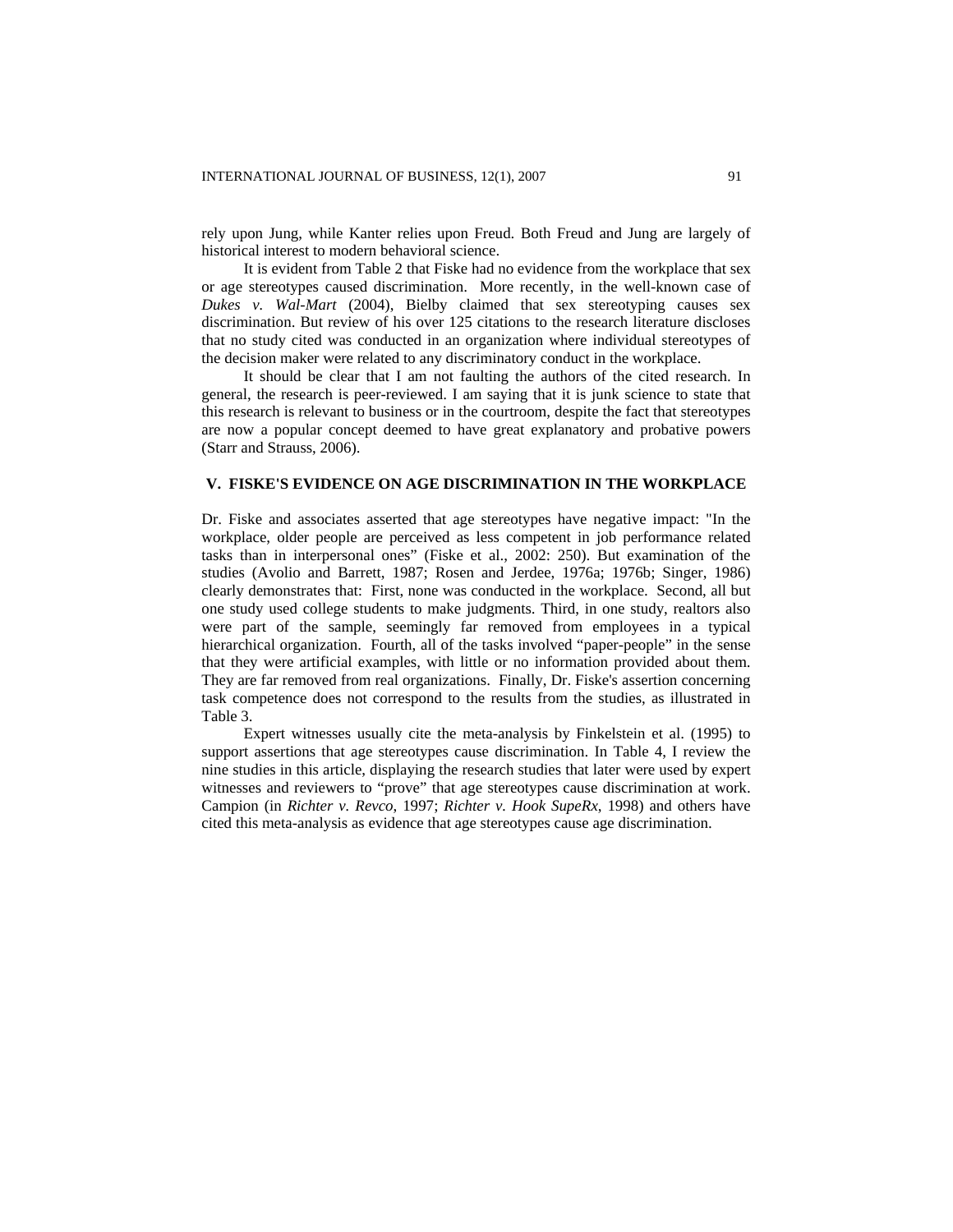rely upon Jung, while Kanter relies upon Freud. Both Freud and Jung are largely of historical interest to modern behavioral science.

It is evident from Table 2 that Fiske had no evidence from the workplace that sex or age stereotypes caused discrimination. More recently, in the well-known case of *Dukes v. Wal-Mart* (2004), Bielby claimed that sex stereotyping causes sex discrimination. But review of his over 125 citations to the research literature discloses that no study cited was conducted in an organization where individual stereotypes of the decision maker were related to any discriminatory conduct in the workplace.

It should be clear that I am not faulting the authors of the cited research. In general, the research is peer-reviewed. I am saying that it is junk science to state that this research is relevant to business or in the courtroom, despite the fact that stereotypes are now a popular concept deemed to have great explanatory and probative powers (Starr and Strauss, 2006).

## V. FISKE'S EVIDENCE ON AGE DISCRIMINATION IN THE WORKPLACE

Dr. Fiske and associates asserted that age stereotypes have negative impact: "In the workplace, older people are perceived as less competent in job performance related tasks than in interpersonal ones" (Fiske et al., 2002: 250). But examination of the studies (Avolio and Barrett, 1987; Rosen and Jerdee, 1976a; 1976b; Singer, 1986) clearly demonstrates that: First, none was conducted in the workplace. Second, all but one study used college students to make judgments. Third, in one study, realtors also were part of the sample, seemingly far removed from employees in a typical hierarchical organization. Fourth, all of the tasks involved "paper-people" in the sense that they were artificial examples, with little or no information provided about them. They are far removed from real organizations. Finally, Dr. Fiske's assertion concerning task competence does not correspond to the results from the studies, as illustrated in Table 3.

Expert witnesses usually cite the meta-analysis by Finkelstein et al. (1995) to support assertions that age stereotypes cause discrimination. In Table 4, I review the nine studies in this article, displaying the research studies that later were used by expert witnesses and reviewers to "prove" that age stereotypes cause discrimination at work. Campion (in *Richter v. Revco*, 1997; *Richter v. Hook SupeRx*, 1998) and others have cited this meta-analysis as evidence that age stereotypes cause age discrimination.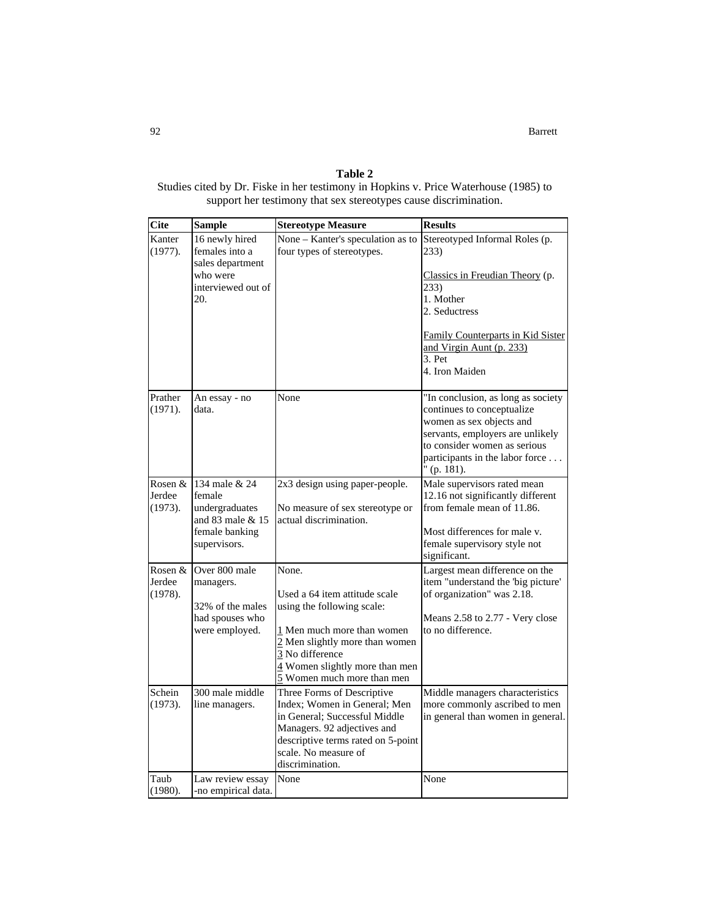**Table 2**

Studies cited by Dr. Fiske in her testimony in Hopkins v. Price Waterhouse (1985) to support her testimony that sex stereotypes cause discrimination.

| Cite | Sample | Stereotype Measure | Results |
|---|---|---|---|
| Kanter (1977). | 16 newly hired females into a sales department who were interviewed out of 20. | None – Kanter's speculation as to four types of stereotypes. | Stereotyped Informal Roles (p. 233)<br><br>Classics in Freudian Theory (p. 233)<br>1. Mother<br>2. Seductress<br><br>Family Counterparts in Kid Sister and Virgin Aunt (p. 233)<br>3. Pet<br>4. Iron Maiden |
| Prather (1971). | An essay - no data. | None | "In conclusion, as long as society continues to conceptualize women as sex objects and servants, employers are unlikely to consider women as serious participants in the labor force . . . " (p. 181). |
| Rosen & Jerdee (1973). | 134 male & 24 female undergraduates and 83 male & 15 female banking supervisors. | 2x3 design using paper-people.<br><br>No measure of sex stereotype or actual discrimination. | Male supervisors rated mean 12.16 not significantly different from female mean of 11.86.<br><br>Most differences for male v. female supervisory style not significant. |
| Rosen & Jerdee (1978). | Over 800 male managers.<br><br>32% of the males had spouses who were employed. | None.<br><br>Used a 64 item attitude scale using the following scale:<br><br>1 Men much more than women<br>2 Men slightly more than women<br>3 No difference<br>4 Women slightly more than men<br>5 Women much more than men | Largest mean difference on the item "understand the 'big picture' of organization" was 2.18.<br><br>Means 2.58 to 2.77 - Very close to no difference. |
| Schein (1973). | 300 male middle line managers. | Three Forms of Descriptive Index; Women in General; Men in General; Successful Middle Managers. 92 adjectives and descriptive terms rated on 5-point scale. No measure of discrimination. | Middle managers characteristics more commonly ascribed to men in general than women in general. |
| Taub (1980). | Law review essay -no empirical data. | None | None |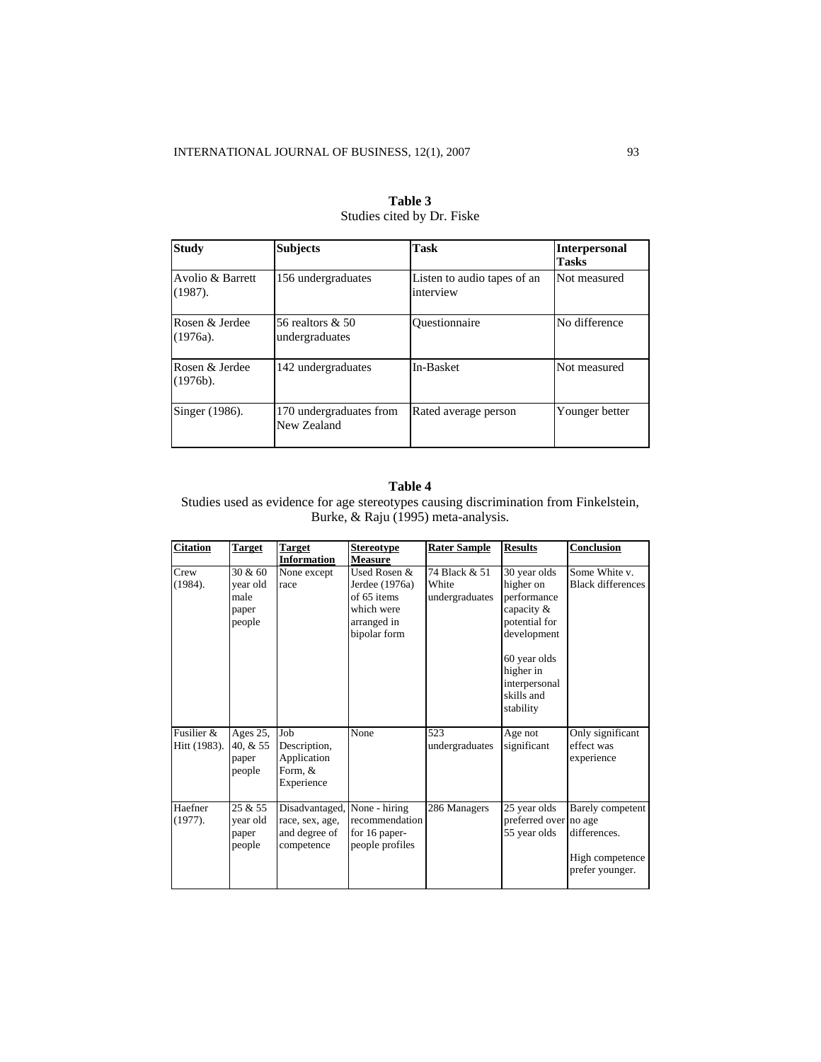**Table 3**
Studies cited by Dr. Fiske

| Study | Subjects | Task | Interpersonal Tasks |
| --- | --- | --- | --- |
| Avolio & Barrett (1987). | 156 undergraduates | Listen to audio tapes of an interview | Not measured |
| Rosen & Jerdee (1976a). | 56 realtors & 50 undergraduates | Questionnaire | No difference |
| Rosen & Jerdee (1976b). | 142 undergraduates | In-Basket | Not measured |
| Singer (1986). | 170 undergraduates from New Zealand | Rated average person | Younger better |

**Table 4**
Studies used as evidence for age stereotypes causing discrimination from Finkelstein, Burke, & Raju (1995) meta-analysis.

| Citation | Target | Target Information | Stereotype Measure | Rater Sample | Results | Conclusion |
| --- | --- | --- | --- | --- | --- | --- |
| Crew (1984). | 30 & 60 year old male paper people | None except race | Used Rosen & Jerdee (1976a) of 65 items which were arranged in bipolar form | 74 Black & 51 White undergraduates | 30 year olds higher on performance capacity & potential for development<br><br>60 year olds higher in interpersonal skills and stability | Some White v. Black differences |
| Fusilier & Hitt (1983). | Ages 25, 40, & 55 paper people | Job Description, Application Form, & Experience | None | 523 undergraduates | Age not significant | Only significant effect was experience |
| Haefner (1977). | 25 & 55 year old paper people | Disadvantaged, race, sex, age, and degree of competence | None - hiring recommendation for 16 paper-people profiles | 286 Managers | 25 year olds preferred over 55 year olds | Barely competent no age differences.<br><br>High competence prefer younger. |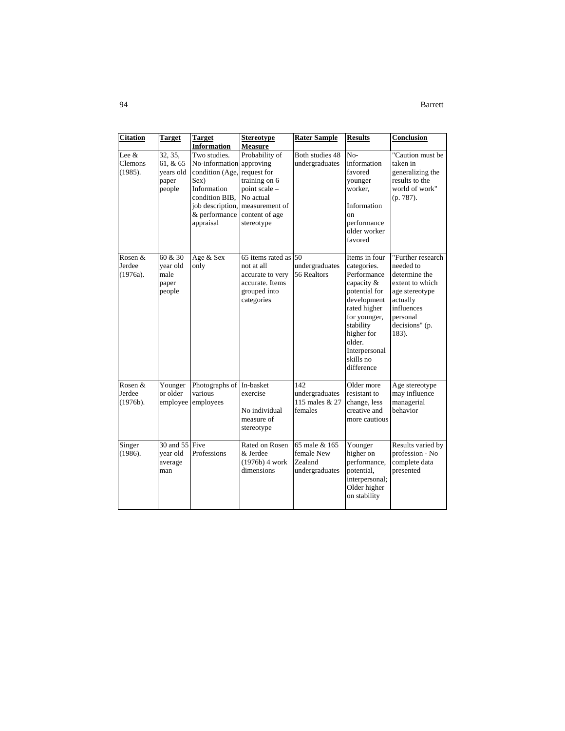| Citation | Target | Target Information | Stereotype Measure | Rater Sample | Results | Conclusion |
|---|---|---|---|---|---|---|
| Lee & Clemons (1985). | 32, 35, 61, & 65 years old paper people | Two studies. No-information condition (Age, Sex) Information condition BIB, job description, & performance appraisal | Probability of approving request for training on 6 point scale – No actual measurement of content of age stereotype | Both studies 48 undergraduates | No-information favored younger worker, Information on performance older worker favored | "Caution must be taken in generalizing the results to the world of work" (p. 787). |
| Rosen & Jerdee (1976a). | 60 & 30 year old male paper people | Age & Sex only | 65 items rated as not at all accurate to very accurate. Items grouped into categories | 50 undergraduates 56 Realtors | Items in four categories. Performance capacity & potential for development rated higher for younger, stability higher for older. Interpersonal skills no difference | "Further research needed to determine the extent to which age stereotype actually influences personal decisions" (p. 183). |
| Rosen & Jerdee (1976b). | Younger or older employee | Photographs of various employees | In-basket exercise No individual measure of stereotype | 142 undergraduates 115 males & 27 females | Older more resistant to change, less creative and more cautious | Age stereotype may influence managerial behavior |
| Singer (1986). | 30 and 55 year old average man | Five Professions | Rated on Rosen & Jerdee (1976b) 4 work dimensions | 65 male & 165 female New Zealand undergraduates | Younger higher on performance, potential, interpersonal; Older higher on stability | Results varied by profession - No complete data presented |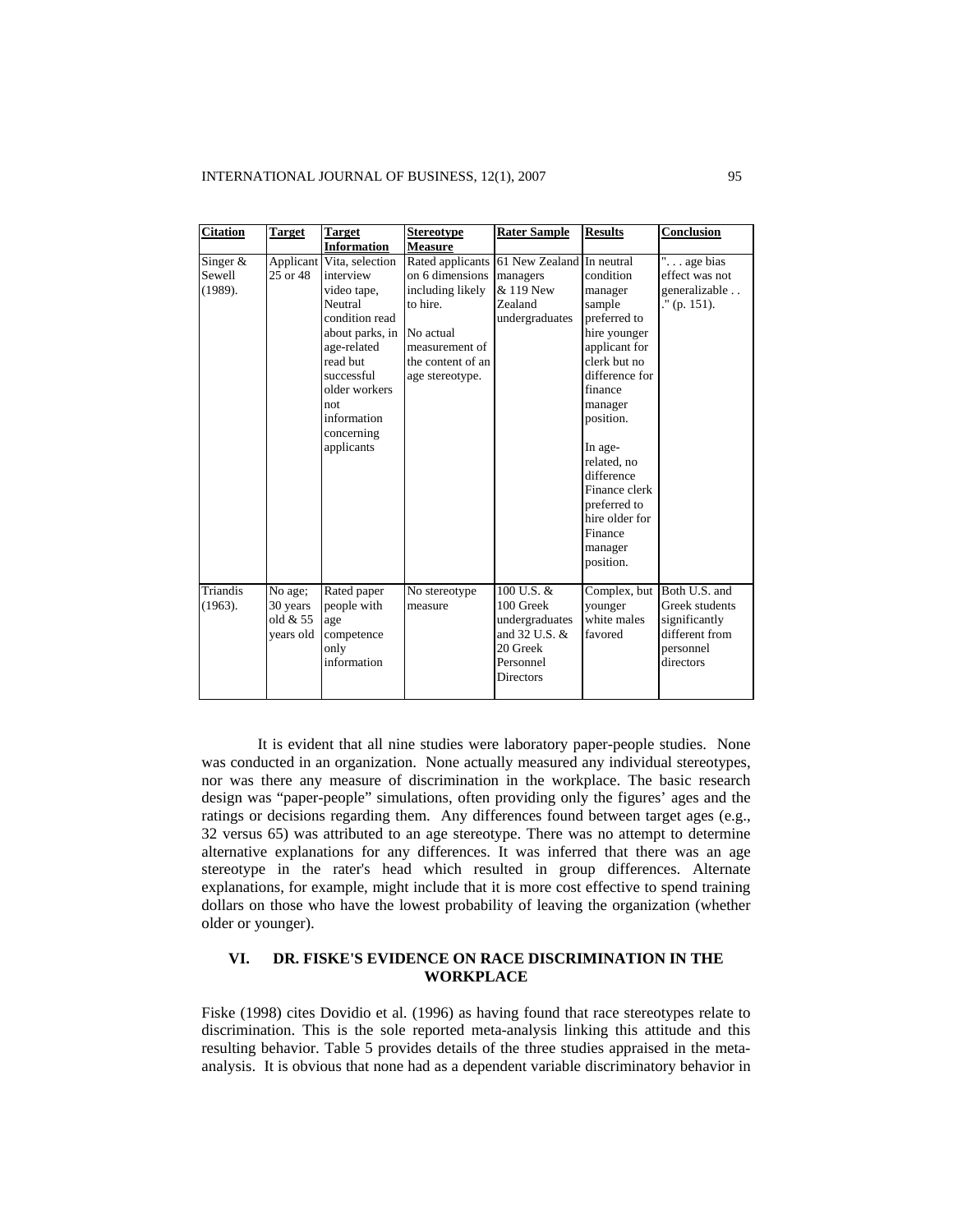| Citation | Target | Target Information | Stereotype Measure | Rater Sample | Results | Conclusion |
|---|---|---|---|---|---|---|
| Singer & Sewell (1989). | Applicant 25 or 48 | Vita, selection interview video tape, Neutral condition read about parks, in age-related read but successful older workers not information concerning applicants | Rated applicants on 6 dimensions including likely to hire. No actual measurement of the content of an age stereotype. | 61 New Zealand managers & 119 New Zealand undergraduates | In neutral condition manager sample preferred to hire younger applicant for clerk but no difference for finance manager position. In age-related, no difference Finance clerk preferred to hire older for Finance manager position. | ". . . age bias effect was not generalizable . . ." (p. 151). |
| Triandis (1963). | No age; 30 years old & 55 years old | Rated paper people with age competence only information | No stereotype measure | 100 U.S. & 100 Greek undergraduates and 32 U.S. & 20 Greek Personnel Directors | Complex, but younger white males favored | Both U.S. and Greek students significantly different from personnel directors |

It is evident that all nine studies were laboratory paper-people studies. None was conducted in an organization. None actually measured any individual stereotypes, nor was there any measure of discrimination in the workplace. The basic research design was "paper-people" simulations, often providing only the figures' ages and the ratings or decisions regarding them. Any differences found between target ages (e.g., 32 versus 65) was attributed to an age stereotype. There was no attempt to determine alternative explanations for any differences. It was inferred that there was an age stereotype in the rater's head which resulted in group differences. Alternate explanations, for example, might include that it is more cost effective to spend training dollars on those who have the lowest probability of leaving the organization (whether older or younger).

## VI. DR. FISKE'S EVIDENCE ON RACE DISCRIMINATION IN THE WORKPLACE

Fiske (1998) cites Dovidio et al. (1996) as having found that race stereotypes relate to discrimination. This is the sole reported meta-analysis linking this attitude and this resulting behavior. Table 5 provides details of the three studies appraised in the meta-analysis. It is obvious that none had as a dependent variable discriminatory behavior in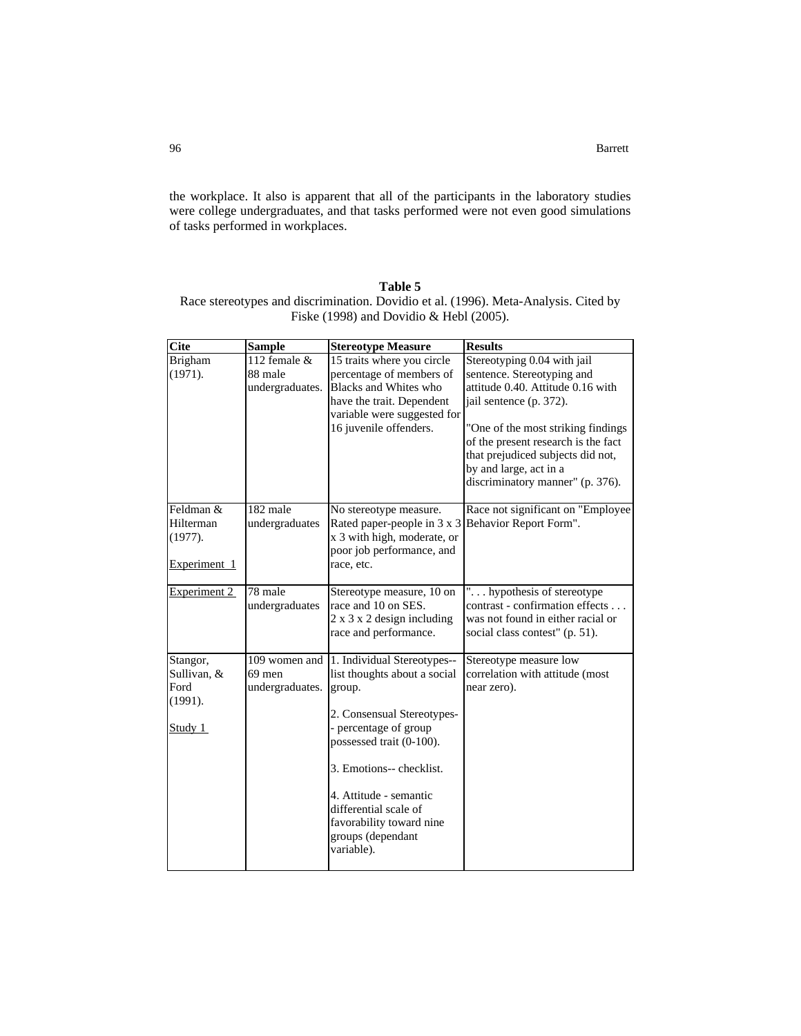the workplace. It also is apparent that all of the participants in the laboratory studies were college undergraduates, and that tasks performed were not even good simulations of tasks performed in workplaces.

**Table 5**

Race stereotypes and discrimination. Dovidio et al. (1996). Meta-Analysis. Cited by Fiske (1998) and Dovidio & Hebl (2005).

| Cite | Sample | Stereotype Measure | Results |
|---|---|---|---|
| Brigham (1971). | 112 female & 88 male undergraduates. | 15 traits where you circle percentage of members of Blacks and Whites who have the trait. Dependent variable were suggested for 16 juvenile offenders. | Stereotyping 0.04 with jail sentence. Stereotyping and attitude 0.40. Attitude 0.16 with jail sentence (p. 372).<br><br>"One of the most striking findings of the present research is the fact that prejudiced subjects did not, by and large, act in a discriminatory manner" (p. 376). |
| Feldman & Hilterman (1977).<br><br>Experiment 1 | 182 male undergraduates | No stereotype measure. Rated paper-people in 3 x 3 x 3 with high, moderate, or poor job performance, and race, etc. | Race not significant on "Employee Behavior Report Form". |
| Experiment 2 | 78 male undergraduates | Stereotype measure, 10 on race and 10 on SES.<br>2 x 3 x 2 design including race and performance. | ". . . hypothesis of stereotype contrast - confirmation effects . . . was not found in either racial or social class contest" (p. 51). |
| Stangor, Sullivan, & Ford (1991).<br><br>Study 1 | 109 women and 69 men undergraduates. | 1. Individual Stereotypes-- list thoughts about a social group.<br><br>2. Consensual Stereotypes-- percentage of group possessed trait (0-100).<br><br>3. Emotions-- checklist.<br><br>4. Attitude - semantic differential scale of favorability toward nine groups (dependant variable). | Stereotype measure low correlation with attitude (most near zero). |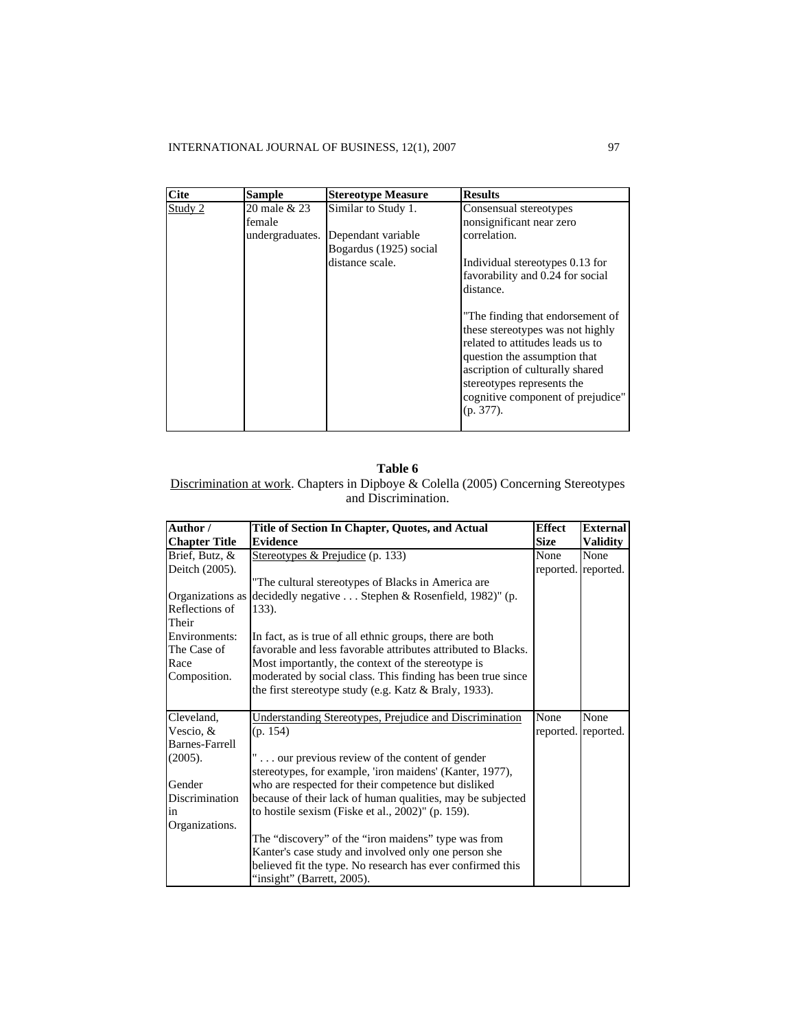| Cite | Sample | Stereotype Measure | Results |
|---|---|---|---|
| Study 2 | 20 male & 23 female undergraduates. | Similar to Study 1.<br><br>Dependant variable Bogardus (1925) social distance scale. | Consensual stereotypes nonsignificant near zero correlation.<br><br>Individual stereotypes 0.13 for favorability and 0.24 for social distance.<br><br>"The finding that endorsement of these stereotypes was not highly related to attitudes leads us to question the assumption that ascription of culturally shared stereotypes represents the cognitive component of prejudice" (p. 377). |

**Table 6**
Discrimination at work. Chapters in Dipboye & Colella (2005) Concerning Stereotypes and Discrimination.

| Author / Chapter Title | Title of Section In Chapter, Quotes, and Actual Evidence | Effect Size | External Validity |
|---|---|---|---|
| Brief, Butz, & Deitch (2005).<br><br>Organizations as Reflections of Their Environments: The Case of Race Composition. | Stereotypes & Prejudice (p. 133)<br><br>"The cultural stereotypes of Blacks in America are decidedly negative . . . Stephen & Rosenfield, 1982)" (p. 133).<br><br>In fact, as is true of all ethnic groups, there are both favorable and less favorable attributes attributed to Blacks. Most importantly, the context of the stereotype is moderated by social class. This finding has been true since the first stereotype study (e.g. Katz & Braly, 1933). | None reported. | None reported. |
| Cleveland, Vescio, & Barnes-Farrell (2005).<br><br>Gender Discrimination in Organizations. | Understanding Stereotypes, Prejudice and Discrimination (p. 154)<br><br>" . . . our previous review of the content of gender stereotypes, for example, 'iron maidens' (Kanter, 1977), who are respected for their competence but disliked because of their lack of human qualities, may be subjected to hostile sexism (Fiske et al., 2002)" (p. 159).<br><br>The "discovery" of the "iron maidens" type was from Kanter's case study and involved only one person she believed fit the type. No research has ever confirmed this "insight" (Barrett, 2005). | None reported. | None reported. |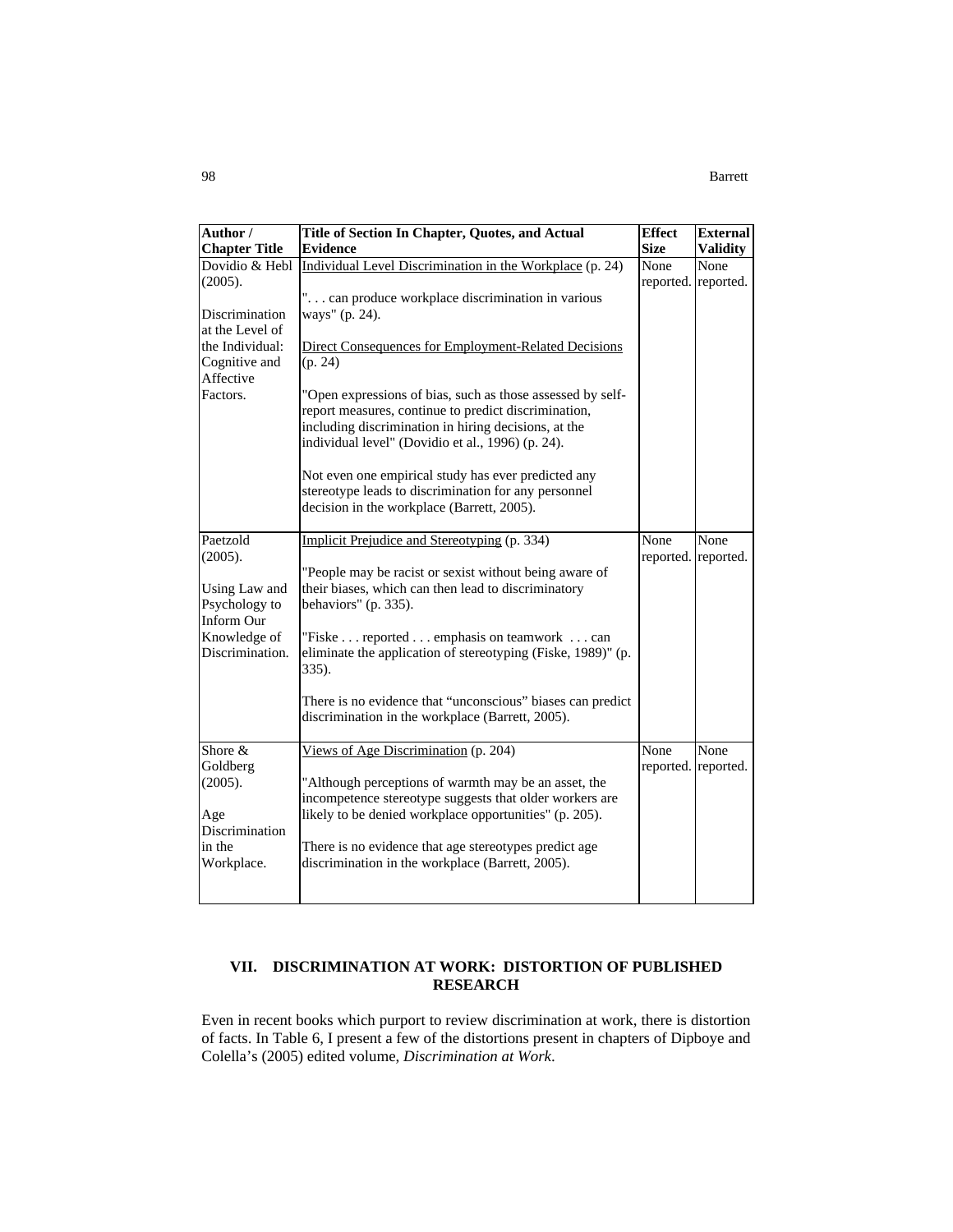| Author / Chapter Title | Title of Section In Chapter, Quotes, and Actual Evidence | Effect Size | External Validity |
|---|---|---|---|
| Dovidio & Hebl (2005). Discrimination at the Level of the Individual: Cognitive and Affective Factors. | Individual Level Discrimination in the Workplace (p. 24) ". . . can produce workplace discrimination in various ways" (p. 24). Direct Consequences for Employment-Related Decisions (p. 24) "Open expressions of bias, such as those assessed by self-report measures, continue to predict discrimination, including discrimination in hiring decisions, at the individual level" (Dovidio et al., 1996) (p. 24). Not even one empirical study has ever predicted any stereotype leads to discrimination for any personnel decision in the workplace (Barrett, 2005). | None reported. | None reported. |
| Paetzold (2005). Using Law and Psychology to Inform Our Knowledge of Discrimination. | Implicit Prejudice and Stereotyping (p. 334) "People may be racist or sexist without being aware of their biases, which can then lead to discriminatory behaviors" (p. 335). "Fiske . . . reported . . . emphasis on teamwork . . . can eliminate the application of stereotyping (Fiske, 1989)" (p. 335). There is no evidence that "unconscious" biases can predict discrimination in the workplace (Barrett, 2005). | None reported. | None reported. |
| Shore & Goldberg (2005). Age Discrimination in the Workplace. | Views of Age Discrimination (p. 204) "Although perceptions of warmth may be an asset, the incompetence stereotype suggests that older workers are likely to be denied workplace opportunities" (p. 205). There is no evidence that age stereotypes predict age discrimination in the workplace (Barrett, 2005). | None reported. | None reported. |

## VII. DISCRIMINATION AT WORK: DISTORTION OF PUBLISHED RESEARCH

Even in recent books which purport to review discrimination at work, there is distortion of facts. In Table 6, I present a few of the distortions present in chapters of Dipboye and Colella's (2005) edited volume, *Discrimination at Work*.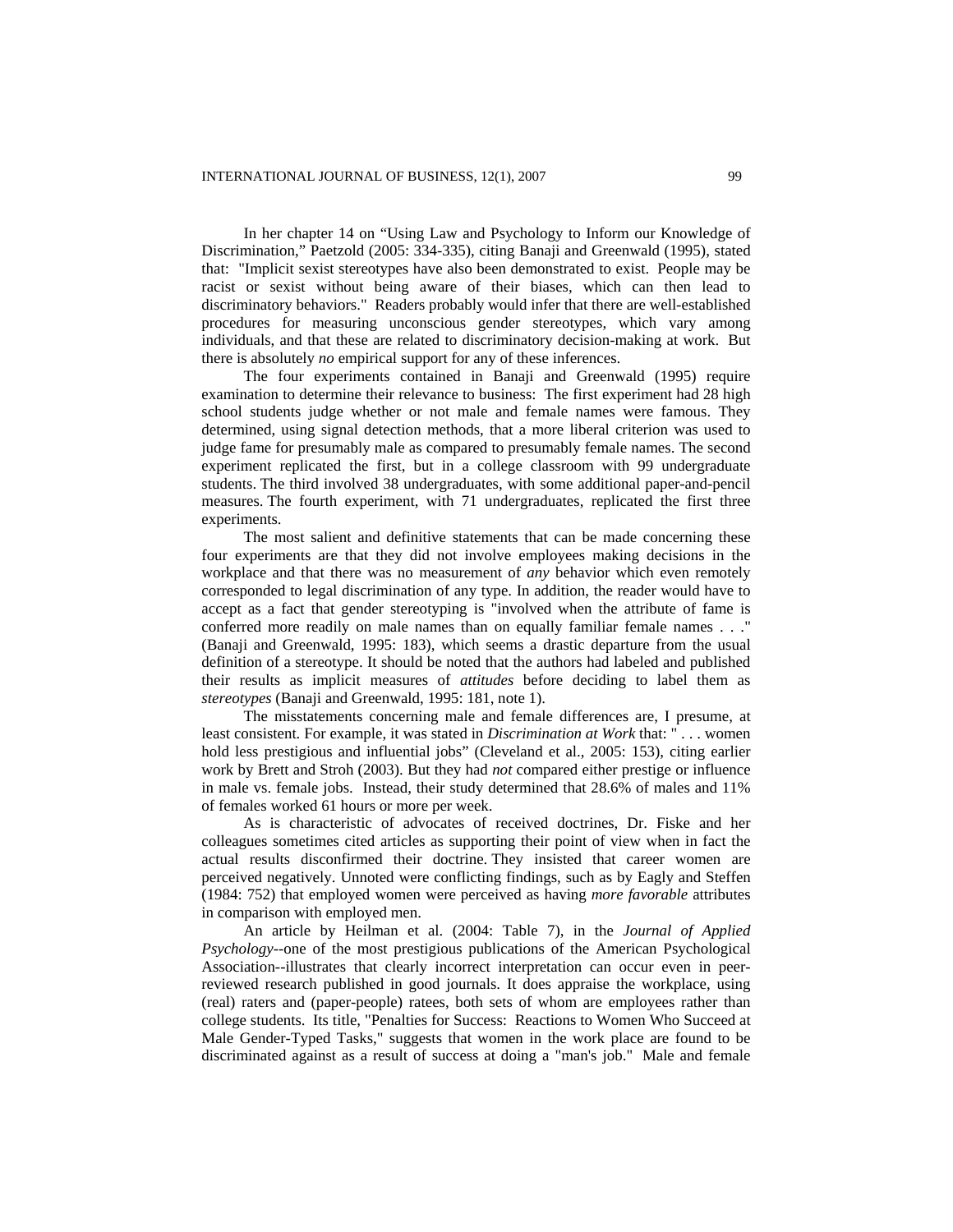In her chapter 14 on "Using Law and Psychology to Inform our Knowledge of Discrimination," Paetzold (2005: 334-335), citing Banaji and Greenwald (1995), stated that: "Implicit sexist stereotypes have also been demonstrated to exist. People may be racist or sexist without being aware of their biases, which can then lead to discriminatory behaviors." Readers probably would infer that there are well-established procedures for measuring unconscious gender stereotypes, which vary among individuals, and that these are related to discriminatory decision-making at work. But there is absolutely *no* empirical support for any of these inferences.

The four experiments contained in Banaji and Greenwald (1995) require examination to determine their relevance to business: The first experiment had 28 high school students judge whether or not male and female names were famous. They determined, using signal detection methods, that a more liberal criterion was used to judge fame for presumably male as compared to presumably female names. The second experiment replicated the first, but in a college classroom with 99 undergraduate students. The third involved 38 undergraduates, with some additional paper-and-pencil measures. The fourth experiment, with 71 undergraduates, replicated the first three experiments.

The most salient and definitive statements that can be made concerning these four experiments are that they did not involve employees making decisions in the workplace and that there was no measurement of *any* behavior which even remotely corresponded to legal discrimination of any type. In addition, the reader would have to accept as a fact that gender stereotyping is "involved when the attribute of fame is conferred more readily on male names than on equally familiar female names . . ." (Banaji and Greenwald, 1995: 183), which seems a drastic departure from the usual definition of a stereotype. It should be noted that the authors had labeled and published their results as implicit measures of *attitudes* before deciding to label them as *stereotypes* (Banaji and Greenwald, 1995: 181, note 1).

The misstatements concerning male and female differences are, I presume, at least consistent. For example, it was stated in *Discrimination at Work* that: " . . . women hold less prestigious and influential jobs" (Cleveland et al., 2005: 153), citing earlier work by Brett and Stroh (2003). But they had *not* compared either prestige or influence in male vs. female jobs. Instead, their study determined that 28.6% of males and 11% of females worked 61 hours or more per week.

As is characteristic of advocates of received doctrines, Dr. Fiske and her colleagues sometimes cited articles as supporting their point of view when in fact the actual results disconfirmed their doctrine. They insisted that career women are perceived negatively. Unnoted were conflicting findings, such as by Eagly and Steffen (1984: 752) that employed women were perceived as having *more favorable* attributes in comparison with employed men.

An article by Heilman et al. (2004: Table 7), in the *Journal of Applied Psychology*--one of the most prestigious publications of the American Psychological Association--illustrates that clearly incorrect interpretation can occur even in peer-reviewed research published in good journals. It does appraise the workplace, using (real) raters and (paper-people) ratees, both sets of whom are employees rather than college students. Its title, "Penalties for Success: Reactions to Women Who Succeed at Male Gender-Typed Tasks," suggests that women in the work place are found to be discriminated against as a result of success at doing a "man's job." Male and female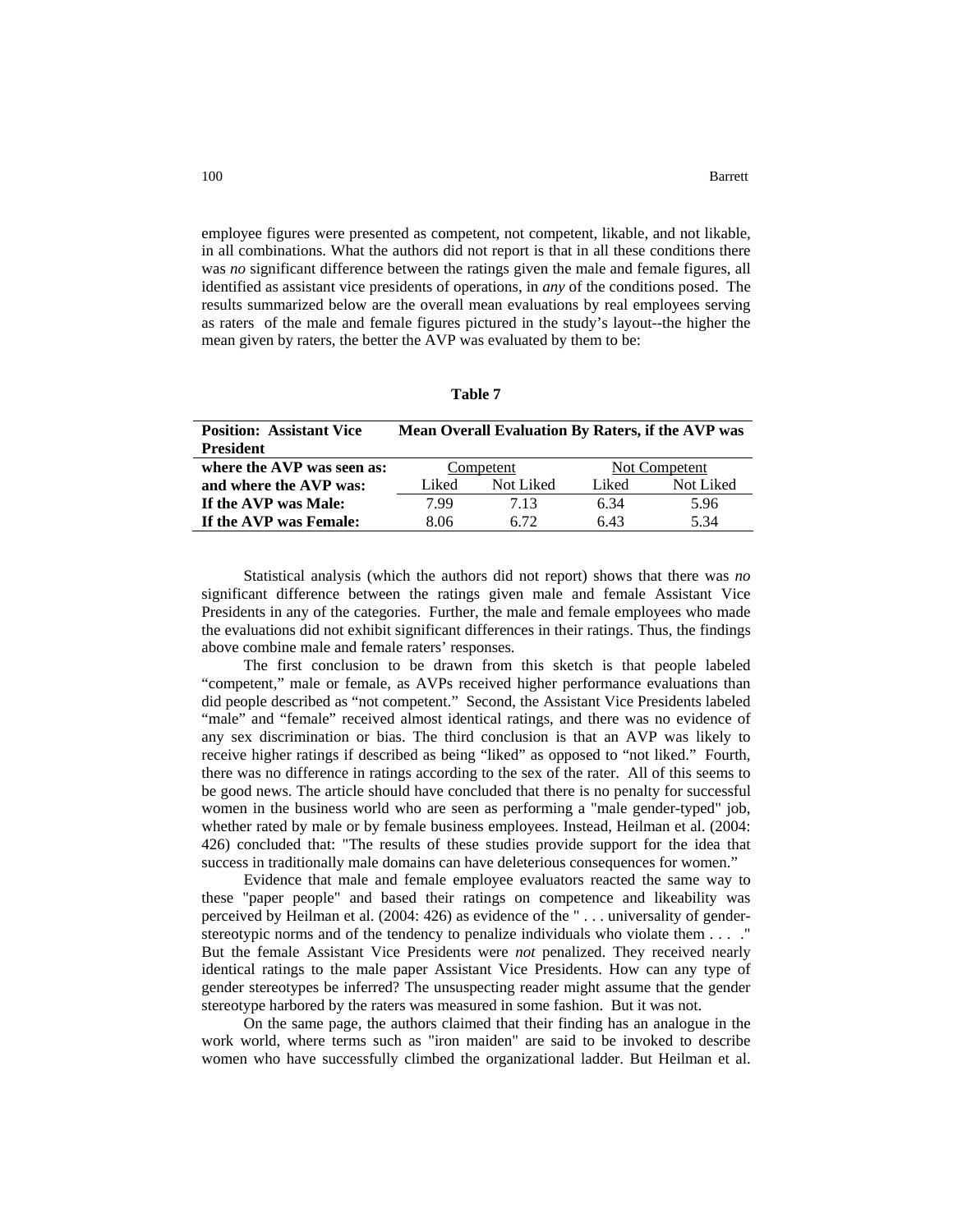employee figures were presented as competent, not competent, likable, and not likable, in all combinations. What the authors did not report is that in all these conditions there was *no* significant difference between the ratings given the male and female figures, all identified as assistant vice presidents of operations, in *any* of the conditions posed. The results summarized below are the overall mean evaluations by real employees serving as raters of the male and female figures pictured in the study's layout--the higher the mean given by raters, the better the AVP was evaluated by them to be:

**Table 7**

| **Position: Assistant Vice President** | **Mean Overall Evaluation By Raters, if the AVP was** | | | |
|---|---|---|---|---|
| **where the AVP was seen as:** | Competent | | Not Competent | |
| **and where the AVP was:** | Liked | Not Liked | Liked | Not Liked |
| **If the AVP was Male:** | 7.99 | 7.13 | 6.34 | 5.96 |
| **If the AVP was Female:** | 8.06 | 6.72 | 6.43 | 5.34 |

Statistical analysis (which the authors did not report) shows that there was *no* significant difference between the ratings given male and female Assistant Vice Presidents in any of the categories. Further, the male and female employees who made the evaluations did not exhibit significant differences in their ratings. Thus, the findings above combine male and female raters' responses.

The first conclusion to be drawn from this sketch is that people labeled "competent," male or female, as AVPs received higher performance evaluations than did people described as "not competent." Second, the Assistant Vice Presidents labeled "male" and "female" received almost identical ratings, and there was no evidence of any sex discrimination or bias. The third conclusion is that an AVP was likely to receive higher ratings if described as being "liked" as opposed to "not liked." Fourth, there was no difference in ratings according to the sex of the rater. All of this seems to be good news. The article should have concluded that there is no penalty for successful women in the business world who are seen as performing a "male gender-typed" job, whether rated by male or by female business employees. Instead, Heilman et al. (2004: 426) concluded that: "The results of these studies provide support for the idea that success in traditionally male domains can have deleterious consequences for women."

Evidence that male and female employee evaluators reacted the same way to these "paper people" and based their ratings on competence and likeability was perceived by Heilman et al. (2004: 426) as evidence of the " . . . universality of gender-stereotypic norms and of the tendency to penalize individuals who violate them . . . ." But the female Assistant Vice Presidents were *not* penalized. They received nearly identical ratings to the male paper Assistant Vice Presidents. How can any type of gender stereotypes be inferred? The unsuspecting reader might assume that the gender stereotype harbored by the raters was measured in some fashion. But it was not.

On the same page, the authors claimed that their finding has an analogue in the work world, where terms such as "iron maiden" are said to be invoked to describe women who have successfully climbed the organizational ladder. But Heilman et al.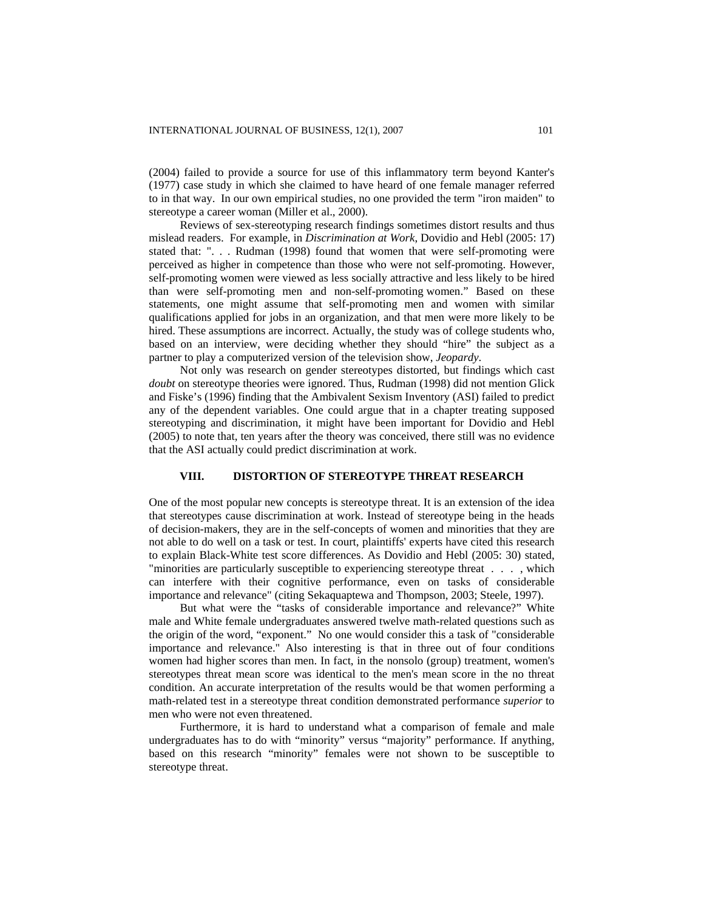(2004) failed to provide a source for use of this inflammatory term beyond Kanter's (1977) case study in which she claimed to have heard of one female manager referred to in that way. In our own empirical studies, no one provided the term "iron maiden" to stereotype a career woman (Miller et al., 2000).

Reviews of sex-stereotyping research findings sometimes distort results and thus mislead readers. For example, in *Discrimination at Work*, Dovidio and Hebl (2005: 17) stated that: ". . . Rudman (1998) found that women that were self-promoting were perceived as higher in competence than those who were not self-promoting. However, self-promoting women were viewed as less socially attractive and less likely to be hired than were self-promoting men and non-self-promoting women." Based on these statements, one might assume that self-promoting men and women with similar qualifications applied for jobs in an organization, and that men were more likely to be hired. These assumptions are incorrect. Actually, the study was of college students who, based on an interview, were deciding whether they should "hire" the subject as a partner to play a computerized version of the television show, *Jeopardy*.

Not only was research on gender stereotypes distorted, but findings which cast *doubt* on stereotype theories were ignored. Thus, Rudman (1998) did not mention Glick and Fiske's (1996) finding that the Ambivalent Sexism Inventory (ASI) failed to predict any of the dependent variables. One could argue that in a chapter treating supposed stereotyping and discrimination, it might have been important for Dovidio and Hebl (2005) to note that, ten years after the theory was conceived, there still was no evidence that the ASI actually could predict discrimination at work.

## VIII. DISTORTION OF STEREOTYPE THREAT RESEARCH

One of the most popular new concepts is stereotype threat. It is an extension of the idea that stereotypes cause discrimination at work. Instead of stereotype being in the heads of decision-makers, they are in the self-concepts of women and minorities that they are not able to do well on a task or test. In court, plaintiffs' experts have cited this research to explain Black-White test score differences. As Dovidio and Hebl (2005: 30) stated, "minorities are particularly susceptible to experiencing stereotype threat . . . . , which can interfere with their cognitive performance, even on tasks of considerable importance and relevance" (citing Sekaquaptewa and Thompson, 2003; Steele, 1997).

But what were the "tasks of considerable importance and relevance?" White male and White female undergraduates answered twelve math-related questions such as the origin of the word, "exponent." No one would consider this a task of "considerable importance and relevance." Also interesting is that in three out of four conditions women had higher scores than men. In fact, in the nonsolo (group) treatment, women's stereotypes threat mean score was identical to the men's mean score in the no threat condition. An accurate interpretation of the results would be that women performing a math-related test in a stereotype threat condition demonstrated performance *superior* to men who were not even threatened.

Furthermore, it is hard to understand what a comparison of female and male undergraduates has to do with "minority" versus "majority" performance. If anything, based on this research "minority" females were not shown to be susceptible to stereotype threat.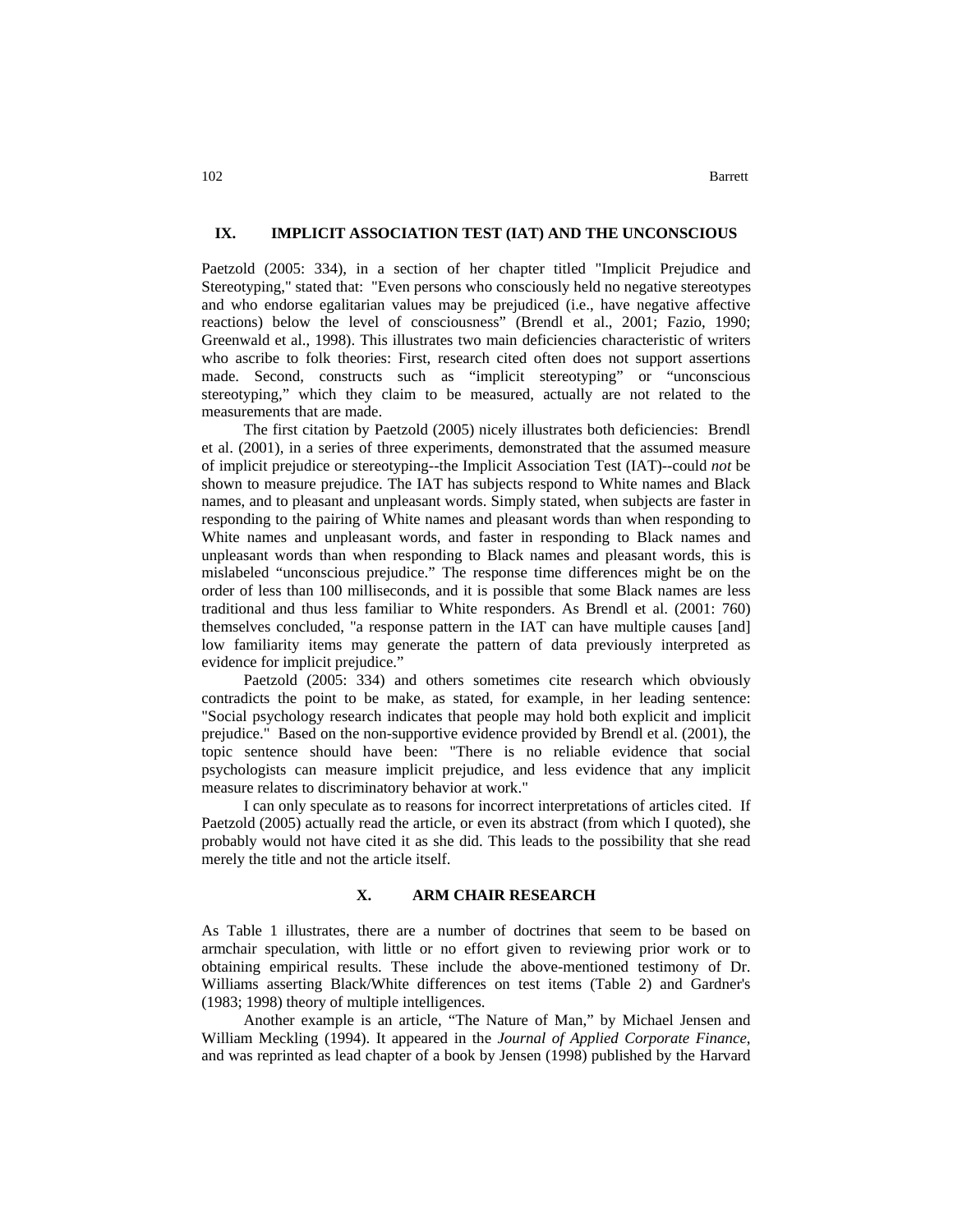## IX. IMPLICIT ASSOCIATION TEST (IAT) AND THE UNCONSCIOUS

Paetzold (2005: 334), in a section of her chapter titled "Implicit Prejudice and Stereotyping," stated that: "Even persons who consciously held no negative stereotypes and who endorse egalitarian values may be prejudiced (i.e., have negative affective reactions) below the level of consciousness" (Brendl et al., 2001; Fazio, 1990; Greenwald et al., 1998). This illustrates two main deficiencies characteristic of writers who ascribe to folk theories: First, research cited often does not support assertions made. Second, constructs such as "implicit stereotyping" or "unconscious stereotyping," which they claim to be measured, actually are not related to the measurements that are made.

The first citation by Paetzold (2005) nicely illustrates both deficiencies: Brendl et al. (2001), in a series of three experiments, demonstrated that the assumed measure of implicit prejudice or stereotyping--the Implicit Association Test (IAT)--could *not* be shown to measure prejudice. The IAT has subjects respond to White names and Black names, and to pleasant and unpleasant words. Simply stated, when subjects are faster in responding to the pairing of White names and pleasant words than when responding to White names and unpleasant words, and faster in responding to Black names and unpleasant words than when responding to Black names and pleasant words, this is mislabeled "unconscious prejudice." The response time differences might be on the order of less than 100 milliseconds, and it is possible that some Black names are less traditional and thus less familiar to White responders. As Brendl et al. (2001: 760) themselves concluded, "a response pattern in the IAT can have multiple causes [and] low familiarity items may generate the pattern of data previously interpreted as evidence for implicit prejudice."

Paetzold (2005: 334) and others sometimes cite research which obviously contradicts the point to be make, as stated, for example, in her leading sentence: "Social psychology research indicates that people may hold both explicit and implicit prejudice." Based on the non-supportive evidence provided by Brendl et al. (2001), the topic sentence should have been: "There is no reliable evidence that social psychologists can measure implicit prejudice, and less evidence that any implicit measure relates to discriminatory behavior at work."

I can only speculate as to reasons for incorrect interpretations of articles cited. If Paetzold (2005) actually read the article, or even its abstract (from which I quoted), she probably would not have cited it as she did. This leads to the possibility that she read merely the title and not the article itself.

## X. ARM CHAIR RESEARCH

As Table 1 illustrates, there are a number of doctrines that seem to be based on armchair speculation, with little or no effort given to reviewing prior work or to obtaining empirical results. These include the above-mentioned testimony of Dr. Williams asserting Black/White differences on test items (Table 2) and Gardner's (1983; 1998) theory of multiple intelligences.

Another example is an article, "The Nature of Man," by Michael Jensen and William Meckling (1994). It appeared in the *Journal of Applied Corporate Finance*, and was reprinted as lead chapter of a book by Jensen (1998) published by the Harvard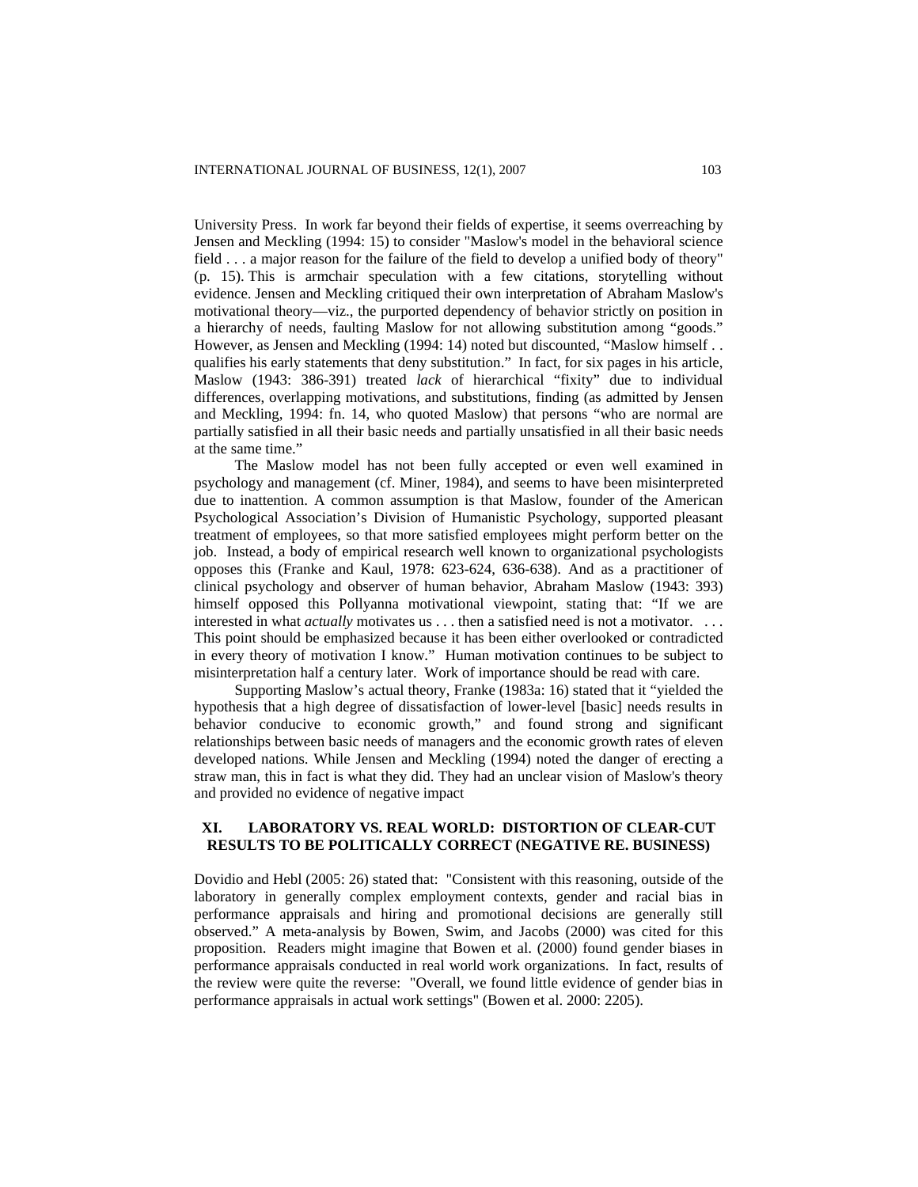University Press. In work far beyond their fields of expertise, it seems overreaching by Jensen and Meckling (1994: 15) to consider "Maslow's model in the behavioral science field . . . a major reason for the failure of the field to develop a unified body of theory" (p. 15). This is armchair speculation with a few citations, storytelling without evidence. Jensen and Meckling critiqued their own interpretation of Abraham Maslow's motivational theory—viz., the purported dependency of behavior strictly on position in a hierarchy of needs, faulting Maslow for not allowing substitution among "goods." However, as Jensen and Meckling (1994: 14) noted but discounted, "Maslow himself . . qualifies his early statements that deny substitution." In fact, for six pages in his article, Maslow (1943: 386-391) treated *lack* of hierarchical "fixity" due to individual differences, overlapping motivations, and substitutions, finding (as admitted by Jensen and Meckling, 1994: fn. 14, who quoted Maslow) that persons "who are normal are partially satisfied in all their basic needs and partially unsatisfied in all their basic needs at the same time."

The Maslow model has not been fully accepted or even well examined in psychology and management (cf. Miner, 1984), and seems to have been misinterpreted due to inattention. A common assumption is that Maslow, founder of the American Psychological Association's Division of Humanistic Psychology, supported pleasant treatment of employees, so that more satisfied employees might perform better on the job. Instead, a body of empirical research well known to organizational psychologists opposes this (Franke and Kaul, 1978: 623-624, 636-638). And as a practitioner of clinical psychology and observer of human behavior, Abraham Maslow (1943: 393) himself opposed this Pollyanna motivational viewpoint, stating that: "If we are interested in what *actually* motivates us . . . then a satisfied need is not a motivator. . . . This point should be emphasized because it has been either overlooked or contradicted in every theory of motivation I know." Human motivation continues to be subject to misinterpretation half a century later. Work of importance should be read with care.

Supporting Maslow's actual theory, Franke (1983a: 16) stated that it "yielded the hypothesis that a high degree of dissatisfaction of lower-level [basic] needs results in behavior conducive to economic growth," and found strong and significant relationships between basic needs of managers and the economic growth rates of eleven developed nations. While Jensen and Meckling (1994) noted the danger of erecting a straw man, this in fact is what they did. They had an unclear vision of Maslow's theory and provided no evidence of negative impact

## XI. LABORATORY VS. REAL WORLD: DISTORTION OF CLEAR-CUT RESULTS TO BE POLITICALLY CORRECT (NEGATIVE RE. BUSINESS)

Dovidio and Hebl (2005: 26) stated that: "Consistent with this reasoning, outside of the laboratory in generally complex employment contexts, gender and racial bias in performance appraisals and hiring and promotional decisions are generally still observed." A meta-analysis by Bowen, Swim, and Jacobs (2000) was cited for this proposition. Readers might imagine that Bowen et al. (2000) found gender biases in performance appraisals conducted in real world work organizations. In fact, results of the review were quite the reverse: "Overall, we found little evidence of gender bias in performance appraisals in actual work settings" (Bowen et al. 2000: 2205).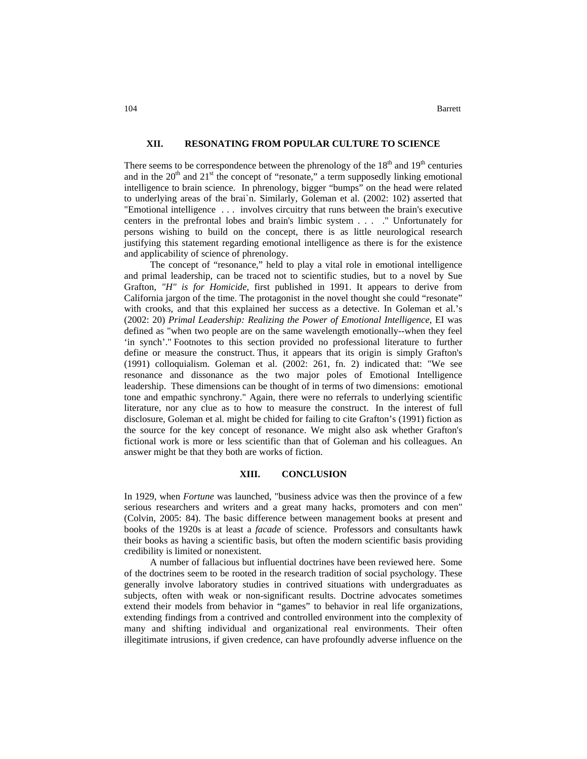## XII. RESONATING FROM POPULAR CULTURE TO SCIENCE

There seems to be correspondence between the phrenology of the 18th and 19th centuries and in the 20th and 21st the concept of "resonate," a term supposedly linking emotional intelligence to brain science. In phrenology, bigger "bumps" on the head were related to underlying areas of the brai`n. Similarly, Goleman et al. (2002: 102) asserted that "Emotional intelligence . . . involves circuitry that runs between the brain's executive centers in the prefrontal lobes and brain's limbic system . . . ." Unfortunately for persons wishing to build on the concept, there is as little neurological research justifying this statement regarding emotional intelligence as there is for the existence and applicability of science of phrenology.

The concept of "resonance," held to play a vital role in emotional intelligence and primal leadership, can be traced not to scientific studies, but to a novel by Sue Grafton, *"H" is for Homicide*, first published in 1991. It appears to derive from California jargon of the time. The protagonist in the novel thought she could "resonate" with crooks, and that this explained her success as a detective. In Goleman et al.'s (2002: 20) *Primal Leadership: Realizing the Power of Emotional Intelligence*, EI was defined as "when two people are on the same wavelength emotionally--when they feel 'in synch'." Footnotes to this section provided no professional literature to further define or measure the construct. Thus, it appears that its origin is simply Grafton's (1991) colloquialism. Goleman et al. (2002: 261, fn. 2) indicated that: "We see resonance and dissonance as the two major poles of Emotional Intelligence leadership. These dimensions can be thought of in terms of two dimensions: emotional tone and empathic synchrony." Again, there were no referrals to underlying scientific literature, nor any clue as to how to measure the construct. In the interest of full disclosure, Goleman et al. might be chided for failing to cite Grafton's (1991) fiction as the source for the key concept of resonance. We might also ask whether Grafton's fictional work is more or less scientific than that of Goleman and his colleagues. An answer might be that they both are works of fiction.

## XIII. CONCLUSION

In 1929, when *Fortune* was launched, "business advice was then the province of a few serious researchers and writers and a great many hacks, promoters and con men" (Colvin, 2005: 84). The basic difference between management books at present and books of the 1920s is at least a *facade* of science. Professors and consultants hawk their books as having a scientific basis, but often the modern scientific basis providing credibility is limited or nonexistent.

A number of fallacious but influential doctrines have been reviewed here. Some of the doctrines seem to be rooted in the research tradition of social psychology. These generally involve laboratory studies in contrived situations with undergraduates as subjects, often with weak or non-significant results. Doctrine advocates sometimes extend their models from behavior in "games" to behavior in real life organizations, extending findings from a contrived and controlled environment into the complexity of many and shifting individual and organizational real environments. Their often illegitimate intrusions, if given credence, can have profoundly adverse influence on the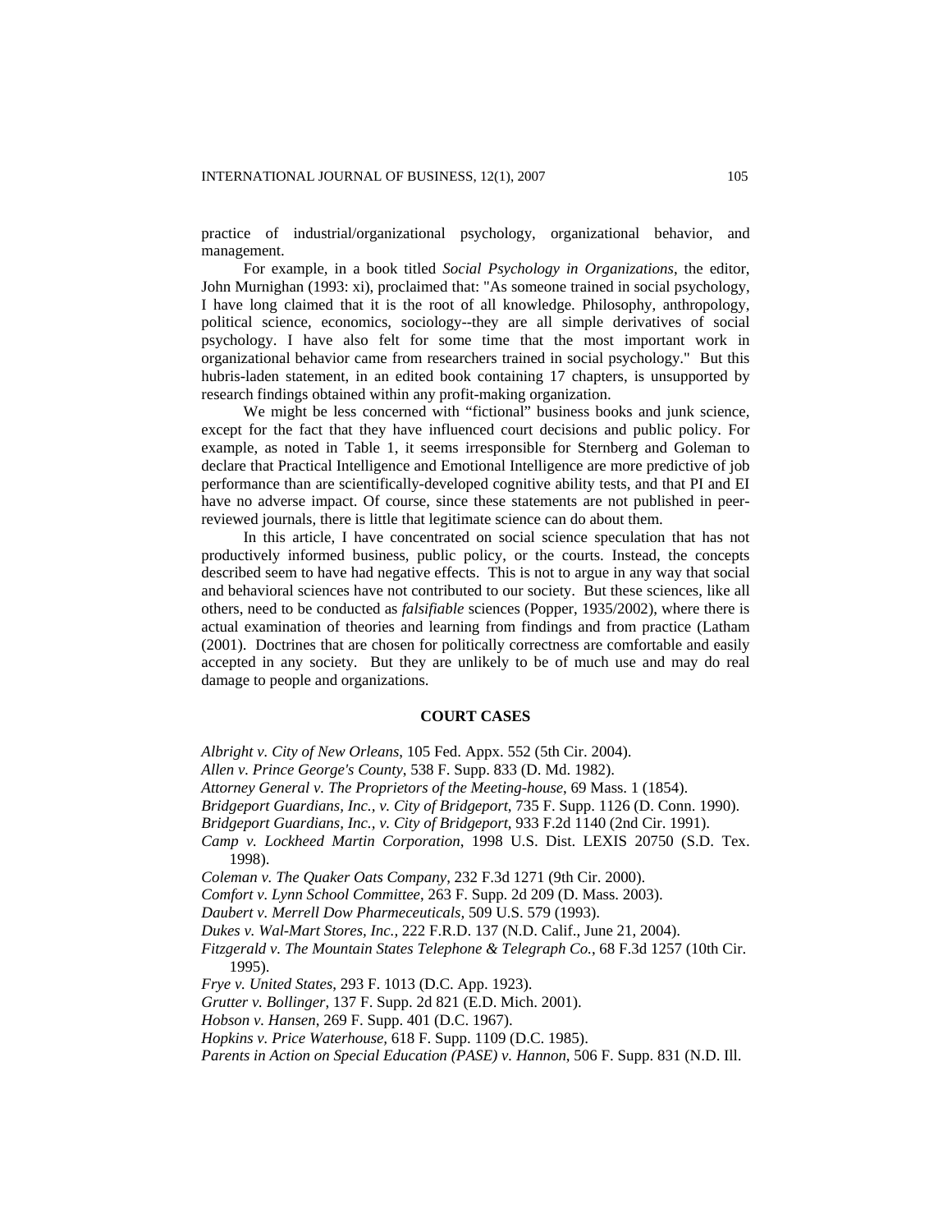practice of industrial/organizational psychology, organizational behavior, and management.

For example, in a book titled *Social Psychology in Organizations*, the editor, John Murnighan (1993: xi), proclaimed that: "As someone trained in social psychology, I have long claimed that it is the root of all knowledge. Philosophy, anthropology, political science, economics, sociology--they are all simple derivatives of social psychology. I have also felt for some time that the most important work in organizational behavior came from researchers trained in social psychology." But this hubris-laden statement, in an edited book containing 17 chapters, is unsupported by research findings obtained within any profit-making organization.

We might be less concerned with "fictional" business books and junk science, except for the fact that they have influenced court decisions and public policy. For example, as noted in Table 1, it seems irresponsible for Sternberg and Goleman to declare that Practical Intelligence and Emotional Intelligence are more predictive of job performance than are scientifically-developed cognitive ability tests, and that PI and EI have no adverse impact. Of course, since these statements are not published in peer-reviewed journals, there is little that legitimate science can do about them.

In this article, I have concentrated on social science speculation that has not productively informed business, public policy, or the courts. Instead, the concepts described seem to have had negative effects. This is not to argue in any way that social and behavioral sciences have not contributed to our society. But these sciences, like all others, need to be conducted as *falsifiable* sciences (Popper, 1935/2002), where there is actual examination of theories and learning from findings and from practice (Latham (2001). Doctrines that are chosen for politically correctness are comfortable and easily accepted in any society. But they are unlikely to be of much use and may do real damage to people and organizations.

## COURT CASES

*Albright v. City of New Orleans*, 105 Fed. Appx. 552 (5th Cir. 2004).

*Allen v. Prince George's County*, 538 F. Supp. 833 (D. Md. 1982).

*Attorney General v. The Proprietors of the Meeting-house*, 69 Mass. 1 (1854).

*Bridgeport Guardians, Inc., v. City of Bridgeport*, 735 F. Supp. 1126 (D. Conn. 1990).

*Bridgeport Guardians, Inc., v. City of Bridgeport*, 933 F.2d 1140 (2nd Cir. 1991).

*Camp v. Lockheed Martin Corporation*, 1998 U.S. Dist. LEXIS 20750 (S.D. Tex. 1998).

*Coleman v. The Quaker Oats Company*, 232 F.3d 1271 (9th Cir. 2000).

*Comfort v. Lynn School Committee*, 263 F. Supp. 2d 209 (D. Mass. 2003).

*Daubert v. Merrell Dow Pharmeceuticals*, 509 U.S. 579 (1993).

*Dukes v. Wal-Mart Stores, Inc.,* 222 F.R.D. 137 (N.D. Calif., June 21, 2004).

*Fitzgerald v. The Mountain States Telephone & Telegraph Co.*, 68 F.3d 1257 (10th Cir. 1995).

*Frye v. United States*, 293 F. 1013 (D.C. App. 1923).

*Grutter v. Bollinger*, 137 F. Supp. 2d 821 (E.D. Mich. 2001).

*Hobson v. Hansen*, 269 F. Supp. 401 (D.C. 1967).

*Hopkins v. Price Waterhouse*, 618 F. Supp. 1109 (D.C. 1985).

*Parents in Action on Special Education (PASE) v. Hannon*, 506 F. Supp. 831 (N.D. Ill.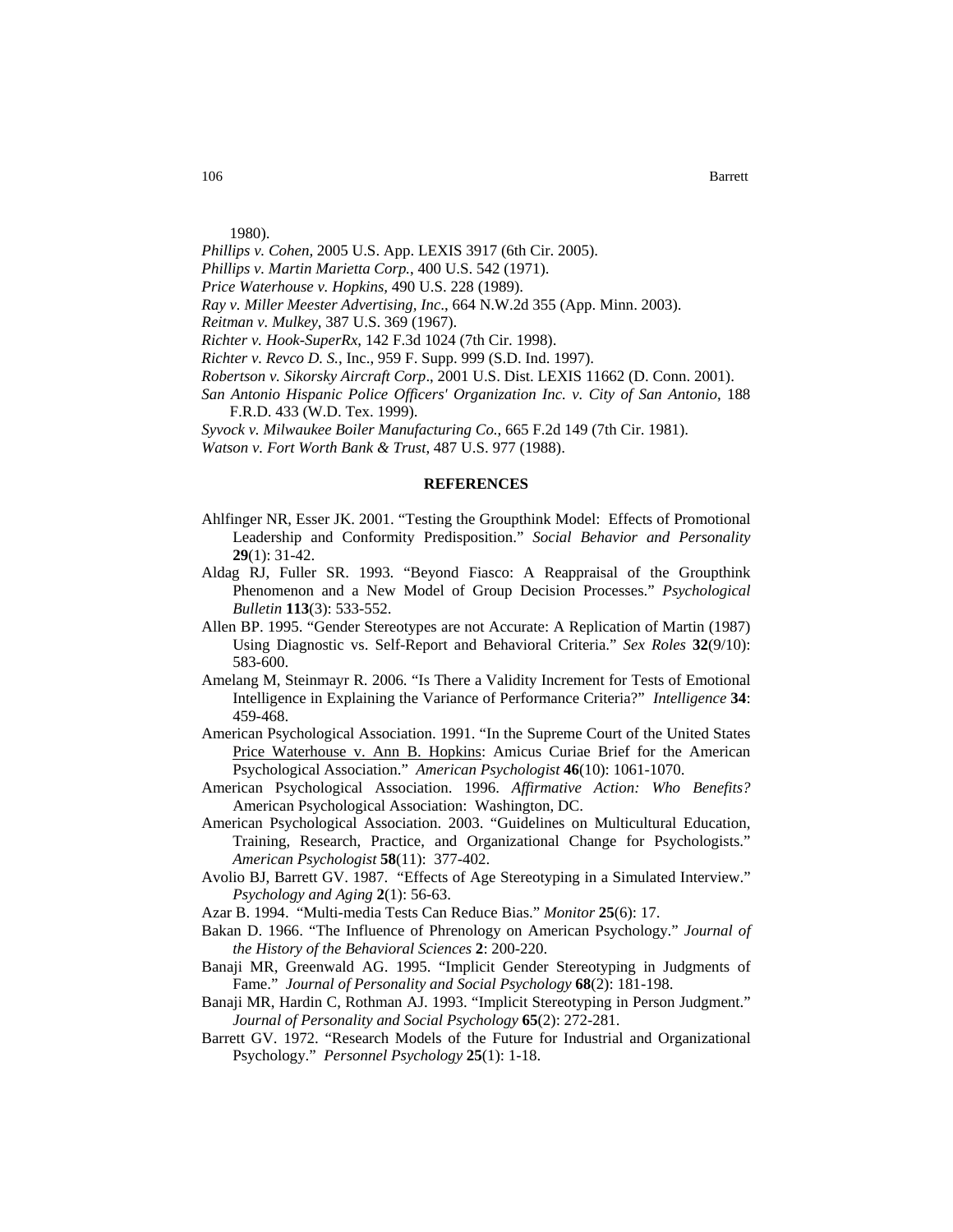1980).

*Phillips v. Cohen*, 2005 U.S. App. LEXIS 3917 (6th Cir. 2005).

*Phillips v. Martin Marietta Corp.*, 400 U.S. 542 (1971).

*Price Waterhouse v. Hopkins*, 490 U.S. 228 (1989).

*Ray v. Miller Meester Advertising, Inc*., 664 N.W.2d 355 (App. Minn. 2003).

*Reitman v. Mulkey*, 387 U.S. 369 (1967).

*Richter v. Hook-SuperRx*, 142 F.3d 1024 (7th Cir. 1998).

*Richter v. Revco D. S.*, Inc., 959 F. Supp. 999 (S.D. Ind. 1997).

*Robertson v. Sikorsky Aircraft Corp*., 2001 U.S. Dist. LEXIS 11662 (D. Conn. 2001).

*San Antonio Hispanic Police Officers' Organization Inc. v. City of San Antonio*, 188 F.R.D. 433 (W.D. Tex. 1999).

*Syvock v. Milwaukee Boiler Manufacturing Co.*, 665 F.2d 149 (7th Cir. 1981).

*Watson v. Fort Worth Bank & Trust*, 487 U.S. 977 (1988).

## REFERENCES

Ahlfinger NR, Esser JK. 2001. "Testing the Groupthink Model: Effects of Promotional Leadership and Conformity Predisposition." *Social Behavior and Personality* **29**(1): 31-42.

Aldag RJ, Fuller SR. 1993. "Beyond Fiasco: A Reappraisal of the Groupthink Phenomenon and a New Model of Group Decision Processes." *Psychological Bulletin* **113**(3): 533-552.

Allen BP. 1995. "Gender Stereotypes are not Accurate: A Replication of Martin (1987) Using Diagnostic vs. Self-Report and Behavioral Criteria." *Sex Roles* **32**(9/10): 583-600.

Amelang M, Steinmayr R. 2006. "Is There a Validity Increment for Tests of Emotional Intelligence in Explaining the Variance of Performance Criteria?" *Intelligence* **34**: 459-468.

American Psychological Association. 1991. "In the Supreme Court of the United States Price Waterhouse v. Ann B. Hopkins: Amicus Curiae Brief for the American Psychological Association." *American Psychologist* **46**(10): 1061-1070.

American Psychological Association. 1996. *Affirmative Action: Who Benefits?* American Psychological Association: Washington, DC.

American Psychological Association. 2003. "Guidelines on Multicultural Education, Training, Research, Practice, and Organizational Change for Psychologists." *American Psychologist* **58**(11): 377-402.

Avolio BJ, Barrett GV. 1987. "Effects of Age Stereotyping in a Simulated Interview." *Psychology and Aging* **2**(1): 56-63.

Azar B. 1994. "Multi-media Tests Can Reduce Bias." *Monitor* **25**(6): 17.

Bakan D. 1966. "The Influence of Phrenology on American Psychology." *Journal of the History of the Behavioral Sciences* **2**: 200-220.

Banaji MR, Greenwald AG. 1995. "Implicit Gender Stereotyping in Judgments of Fame." *Journal of Personality and Social Psychology* **68**(2): 181-198.

Banaji MR, Hardin C, Rothman AJ. 1993. "Implicit Stereotyping in Person Judgment." *Journal of Personality and Social Psychology* **65**(2): 272-281.

Barrett GV. 1972. "Research Models of the Future for Industrial and Organizational Psychology." *Personnel Psychology* **25**(1): 1-18.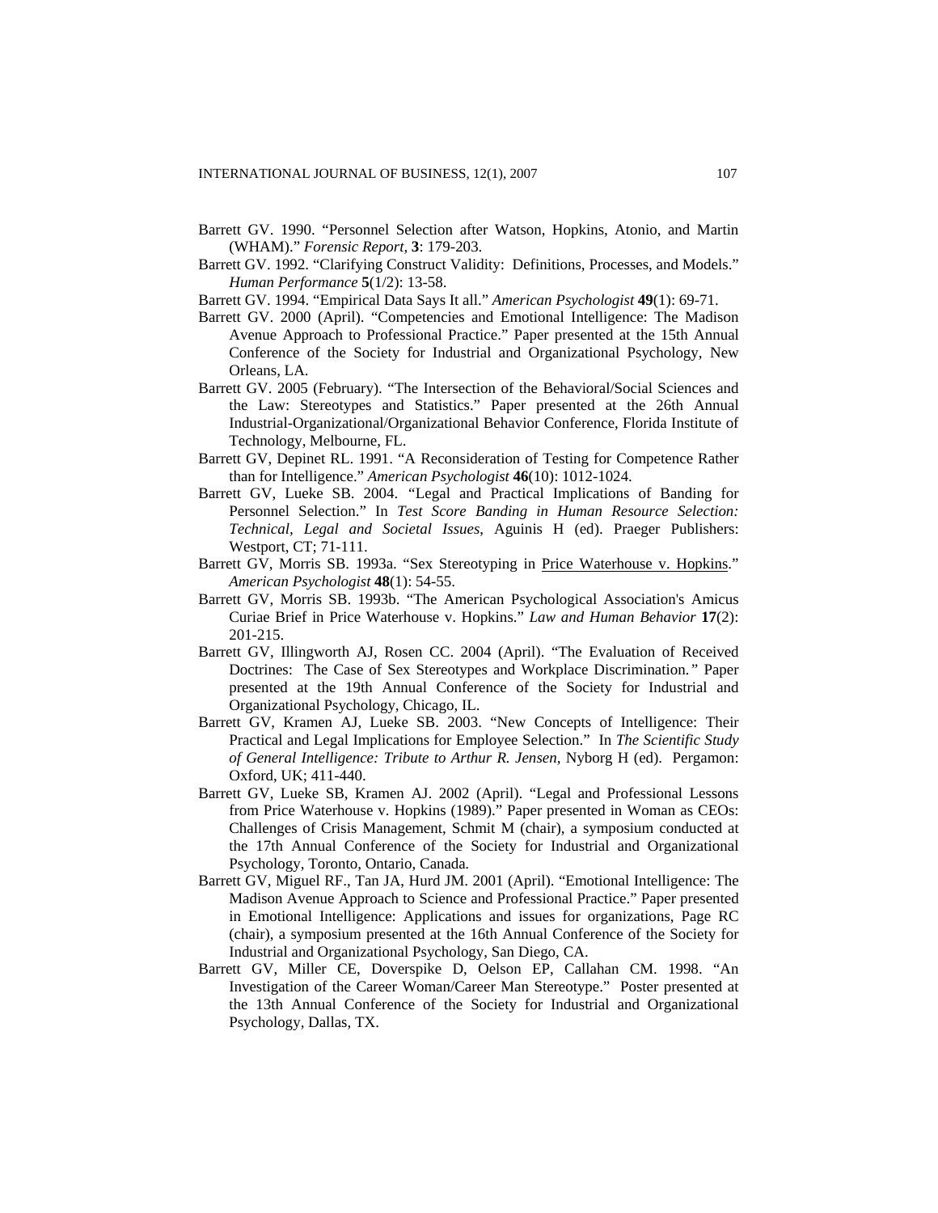Barrett GV. 1990. "Personnel Selection after Watson, Hopkins, Atonio, and Martin (WHAM)." *Forensic Report,* **3**: 179-203.

Barrett GV. 1992. "Clarifying Construct Validity: Definitions, Processes, and Models." *Human Performance* **5**(1/2): 13-58.

Barrett GV. 1994. "Empirical Data Says It all." *American Psychologist* **49**(1): 69-71.

Barrett GV. 2000 (April). "Competencies and Emotional Intelligence: The Madison Avenue Approach to Professional Practice." Paper presented at the 15th Annual Conference of the Society for Industrial and Organizational Psychology, New Orleans, LA.

Barrett GV. 2005 (February). "The Intersection of the Behavioral/Social Sciences and the Law: Stereotypes and Statistics." Paper presented at the 26th Annual Industrial-Organizational/Organizational Behavior Conference, Florida Institute of Technology, Melbourne, FL.

Barrett GV, Depinet RL. 1991. "A Reconsideration of Testing for Competence Rather than for Intelligence." *American Psychologist* **46**(10): 1012-1024.

Barrett GV, Lueke SB. 2004. "Legal and Practical Implications of Banding for Personnel Selection." In *Test Score Banding in Human Resource Selection: Technical, Legal and Societal Issues*, Aguinis H (ed). Praeger Publishers: Westport, CT; 71-111.

Barrett GV, Morris SB. 1993a. "Sex Stereotyping in Price Waterhouse v. Hopkins." *American Psychologist* **48**(1): 54-55.

Barrett GV, Morris SB. 1993b. "The American Psychological Association's Amicus Curiae Brief in Price Waterhouse v. Hopkins." *Law and Human Behavior* **17**(2): 201-215.

Barrett GV, Illingworth AJ, Rosen CC. 2004 (April). "The Evaluation of Received Doctrines: The Case of Sex Stereotypes and Workplace Discrimination." Paper presented at the 19th Annual Conference of the Society for Industrial and Organizational Psychology, Chicago, IL.

Barrett GV, Kramen AJ, Lueke SB. 2003. "New Concepts of Intelligence: Their Practical and Legal Implications for Employee Selection." In *The Scientific Study of General Intelligence: Tribute to Arthur R. Jensen*, Nyborg H (ed). Pergamon: Oxford, UK; 411-440.

Barrett GV, Lueke SB, Kramen AJ. 2002 (April). "Legal and Professional Lessons from Price Waterhouse v. Hopkins (1989)." Paper presented in Woman as CEOs: Challenges of Crisis Management, Schmit M (chair), a symposium conducted at the 17th Annual Conference of the Society for Industrial and Organizational Psychology, Toronto, Ontario, Canada.

Barrett GV, Miguel RF., Tan JA, Hurd JM. 2001 (April). "Emotional Intelligence: The Madison Avenue Approach to Science and Professional Practice." Paper presented in Emotional Intelligence: Applications and issues for organizations, Page RC (chair), a symposium presented at the 16th Annual Conference of the Society for Industrial and Organizational Psychology, San Diego, CA.

Barrett GV, Miller CE, Doverspike D, Oelson EP, Callahan CM. 1998. "An Investigation of the Career Woman/Career Man Stereotype." Poster presented at the 13th Annual Conference of the Society for Industrial and Organizational Psychology, Dallas, TX.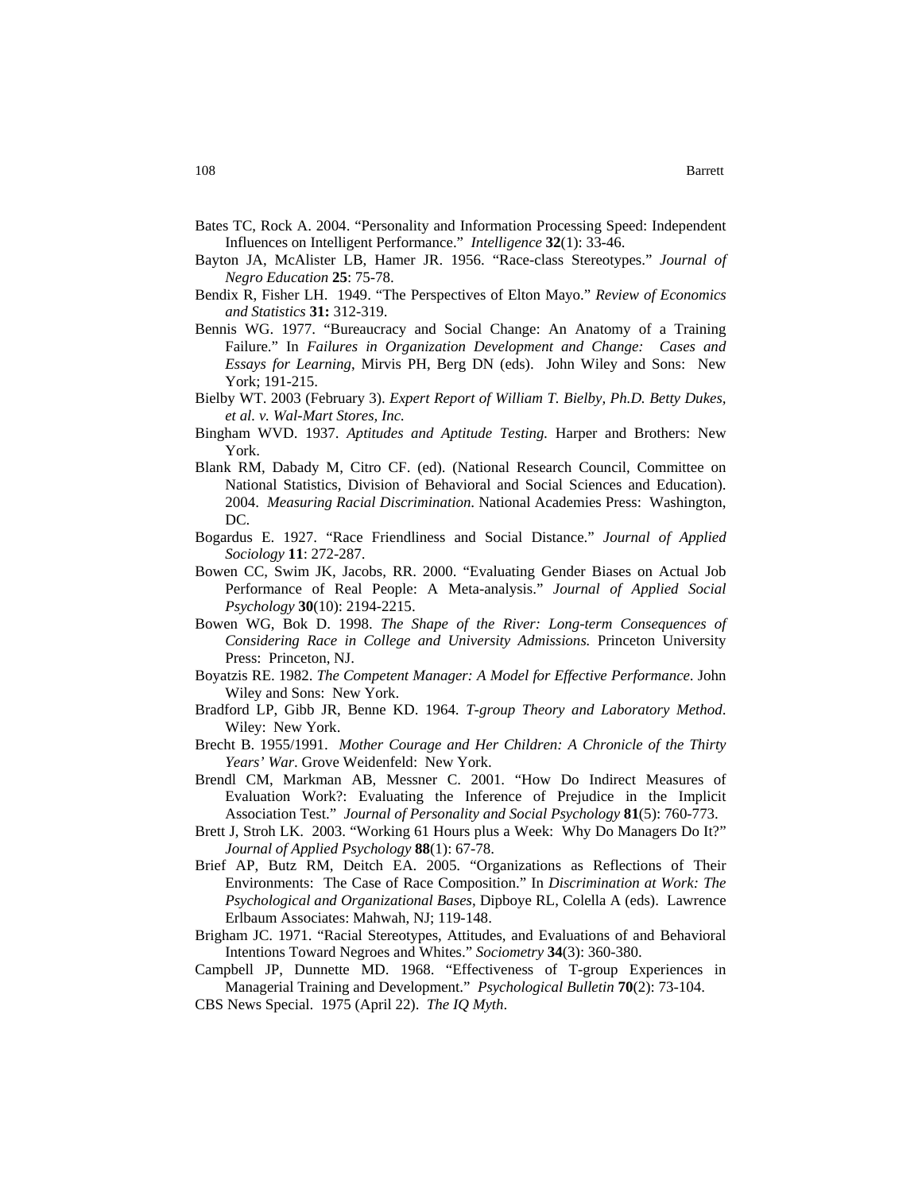Bates TC, Rock A. 2004. "Personality and Information Processing Speed: Independent Influences on Intelligent Performance." *Intelligence* **32**(1): 33-46.

Bayton JA, McAlister LB, Hamer JR. 1956. "Race-class Stereotypes." *Journal of Negro Education* **25**: 75-78.

Bendix R, Fisher LH. 1949. "The Perspectives of Elton Mayo." *Review of Economics and Statistics* **31:** 312-319.

Bennis WG. 1977. "Bureaucracy and Social Change: An Anatomy of a Training Failure." In *Failures in Organization Development and Change: Cases and Essays for Learning*, Mirvis PH, Berg DN (eds). John Wiley and Sons: New York; 191-215.

Bielby WT. 2003 (February 3). *Expert Report of William T. Bielby, Ph.D. Betty Dukes, et al. v. Wal-Mart Stores, Inc.*

Bingham WVD. 1937. *Aptitudes and Aptitude Testing.* Harper and Brothers: New York.

Blank RM, Dabady M, Citro CF. (ed). (National Research Council, Committee on National Statistics, Division of Behavioral and Social Sciences and Education). 2004. *Measuring Racial Discrimination*. National Academies Press: Washington, DC.

Bogardus E. 1927. "Race Friendliness and Social Distance." *Journal of Applied Sociology* **11**: 272-287.

Bowen CC, Swim JK, Jacobs, RR. 2000. "Evaluating Gender Biases on Actual Job Performance of Real People: A Meta-analysis." *Journal of Applied Social Psychology* **30**(10): 2194-2215.

Bowen WG, Bok D. 1998. *The Shape of the River: Long-term Consequences of Considering Race in College and University Admissions.* Princeton University Press: Princeton, NJ.

Boyatzis RE. 1982. *The Competent Manager: A Model for Effective Performance*. John Wiley and Sons: New York.

Bradford LP, Gibb JR, Benne KD. 1964. *T-group Theory and Laboratory Method*. Wiley: New York.

Brecht B. 1955/1991. *Mother Courage and Her Children: A Chronicle of the Thirty Years' War*. Grove Weidenfeld: New York.

Brendl CM, Markman AB, Messner C. 2001. "How Do Indirect Measures of Evaluation Work?: Evaluating the Inference of Prejudice in the Implicit Association Test." *Journal of Personality and Social Psychology* **81**(5): 760-773.

Brett J, Stroh LK. 2003. "Working 61 Hours plus a Week: Why Do Managers Do It?" *Journal of Applied Psychology* **88**(1): 67-78.

Brief AP, Butz RM, Deitch EA. 2005. "Organizations as Reflections of Their Environments: The Case of Race Composition." In *Discrimination at Work: The Psychological and Organizational Bases*, Dipboye RL, Colella A (eds). Lawrence Erlbaum Associates: Mahwah, NJ; 119-148.

Brigham JC. 1971. "Racial Stereotypes, Attitudes, and Evaluations of and Behavioral Intentions Toward Negroes and Whites." *Sociometry* **34**(3): 360-380.

Campbell JP, Dunnette MD. 1968. "Effectiveness of T-group Experiences in Managerial Training and Development." *Psychological Bulletin* **70**(2): 73-104.

CBS News Special. 1975 (April 22). *The IQ Myth*.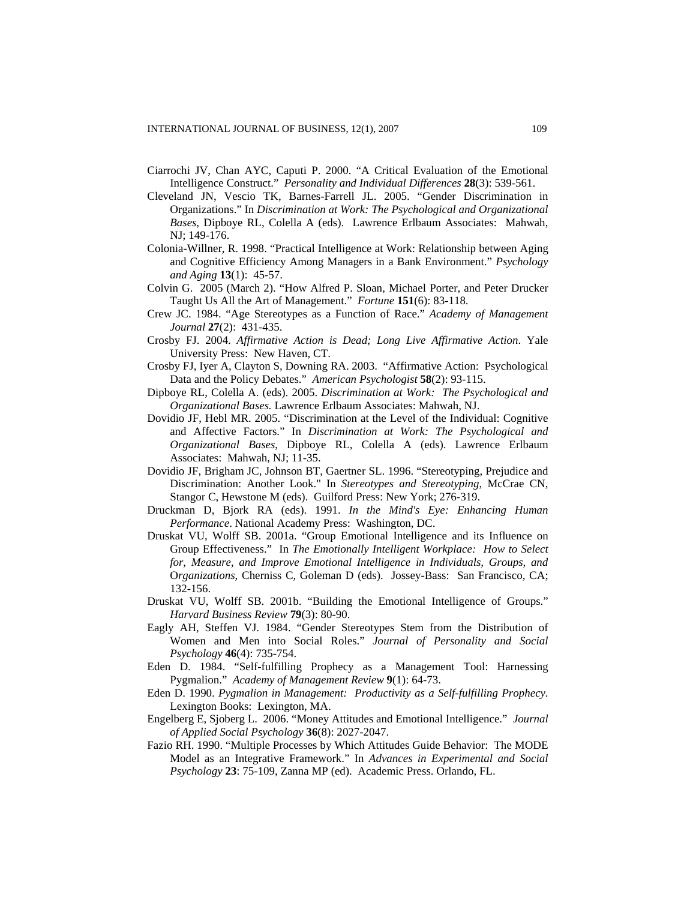Ciarrochi JV, Chan AYC, Caputi P. 2000. "A Critical Evaluation of the Emotional Intelligence Construct." *Personality and Individual Differences* **28**(3): 539-561.

Cleveland JN, Vescio TK, Barnes-Farrell JL. 2005. "Gender Discrimination in Organizations." In *Discrimination at Work: The Psychological and Organizational Bases*, Dipboye RL, Colella A (eds). Lawrence Erlbaum Associates: Mahwah, NJ; 149-176.

Colonia-Willner, R. 1998. "Practical Intelligence at Work: Relationship between Aging and Cognitive Efficiency Among Managers in a Bank Environment." *Psychology and Aging* **13**(1): 45-57.

Colvin G. 2005 (March 2). "How Alfred P. Sloan, Michael Porter, and Peter Drucker Taught Us All the Art of Management." *Fortune* **151**(6): 83-118.

Crew JC. 1984. "Age Stereotypes as a Function of Race." *Academy of Management Journal* **27**(2): 431-435.

Crosby FJ. 2004. *Affirmative Action is Dead; Long Live Affirmative Action*. Yale University Press: New Haven, CT.

Crosby FJ, Iyer A, Clayton S, Downing RA. 2003. "Affirmative Action: Psychological Data and the Policy Debates." *American Psychologist* **58**(2): 93-115.

Dipboye RL, Colella A. (eds). 2005. *Discrimination at Work: The Psychological and Organizational Bases.* Lawrence Erlbaum Associates: Mahwah, NJ.

Dovidio JF, Hebl MR. 2005. "Discrimination at the Level of the Individual: Cognitive and Affective Factors." In *Discrimination at Work: The Psychological and Organizational Bases*, Dipboye RL, Colella A (eds). Lawrence Erlbaum Associates: Mahwah, NJ; 11-35.

Dovidio JF, Brigham JC, Johnson BT, Gaertner SL. 1996. "Stereotyping, Prejudice and Discrimination: Another Look." In *Stereotypes and Stereotyping*, McCrae CN, Stangor C, Hewstone M (eds). Guilford Press: New York; 276-319.

Druckman D, Bjork RA (eds). 1991. *In the Mind's Eye: Enhancing Human Performance*. National Academy Press: Washington, DC.

Druskat VU, Wolff SB. 2001a. "Group Emotional Intelligence and its Influence on Group Effectiveness." In *The Emotionally Intelligent Workplace: How to Select for, Measure, and Improve Emotional Intelligence in Individuals, Groups, and Organizations*, Cherniss C, Goleman D (eds). Jossey-Bass: San Francisco, CA; 132-156.

Druskat VU, Wolff SB. 2001b. "Building the Emotional Intelligence of Groups." *Harvard Business Review* **79**(3): 80-90.

Eagly AH, Steffen VJ. 1984. "Gender Stereotypes Stem from the Distribution of Women and Men into Social Roles." *Journal of Personality and Social Psychology* **46**(4): 735-754.

Eden D. 1984. "Self-fulfilling Prophecy as a Management Tool: Harnessing Pygmalion." *Academy of Management Review* **9**(1): 64-73.

Eden D. 1990. *Pygmalion in Management: Productivity as a Self-fulfilling Prophecy*. Lexington Books: Lexington, MA.

Engelberg E, Sjoberg L. 2006. "Money Attitudes and Emotional Intelligence." *Journal of Applied Social Psychology* **36**(8): 2027-2047.

Fazio RH. 1990. "Multiple Processes by Which Attitudes Guide Behavior: The MODE Model as an Integrative Framework." In *Advances in Experimental and Social Psychology* **23**: 75-109, Zanna MP (ed). Academic Press. Orlando, FL.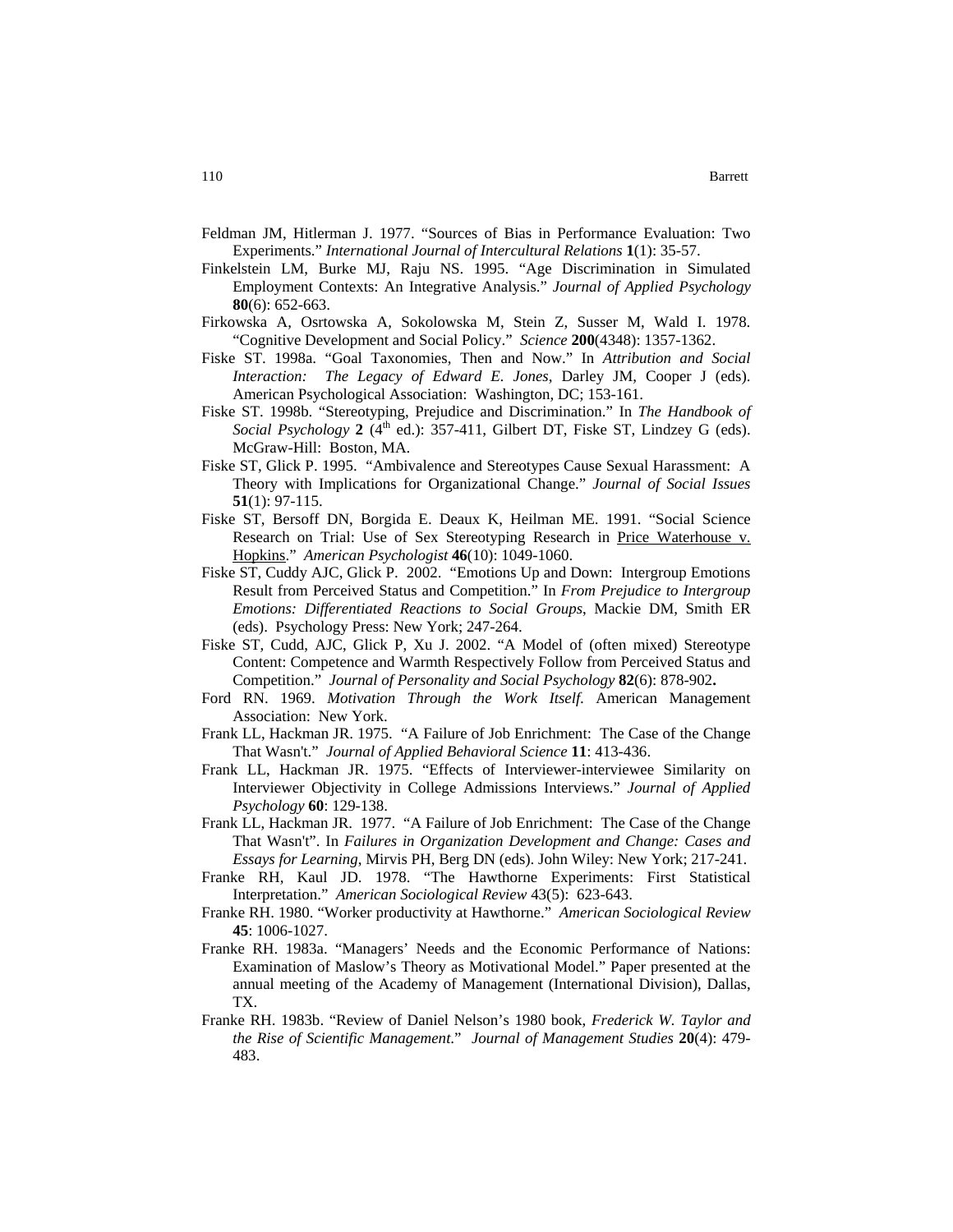Feldman JM, Hitlerman J. 1977. "Sources of Bias in Performance Evaluation: Two Experiments." *International Journal of Intercultural Relations* **1**(1): 35-57.

Finkelstein LM, Burke MJ, Raju NS. 1995. "Age Discrimination in Simulated Employment Contexts: An Integrative Analysis." *Journal of Applied Psychology* **80**(6): 652-663.

Firkowska A, Osrtowska A, Sokolowska M, Stein Z, Susser M, Wald I. 1978. "Cognitive Development and Social Policy." *Science* **200**(4348): 1357-1362.

Fiske ST. 1998a. "Goal Taxonomies, Then and Now." In *Attribution and Social Interaction: The Legacy of Edward E. Jones*, Darley JM, Cooper J (eds). American Psychological Association: Washington, DC; 153-161.

Fiske ST. 1998b. "Stereotyping, Prejudice and Discrimination." In *The Handbook of Social Psychology* **2** (4th ed.): 357-411, Gilbert DT, Fiske ST, Lindzey G (eds). McGraw-Hill: Boston, MA.

Fiske ST, Glick P. 1995. "Ambivalence and Stereotypes Cause Sexual Harassment: A Theory with Implications for Organizational Change." *Journal of Social Issues* **51**(1): 97-115.

Fiske ST, Bersoff DN, Borgida E. Deaux K, Heilman ME. 1991. "Social Science Research on Trial: Use of Sex Stereotyping Research in Price Waterhouse v. Hopkins." *American Psychologist* **46**(10): 1049-1060.

Fiske ST, Cuddy AJC, Glick P. 2002. "Emotions Up and Down: Intergroup Emotions Result from Perceived Status and Competition." In *From Prejudice to Intergroup Emotions: Differentiated Reactions to Social Groups*, Mackie DM, Smith ER (eds). Psychology Press: New York; 247-264.

Fiske ST, Cudd, AJC, Glick P, Xu J. 2002. "A Model of (often mixed) Stereotype Content: Competence and Warmth Respectively Follow from Perceived Status and Competition." *Journal of Personality and Social Psychology* **82**(6): 878-902**.**

Ford RN. 1969. *Motivation Through the Work Itself.* American Management Association: New York.

Frank LL, Hackman JR. 1975. "A Failure of Job Enrichment: The Case of the Change That Wasn't." *Journal of Applied Behavioral Science* **11**: 413-436.

Frank LL, Hackman JR. 1975. "Effects of Interviewer-interviewee Similarity on Interviewer Objectivity in College Admissions Interviews." *Journal of Applied Psychology* **60**: 129-138.

Frank LL, Hackman JR. 1977. "A Failure of Job Enrichment: The Case of the Change That Wasn't". In *Failures in Organization Development and Change: Cases and Essays for Learning*, Mirvis PH, Berg DN (eds). John Wiley: New York; 217-241.

Franke RH, Kaul JD. 1978. "The Hawthorne Experiments: First Statistical Interpretation." *American Sociological Review* 43(5): 623-643.

Franke RH. 1980. "Worker productivity at Hawthorne." *American Sociological Review* **45**: 1006-1027.

Franke RH. 1983a. "Managers' Needs and the Economic Performance of Nations: Examination of Maslow's Theory as Motivational Model." Paper presented at the annual meeting of the Academy of Management (International Division), Dallas, TX.

Franke RH. 1983b. "Review of Daniel Nelson's 1980 book, *Frederick W. Taylor and the Rise of Scientific Management*." *Journal of Management Studies* **20**(4): 479-483.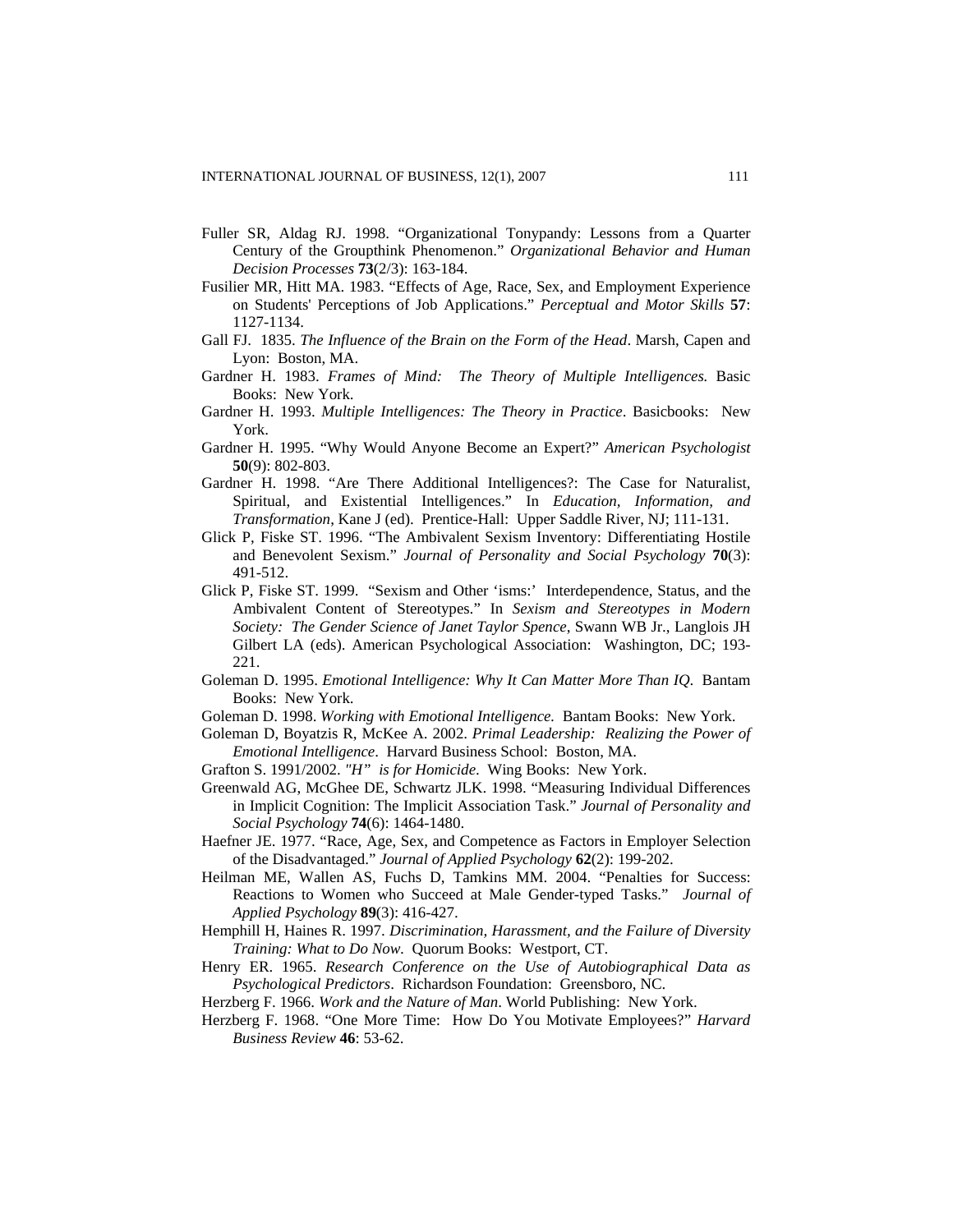Fuller SR, Aldag RJ. 1998. "Organizational Tonypandy: Lessons from a Quarter Century of the Groupthink Phenomenon." *Organizational Behavior and Human Decision Processes* **73**(2/3): 163-184.

Fusilier MR, Hitt MA. 1983. "Effects of Age, Race, Sex, and Employment Experience on Students' Perceptions of Job Applications." *Perceptual and Motor Skills* **57**: 1127-1134.

Gall FJ. 1835. *The Influence of the Brain on the Form of the Head*. Marsh, Capen and Lyon: Boston, MA.

Gardner H. 1983. *Frames of Mind: The Theory of Multiple Intelligences.* Basic Books: New York.

Gardner H. 1993. *Multiple Intelligences: The Theory in Practice*. Basicbooks: New York.

Gardner H. 1995. "Why Would Anyone Become an Expert?" *American Psychologist* **50**(9): 802-803.

Gardner H. 1998. "Are There Additional Intelligences?: The Case for Naturalist, Spiritual, and Existential Intelligences." In *Education, Information, and Transformation*, Kane J (ed). Prentice-Hall: Upper Saddle River, NJ; 111-131.

Glick P, Fiske ST. 1996. "The Ambivalent Sexism Inventory: Differentiating Hostile and Benevolent Sexism." *Journal of Personality and Social Psychology* **70**(3): 491-512.

Glick P, Fiske ST. 1999. "Sexism and Other 'isms:' Interdependence, Status, and the Ambivalent Content of Stereotypes." In *Sexism and Stereotypes in Modern Society: The Gender Science of Janet Taylor Spence*, Swann WB Jr., Langlois JH Gilbert LA (eds). American Psychological Association: Washington, DC; 193-221.

Goleman D. 1995. *Emotional Intelligence: Why It Can Matter More Than IQ*. Bantam Books: New York.

Goleman D. 1998. *Working with Emotional Intelligence.* Bantam Books: New York.

Goleman D, Boyatzis R, McKee A. 2002. *Primal Leadership: Realizing the Power of Emotional Intelligence*. Harvard Business School: Boston, MA.

Grafton S. 1991/2002. *"H" is for Homicide*. Wing Books: New York.

Greenwald AG, McGhee DE, Schwartz JLK. 1998. "Measuring Individual Differences in Implicit Cognition: The Implicit Association Task." *Journal of Personality and Social Psychology* **74**(6): 1464-1480.

Haefner JE. 1977. "Race, Age, Sex, and Competence as Factors in Employer Selection of the Disadvantaged." *Journal of Applied Psychology* **62**(2): 199-202.

Heilman ME, Wallen AS, Fuchs D, Tamkins MM. 2004. "Penalties for Success: Reactions to Women who Succeed at Male Gender-typed Tasks." *Journal of Applied Psychology* **89**(3): 416-427.

Hemphill H, Haines R. 1997. *Discrimination, Harassment, and the Failure of Diversity Training: What to Do Now*. Quorum Books: Westport, CT.

Henry ER. 1965. *Research Conference on the Use of Autobiographical Data as Psychological Predictors*. Richardson Foundation: Greensboro, NC.

Herzberg F. 1966. *Work and the Nature of Man*. World Publishing: New York.

Herzberg F. 1968. "One More Time: How Do You Motivate Employees?" *Harvard Business Review* **46**: 53-62.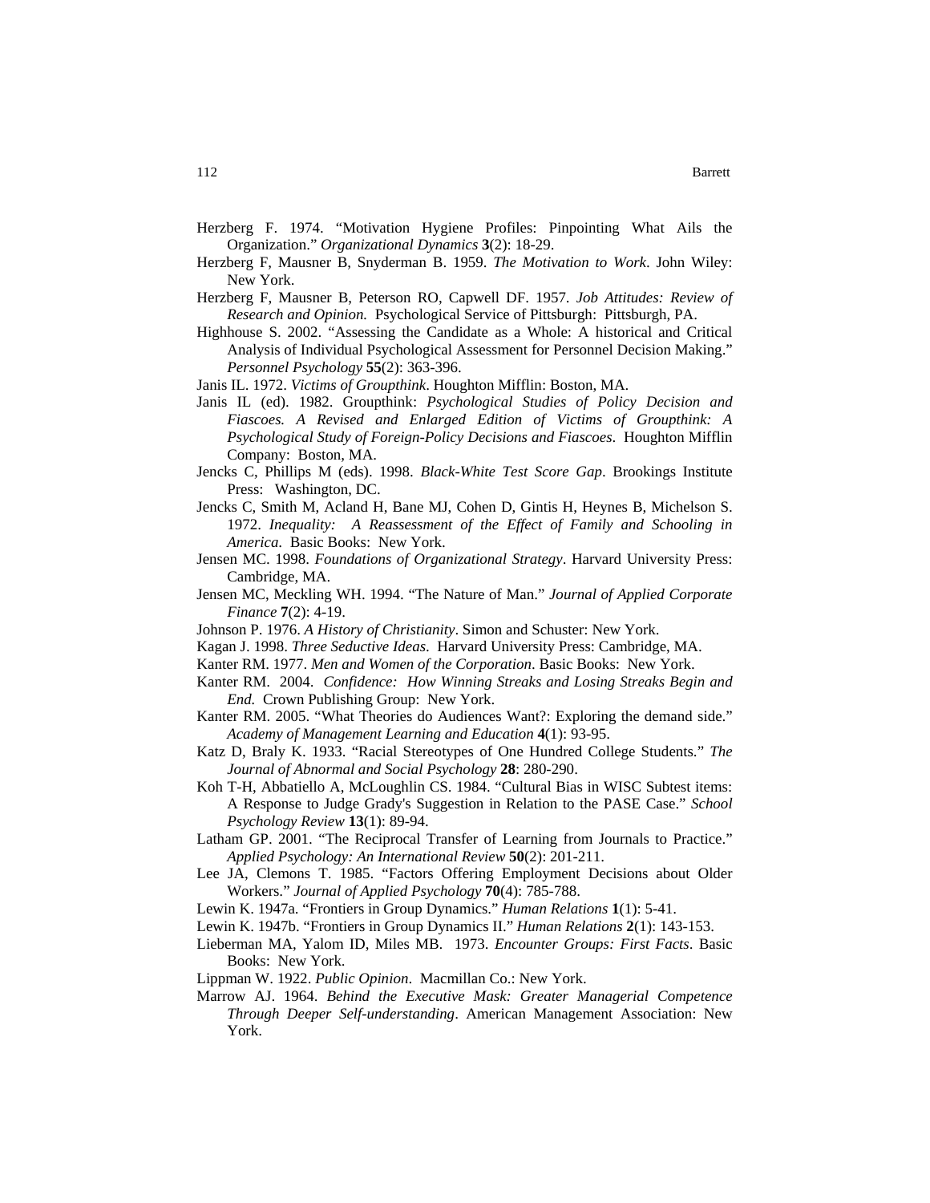Herzberg F. 1974. "Motivation Hygiene Profiles: Pinpointing What Ails the Organization." *Organizational Dynamics* **3**(2): 18-29.

Herzberg F, Mausner B, Snyderman B. 1959. *The Motivation to Work*. John Wiley: New York.

Herzberg F, Mausner B, Peterson RO, Capwell DF. 1957. *Job Attitudes: Review of Research and Opinion.* Psychological Service of Pittsburgh: Pittsburgh, PA.

Highhouse S. 2002. "Assessing the Candidate as a Whole: A historical and Critical Analysis of Individual Psychological Assessment for Personnel Decision Making." *Personnel Psychology* **55**(2): 363-396.

Janis IL. 1972. *Victims of Groupthink*. Houghton Mifflin: Boston, MA.

Janis IL (ed). 1982. Groupthink: *Psychological Studies of Policy Decision and Fiascoes. A Revised and Enlarged Edition of Victims of Groupthink: A Psychological Study of Foreign-Policy Decisions and Fiascoes*. Houghton Mifflin Company: Boston, MA.

Jencks C, Phillips M (eds). 1998. *Black-White Test Score Gap*. Brookings Institute Press: Washington, DC.

Jencks C, Smith M, Acland H, Bane MJ, Cohen D, Gintis H, Heynes B, Michelson S. 1972. *Inequality: A Reassessment of the Effect of Family and Schooling in America*. Basic Books: New York.

Jensen MC. 1998. *Foundations of Organizational Strategy*. Harvard University Press: Cambridge, MA.

Jensen MC, Meckling WH. 1994. "The Nature of Man." *Journal of Applied Corporate Finance* **7**(2): 4-19.

Johnson P. 1976. *A History of Christianity*. Simon and Schuster: New York.

Kagan J. 1998. *Three Seductive Ideas*. Harvard University Press: Cambridge, MA.

Kanter RM. 1977. *Men and Women of the Corporation*. Basic Books: New York.

Kanter RM. 2004. *Confidence: How Winning Streaks and Losing Streaks Begin and End.* Crown Publishing Group: New York.

Kanter RM. 2005. "What Theories do Audiences Want?: Exploring the demand side." *Academy of Management Learning and Education* **4**(1): 93-95.

Katz D, Braly K. 1933. "Racial Stereotypes of One Hundred College Students." *The Journal of Abnormal and Social Psychology* **28**: 280-290.

Koh T-H, Abbatiello A, McLoughlin CS. 1984. "Cultural Bias in WISC Subtest items: A Response to Judge Grady's Suggestion in Relation to the PASE Case." *School Psychology Review* **13**(1): 89-94.

Latham GP. 2001. "The Reciprocal Transfer of Learning from Journals to Practice." *Applied Psychology: An International Review* **50**(2): 201-211.

Lee JA, Clemons T. 1985. "Factors Offering Employment Decisions about Older Workers." *Journal of Applied Psychology* **70**(4): 785-788.

Lewin K. 1947a. "Frontiers in Group Dynamics." *Human Relations* **1**(1): 5-41.

Lewin K. 1947b. "Frontiers in Group Dynamics II." *Human Relations* **2**(1): 143-153.

Lieberman MA, Yalom ID, Miles MB. 1973. *Encounter Groups: First Facts*. Basic Books: New York.

Lippman W. 1922. *Public Opinion*. Macmillan Co.: New York.

Marrow AJ. 1964. *Behind the Executive Mask: Greater Managerial Competence Through Deeper Self-understanding*. American Management Association: New York.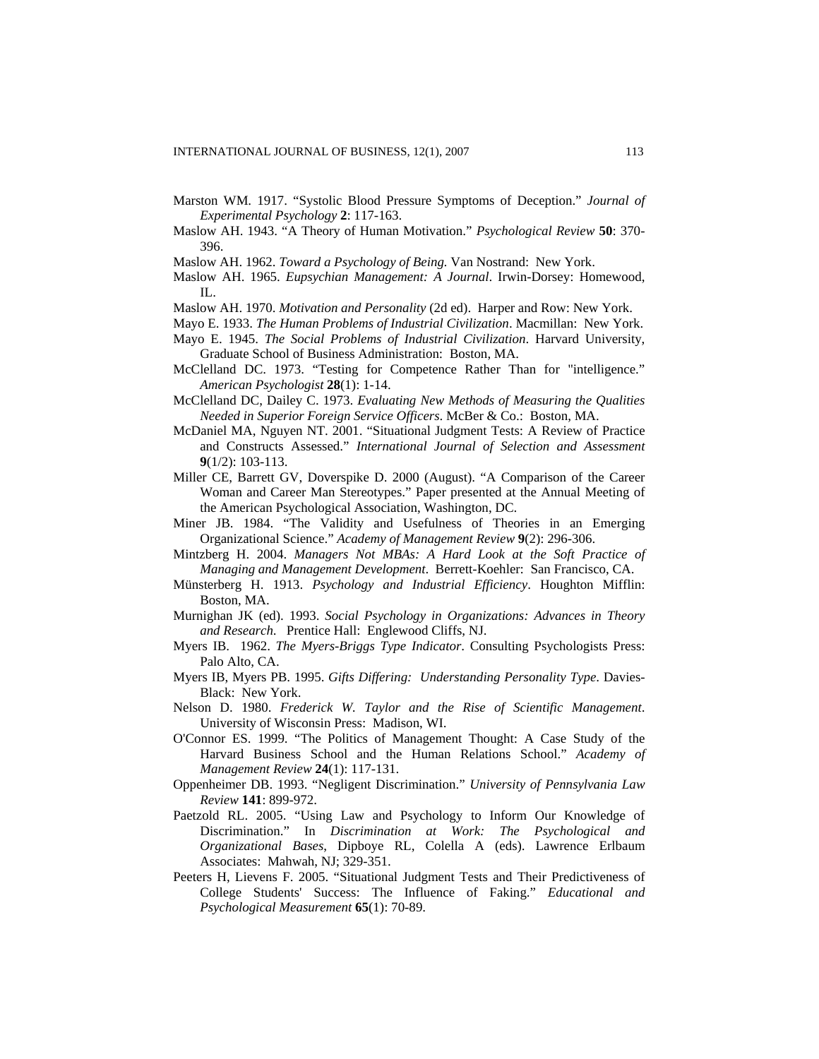Marston WM. 1917. “Systolic Blood Pressure Symptoms of Deception.” *Journal of Experimental Psychology* **2**: 117-163.

Maslow AH. 1943. “A Theory of Human Motivation.” *Psychological Review* **50**: 370-396.

Maslow AH. 1962. *Toward a Psychology of Being.* Van Nostrand: New York.

Maslow AH. 1965. *Eupsychian Management: A Journal*. Irwin-Dorsey: Homewood, IL.

Maslow AH. 1970. *Motivation and Personality* (2d ed). Harper and Row: New York.

Mayo E. 1933. *The Human Problems of Industrial Civilization*. Macmillan: New York.

Mayo E. 1945. *The Social Problems of Industrial Civilization*. Harvard University, Graduate School of Business Administration: Boston, MA.

McClelland DC. 1973. “Testing for Competence Rather Than for "intelligence." *American Psychologist* **28**(1): 1-14.

McClelland DC, Dailey C. 1973. *Evaluating New Methods of Measuring the Qualities Needed in Superior Foreign Service Officers*. McBer & Co.: Boston, MA.

McDaniel MA, Nguyen NT. 2001. “Situational Judgment Tests: A Review of Practice and Constructs Assessed.” *International Journal of Selection and Assessment* **9**(1/2): 103-113.

Miller CE, Barrett GV, Doverspike D. 2000 (August). “A Comparison of the Career Woman and Career Man Stereotypes.” Paper presented at the Annual Meeting of the American Psychological Association, Washington, DC.

Miner JB. 1984. “The Validity and Usefulness of Theories in an Emerging Organizational Science.” *Academy of Management Review* **9**(2): 296-306.

Mintzberg H. 2004. *Managers Not MBAs: A Hard Look at the Soft Practice of Managing and Management Development*. Berrett-Koehler: San Francisco, CA.

Münsterberg H. 1913. *Psychology and Industrial Efficiency*. Houghton Mifflin: Boston, MA.

Murnighan JK (ed). 1993. *Social Psychology in Organizations: Advances in Theory and Research*. Prentice Hall: Englewood Cliffs, NJ.

Myers IB. 1962. *The Myers-Briggs Type Indicator*. Consulting Psychologists Press: Palo Alto, CA.

Myers IB, Myers PB. 1995. *Gifts Differing: Understanding Personality Type*. Davies-Black: New York.

Nelson D. 1980. *Frederick W. Taylor and the Rise of Scientific Management*. University of Wisconsin Press: Madison, WI.

O'Connor ES. 1999. “The Politics of Management Thought: A Case Study of the Harvard Business School and the Human Relations School.” *Academy of Management Review* **24**(1): 117-131.

Oppenheimer DB. 1993. “Negligent Discrimination.” *University of Pennsylvania Law Review* **141**: 899-972.

Paetzold RL. 2005. “Using Law and Psychology to Inform Our Knowledge of Discrimination.” In *Discrimination at Work: The Psychological and Organizational Bases*, Dipboye RL, Colella A (eds). Lawrence Erlbaum Associates: Mahwah, NJ; 329-351.

Peeters H, Lievens F. 2005. “Situational Judgment Tests and Their Predictiveness of College Students' Success: The Influence of Faking.” *Educational and Psychological Measurement* **65**(1): 70-89.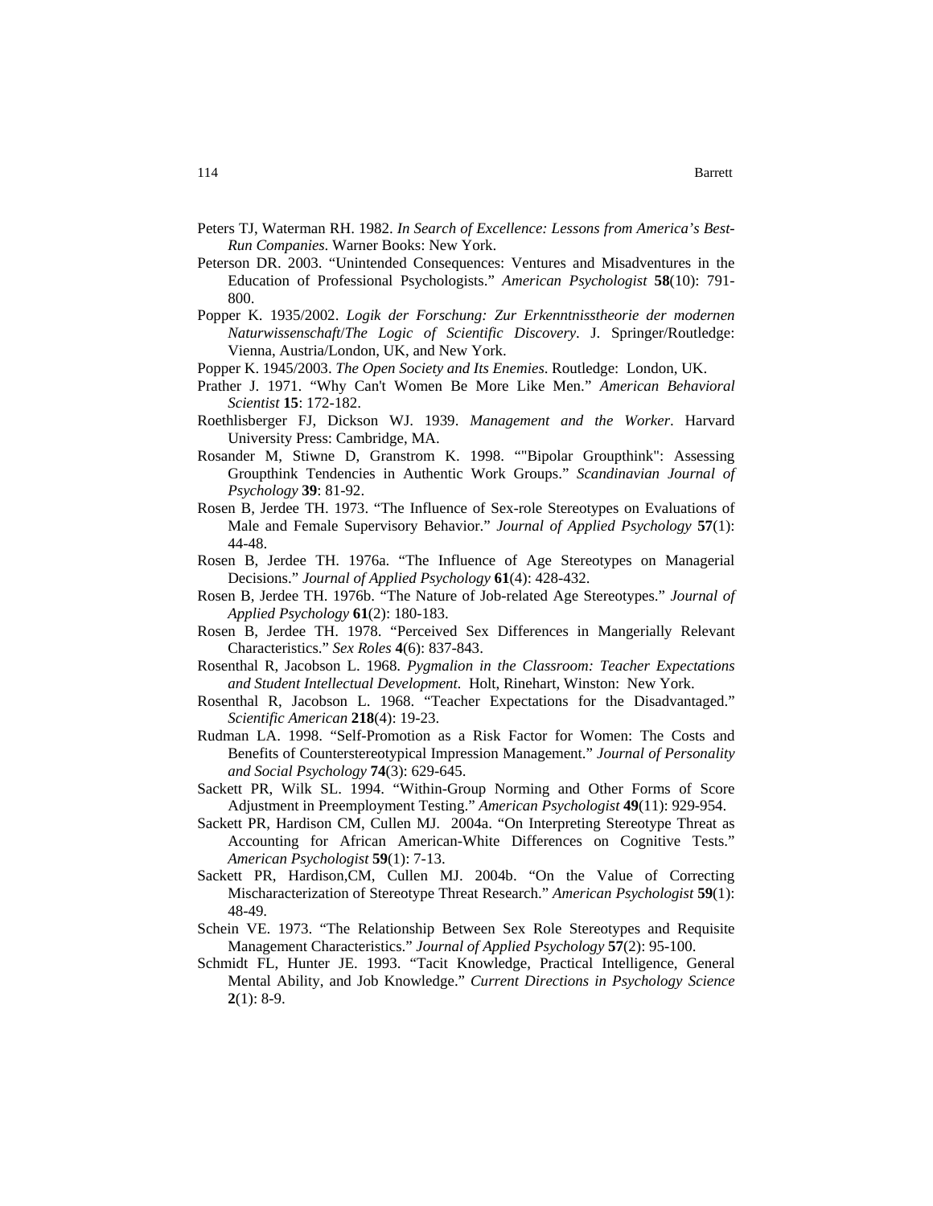Peters TJ, Waterman RH. 1982. *In Search of Excellence: Lessons from America's Best-Run Companies*. Warner Books: New York.

Peterson DR. 2003. "Unintended Consequences: Ventures and Misadventures in the Education of Professional Psychologists." *American Psychologist* **58**(10): 791-800.

Popper K. 1935/2002. *Logik der Forschung: Zur Erkenntnisstheorie der modernen Naturwissenschaft*/*The Logic of Scientific Discovery*. J. Springer/Routledge: Vienna, Austria/London, UK, and New York.

Popper K. 1945/2003. *The Open Society and Its Enemies*. Routledge: London, UK.

Prather J. 1971. "Why Can't Women Be More Like Men." *American Behavioral Scientist* **15**: 172-182.

Roethlisberger FJ, Dickson WJ. 1939. *Management and the Worker*. Harvard University Press: Cambridge, MA.

Rosander M, Stiwne D, Granstrom K. 1998. ""Bipolar Groupthink": Assessing Groupthink Tendencies in Authentic Work Groups." *Scandinavian Journal of Psychology* **39**: 81-92.

Rosen B, Jerdee TH. 1973. "The Influence of Sex-role Stereotypes on Evaluations of Male and Female Supervisory Behavior." *Journal of Applied Psychology* **57**(1): 44-48.

Rosen B, Jerdee TH. 1976a. "The Influence of Age Stereotypes on Managerial Decisions." *Journal of Applied Psychology* **61**(4): 428-432.

Rosen B, Jerdee TH. 1976b. "The Nature of Job-related Age Stereotypes." *Journal of Applied Psychology* **61**(2): 180-183.

Rosen B, Jerdee TH. 1978. "Perceived Sex Differences in Mangerially Relevant Characteristics." *Sex Roles* **4**(6): 837-843.

Rosenthal R, Jacobson L. 1968. *Pygmalion in the Classroom: Teacher Expectations and Student Intellectual Development.* Holt, Rinehart, Winston: New York.

Rosenthal R, Jacobson L. 1968. "Teacher Expectations for the Disadvantaged." *Scientific American* **218**(4): 19-23.

Rudman LA. 1998. "Self-Promotion as a Risk Factor for Women: The Costs and Benefits of Counterstereotypical Impression Management." *Journal of Personality and Social Psychology* **74**(3): 629-645.

Sackett PR, Wilk SL. 1994. "Within-Group Norming and Other Forms of Score Adjustment in Preemployment Testing." *American Psychologist* **49**(11): 929-954.

Sackett PR, Hardison CM, Cullen MJ. 2004a. "On Interpreting Stereotype Threat as Accounting for African American-White Differences on Cognitive Tests." *American Psychologist* **59**(1): 7-13.

Sackett PR, Hardison,CM, Cullen MJ. 2004b. "On the Value of Correcting Mischaracterization of Stereotype Threat Research." *American Psychologist* **59**(1): 48-49.

Schein VE. 1973. "The Relationship Between Sex Role Stereotypes and Requisite Management Characteristics." *Journal of Applied Psychology* **57**(2): 95-100.

Schmidt FL, Hunter JE. 1993. "Tacit Knowledge, Practical Intelligence, General Mental Ability, and Job Knowledge." *Current Directions in Psychology Science* **2**(1): 8-9.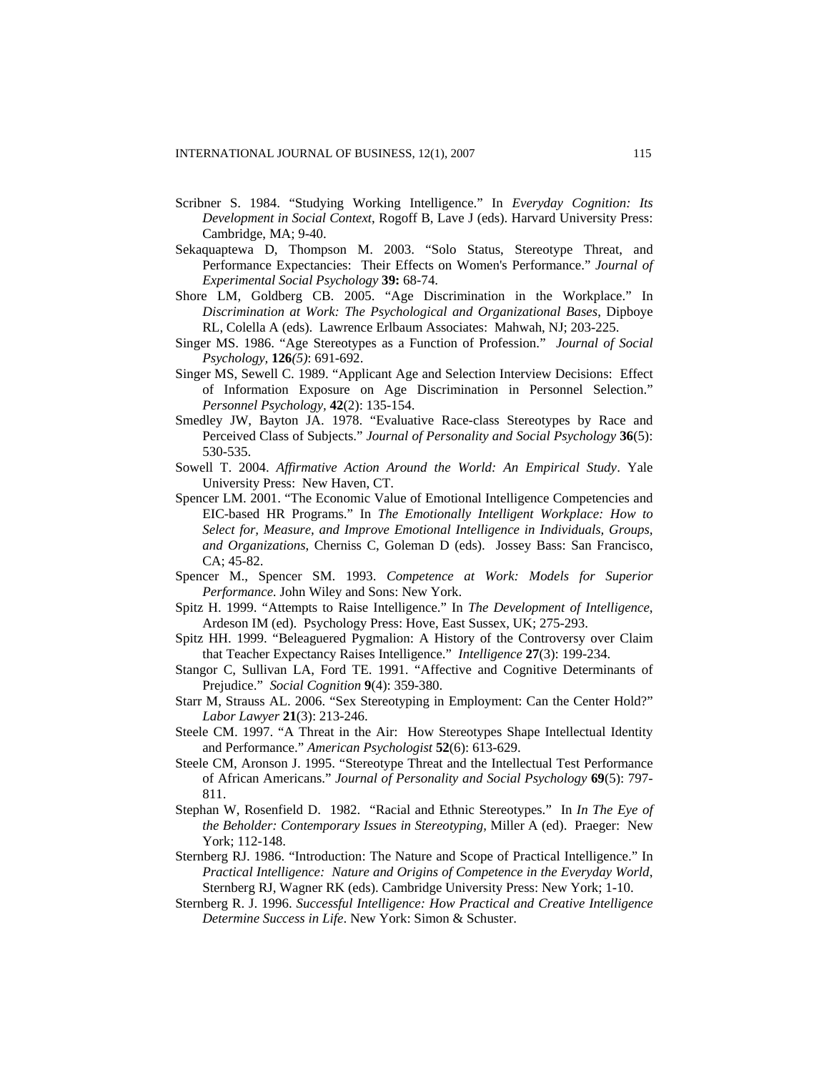Scribner S. 1984. "Studying Working Intelligence." In *Everyday Cognition: Its Development in Social Context*, Rogoff B, Lave J (eds). Harvard University Press: Cambridge, MA; 9-40.

Sekaquaptewa D, Thompson M. 2003. "Solo Status, Stereotype Threat, and Performance Expectancies: Their Effects on Women's Performance." *Journal of Experimental Social Psychology* **39:** 68-74.

Shore LM, Goldberg CB. 2005. "Age Discrimination in the Workplace." In *Discrimination at Work: The Psychological and Organizational Bases*, Dipboye RL, Colella A (eds). Lawrence Erlbaum Associates: Mahwah, NJ; 203-225.

Singer MS. 1986. "Age Stereotypes as a Function of Profession." *Journal of Social Psychology,* **126***(5)*: 691-692.

Singer MS, Sewell C. 1989. "Applicant Age and Selection Interview Decisions: Effect of Information Exposure on Age Discrimination in Personnel Selection." *Personnel Psychology,* **42**(2): 135-154.

Smedley JW, Bayton JA. 1978. "Evaluative Race-class Stereotypes by Race and Perceived Class of Subjects." *Journal of Personality and Social Psychology* **36**(5): 530-535.

Sowell T. 2004. *Affirmative Action Around the World: An Empirical Study*. Yale University Press: New Haven, CT.

Spencer LM. 2001. "The Economic Value of Emotional Intelligence Competencies and EIC-based HR Programs." In *The Emotionally Intelligent Workplace: How to Select for, Measure, and Improve Emotional Intelligence in Individuals, Groups, and Organizations*, Cherniss C, Goleman D (eds). Jossey Bass: San Francisco, CA; 45-82.

Spencer M., Spencer SM. 1993. *Competence at Work: Models for Superior Performance.* John Wiley and Sons: New York.

Spitz H. 1999. "Attempts to Raise Intelligence." In *The Development of Intelligence*, Ardeson IM (ed). Psychology Press: Hove, East Sussex, UK; 275-293.

Spitz HH. 1999. "Beleaguered Pygmalion: A History of the Controversy over Claim that Teacher Expectancy Raises Intelligence." *Intelligence* **27**(3): 199-234.

Stangor C, Sullivan LA, Ford TE. 1991. "Affective and Cognitive Determinants of Prejudice." *Social Cognition* **9**(4): 359-380.

Starr M, Strauss AL. 2006. "Sex Stereotyping in Employment: Can the Center Hold?" *Labor Lawyer* **21**(3): 213-246.

Steele CM. 1997. "A Threat in the Air: How Stereotypes Shape Intellectual Identity and Performance." *American Psychologist* **52**(6): 613-629.

Steele CM, Aronson J. 1995. "Stereotype Threat and the Intellectual Test Performance of African Americans." *Journal of Personality and Social Psychology* **69**(5): 797-811.

Stephan W, Rosenfield D. 1982. "Racial and Ethnic Stereotypes." In *In The Eye of the Beholder: Contemporary Issues in Stereotyping*, Miller A (ed). Praeger: New York; 112-148.

Sternberg RJ. 1986. "Introduction: The Nature and Scope of Practical Intelligence." In *Practical Intelligence: Nature and Origins of Competence in the Everyday World*, Sternberg RJ, Wagner RK (eds). Cambridge University Press: New York; 1-10.

Sternberg R. J. 1996. *Successful Intelligence: How Practical and Creative Intelligence Determine Success in Life*. New York: Simon & Schuster.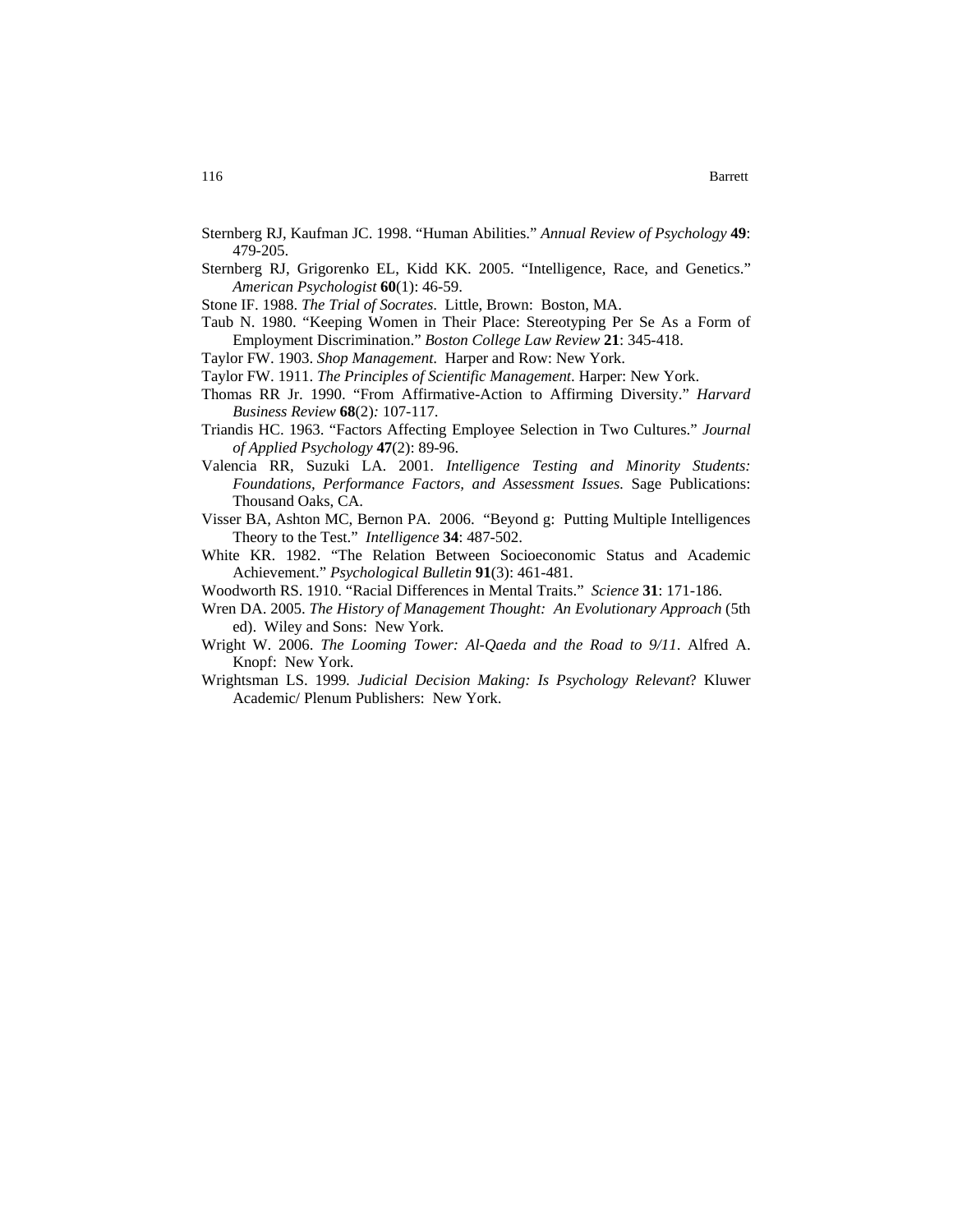Sternberg RJ, Kaufman JC. 1998. "Human Abilities." *Annual Review of Psychology* **49**: 479-205.

Sternberg RJ, Grigorenko EL, Kidd KK. 2005. "Intelligence, Race, and Genetics." *American Psychologist* **60**(1): 46-59.

Stone IF. 1988. *The Trial of Socrates*. Little, Brown: Boston, MA.

Taub N. 1980. "Keeping Women in Their Place: Stereotyping Per Se As a Form of Employment Discrimination." *Boston College Law Review* **21**: 345-418.

Taylor FW. 1903. *Shop Management*. Harper and Row: New York.

Taylor FW. 1911. *The Principles of Scientific Management*. Harper: New York.

Thomas RR Jr. 1990. "From Affirmative-Action to Affirming Diversity." *Harvard Business Review* **68**(2): 107-117.

Triandis HC. 1963. "Factors Affecting Employee Selection in Two Cultures." *Journal of Applied Psychology* **47**(2): 89-96.

Valencia RR, Suzuki LA. 2001. *Intelligence Testing and Minority Students: Foundations, Performance Factors, and Assessment Issues.* Sage Publications: Thousand Oaks, CA.

Visser BA, Ashton MC, Bernon PA. 2006. "Beyond g: Putting Multiple Intelligences Theory to the Test." *Intelligence* **34**: 487-502.

White KR. 1982. "The Relation Between Socioeconomic Status and Academic Achievement." *Psychological Bulletin* **91**(3): 461-481.

Woodworth RS. 1910. "Racial Differences in Mental Traits." *Science* **31**: 171-186.

Wren DA. 2005. *The History of Management Thought: An Evolutionary Approach* (5th ed). Wiley and Sons: New York.

Wright W. 2006. *The Looming Tower: Al-Qaeda and the Road to 9/11*. Alfred A. Knopf: New York.

Wrightsman LS. 1999. *Judicial Decision Making: Is Psychology Relevant*? Kluwer Academic/ Plenum Publishers: New York.